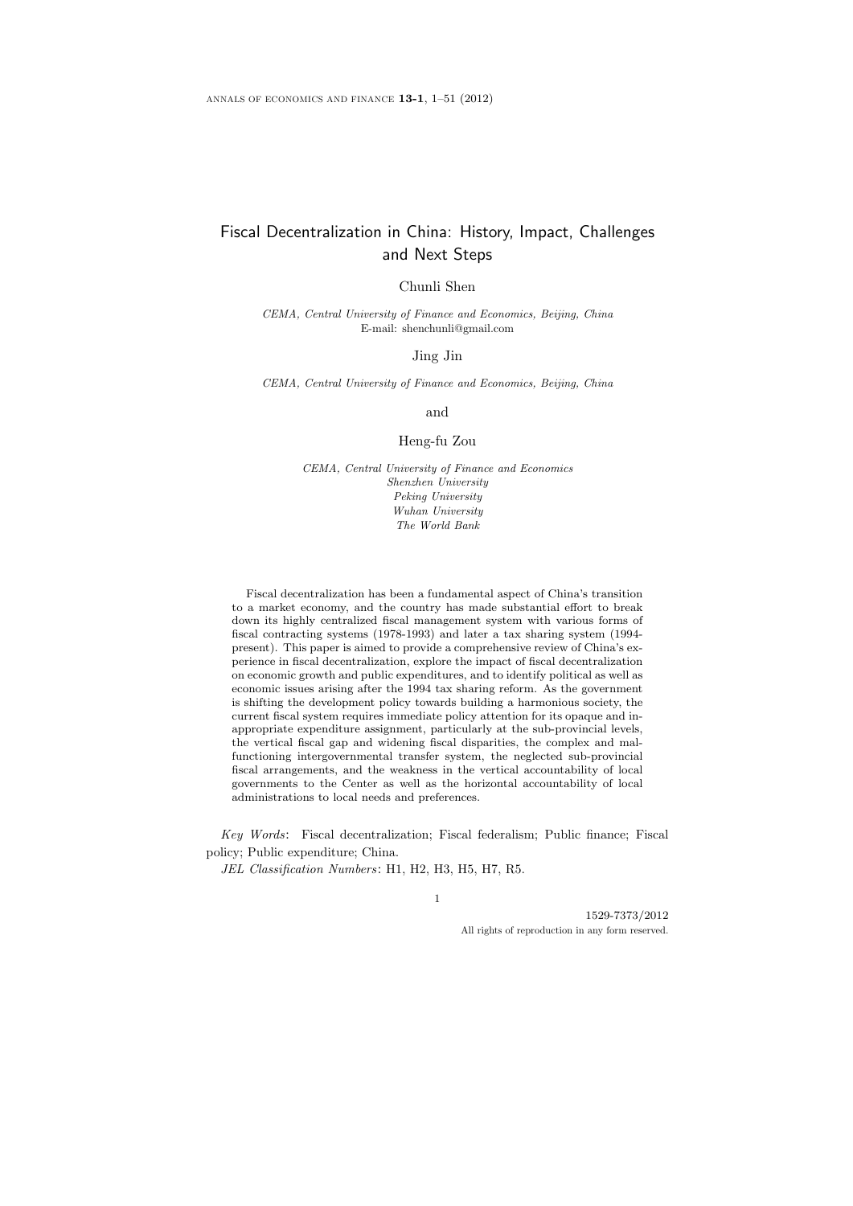# Fiscal Decentralization in China: History, Impact, Challenges and Next Steps

Chunli Shen

*CEMA, Central University of Finance and Economics, Beijing, China*
E-mail: shenchunli@gmail.com

Jing Jin

*CEMA, Central University of Finance and Economics, Beijing, China*

and

Heng-fu Zou

*CEMA, Central University of Finance and Economics*
*Shenzhen University*
*Peking University*
*Wuhan University*
*The World Bank*

Fiscal decentralization has been a fundamental aspect of China's transition to a market economy, and the country has made substantial effort to break down its highly centralized fiscal management system with various forms of fiscal contracting systems (1978-1993) and later a tax sharing system (1994-present). This paper is aimed to provide a comprehensive review of China's experience in fiscal decentralization, explore the impact of fiscal decentralization on economic growth and public expenditures, and to identify political as well as economic issues arising after the 1994 tax sharing reform. As the government is shifting the development policy towards building a harmonious society, the current fiscal system requires immediate policy attention for its opaque and inappropriate expenditure assignment, particularly at the sub-provincial levels, the vertical fiscal gap and widening fiscal disparities, the complex and malfunctioning intergovernmental transfer system, the neglected sub-provincial fiscal arrangements, and the weakness in the vertical accountability of local governments to the Center as well as the horizontal accountability of local administrations to local needs and preferences.

*Key Words*: Fiscal decentralization; Fiscal federalism; Public finance; Fiscal policy; Public expenditure; China.

*JEL Classification Numbers*: H1, H2, H3, H5, H7, R5.

1529-7373/2012
All rights of reproduction in any form reserved.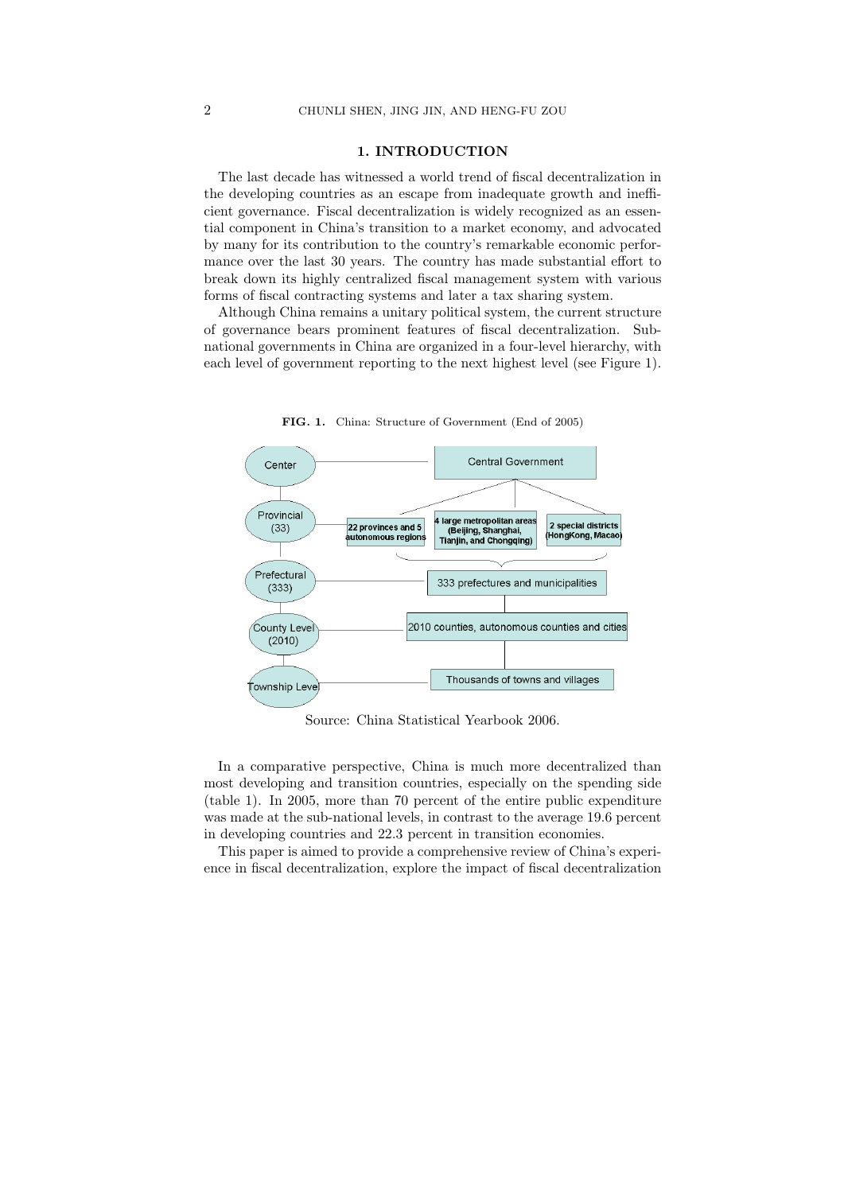## 1. INTRODUCTION

The last decade has witnessed a world trend of fiscal decentralization in the developing countries as an escape from inadequate growth and inefficient governance. Fiscal decentralization is widely recognized as an essential component in China's transition to a market economy, and advocated by many for its contribution to the country's remarkable economic performance over the last 30 years. The country has made substantial effort to break down its highly centralized fiscal management system with various forms of fiscal contracting systems and later a tax sharing system.

Although China remains a unitary political system, the current structure of governance bears prominent features of fiscal decentralization. Subnational governments in China are organized in a four-level hierarchy, with each level of government reporting to the next highest level (see Figure 1).

**FIG. 1.** China: Structure of Government (End of 2005)

Center

Central Government

Provincial (33)

22 provinces and 5 autonomous regions

4 large metropolitan areas (Beijing, Shanghai, Tianjin, and Chongqing)

2 special districts (HongKong, Macao)

Prefectural (333)

333 prefectures and municipalities

County Level (2010)

2010 counties, autonomous counties and cities

Township Level

Thousands of towns and villages

Source: China Statistical Yearbook 2006.

In a comparative perspective, China is much more decentralized than most developing and transition countries, especially on the spending side (table 1). In 2005, more than 70 percent of the entire public expenditure was made at the sub-national levels, in contrast to the average 19.6 percent in developing countries and 22.3 percent in transition economies.

This paper is aimed to provide a comprehensive review of China's experience in fiscal decentralization, explore the impact of fiscal decentralization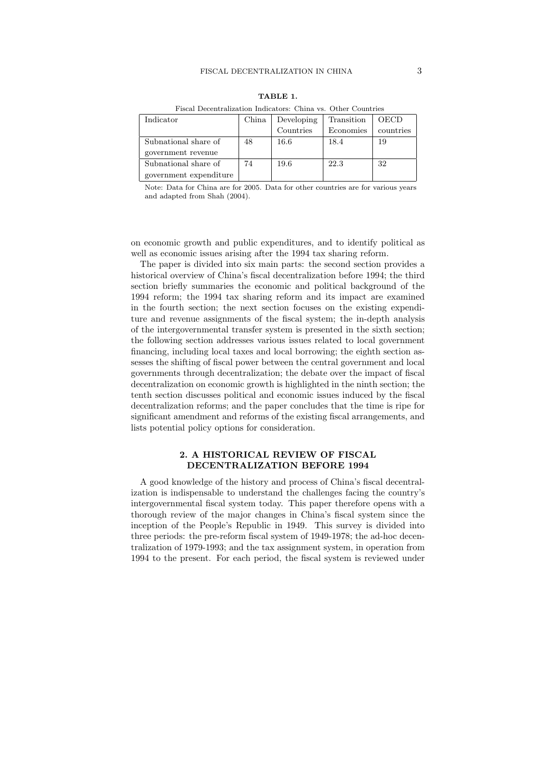**TABLE 1.**

Fiscal Decentralization Indicators: China vs. Other Countries

| Indicator | China | Developing Countries | Transition Economies | OECD countries |
|---|---|---|---|---|
| Subnational share of government revenue | 48 | 16.6 | 18.4 | 19 |
| Subnational share of government expenditure | 74 | 19.6 | 22.3 | 32 |

Note: Data for China are for 2005. Data for other countries are for various years and adapted from Shah (2004).

on economic growth and public expenditures, and to identify political as well as economic issues arising after the 1994 tax sharing reform.

The paper is divided into six main parts: the second section provides a historical overview of China's fiscal decentralization before 1994; the third section briefly summaries the economic and political background of the 1994 reform; the 1994 tax sharing reform and its impact are examined in the fourth section; the next section focuses on the existing expenditure and revenue assignments of the fiscal system; the in-depth analysis of the intergovernmental transfer system is presented in the sixth section; the following section addresses various issues related to local government financing, including local taxes and local borrowing; the eighth section assesses the shifting of fiscal power between the central government and local governments through decentralization; the debate over the impact of fiscal decentralization on economic growth is highlighted in the ninth section; the tenth section discusses political and economic issues induced by the fiscal decentralization reforms; and the paper concludes that the time is ripe for significant amendment and reforms of the existing fiscal arrangements, and lists potential policy options for consideration.

## 2. A HISTORICAL REVIEW OF FISCAL DECENTRALIZATION BEFORE 1994

A good knowledge of the history and process of China's fiscal decentralization is indispensable to understand the challenges facing the country's intergovernmental fiscal system today. This paper therefore opens with a thorough review of the major changes in China's fiscal system since the inception of the People's Republic in 1949. This survey is divided into three periods: the pre-reform fiscal system of 1949-1978; the ad-hoc decentralization of 1979-1993; and the tax assignment system, in operation from 1994 to the present. For each period, the fiscal system is reviewed under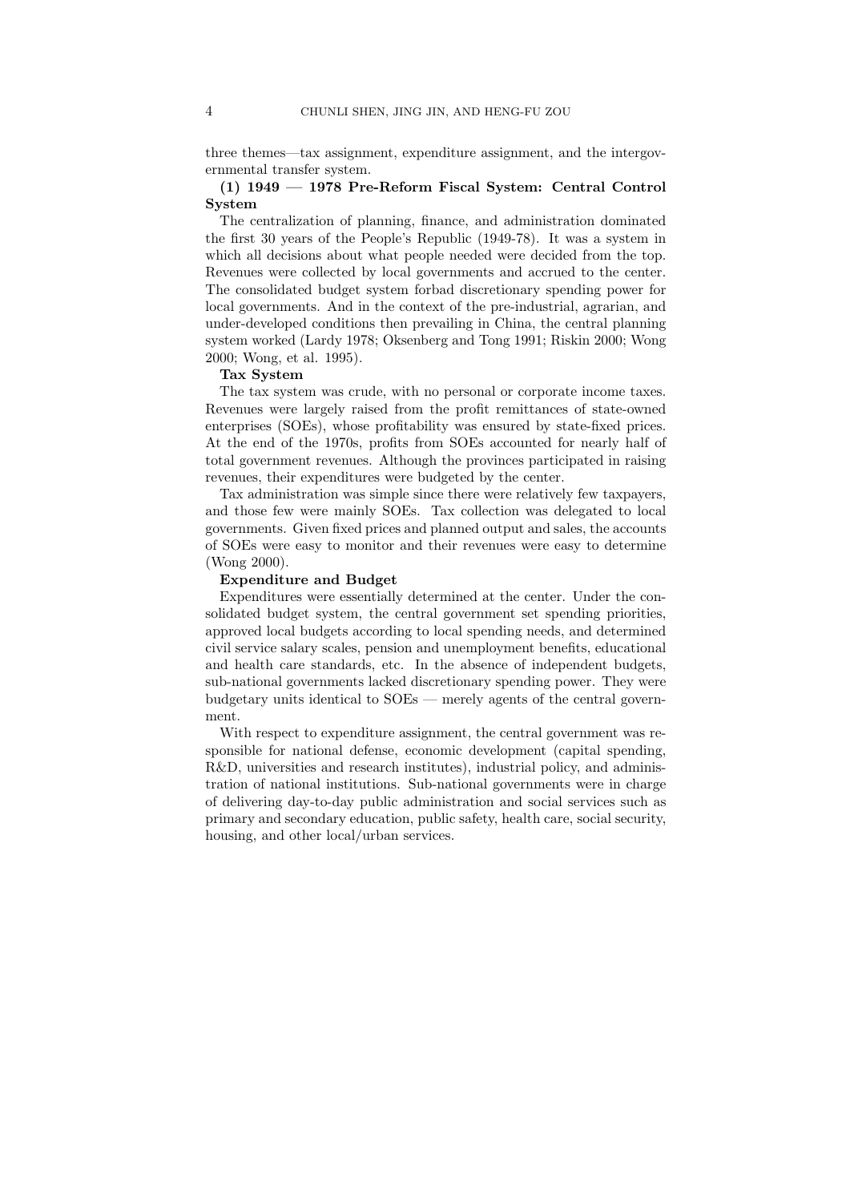three themes—tax assignment, expenditure assignment, and the intergovernmental transfer system.

**(1) 1949 — 1978 Pre-Reform Fiscal System: Central Control System**

The centralization of planning, finance, and administration dominated the first 30 years of the People's Republic (1949-78). It was a system in which all decisions about what people needed were decided from the top. Revenues were collected by local governments and accrued to the center. The consolidated budget system forbad discretionary spending power for local governments. And in the context of the pre-industrial, agrarian, and under-developed conditions then prevailing in China, the central planning system worked (Lardy 1978; Oksenberg and Tong 1991; Riskin 2000; Wong 2000; Wong, et al. 1995).

**Tax System**

The tax system was crude, with no personal or corporate income taxes. Revenues were largely raised from the profit remittances of state-owned enterprises (SOEs), whose profitability was ensured by state-fixed prices. At the end of the 1970s, profits from SOEs accounted for nearly half of total government revenues. Although the provinces participated in raising revenues, their expenditures were budgeted by the center.

Tax administration was simple since there were relatively few taxpayers, and those few were mainly SOEs. Tax collection was delegated to local governments. Given fixed prices and planned output and sales, the accounts of SOEs were easy to monitor and their revenues were easy to determine (Wong 2000).

**Expenditure and Budget**

Expenditures were essentially determined at the center. Under the consolidated budget system, the central government set spending priorities, approved local budgets according to local spending needs, and determined civil service salary scales, pension and unemployment benefits, educational and health care standards, etc. In the absence of independent budgets, sub-national governments lacked discretionary spending power. They were budgetary units identical to SOEs — merely agents of the central government.

With respect to expenditure assignment, the central government was responsible for national defense, economic development (capital spending, R&D, universities and research institutes), industrial policy, and administration of national institutions. Sub-national governments were in charge of delivering day-to-day public administration and social services such as primary and secondary education, public safety, health care, social security, housing, and other local/urban services.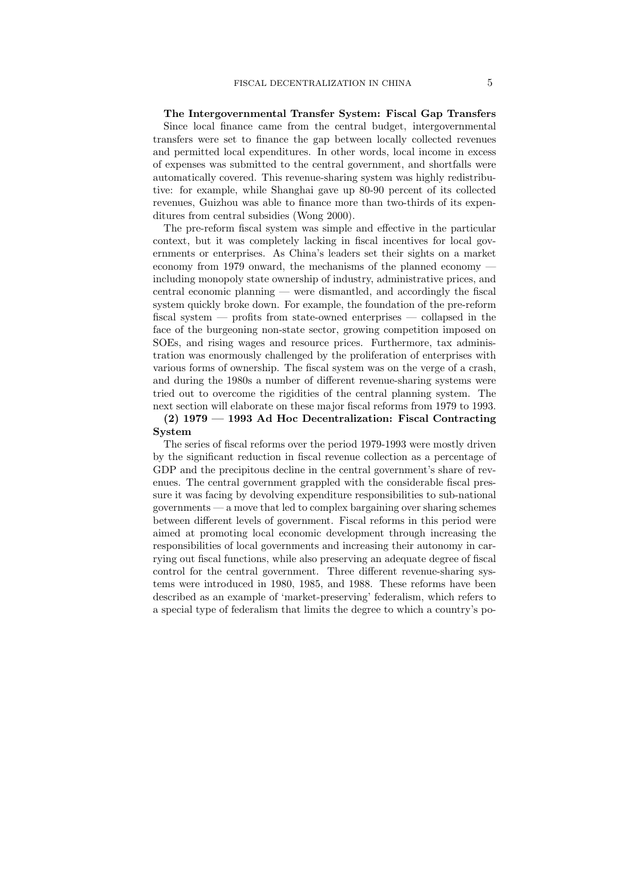**The Intergovernmental Transfer System: Fiscal Gap Transfers**

Since local finance came from the central budget, intergovernmental transfers were set to finance the gap between locally collected revenues and permitted local expenditures. In other words, local income in excess of expenses was submitted to the central government, and shortfalls were automatically covered. This revenue-sharing system was highly redistributive: for example, while Shanghai gave up 80-90 percent of its collected revenues, Guizhou was able to finance more than two-thirds of its expenditures from central subsidies (Wong 2000).

The pre-reform fiscal system was simple and effective in the particular context, but it was completely lacking in fiscal incentives for local governments or enterprises. As China's leaders set their sights on a market economy from 1979 onward, the mechanisms of the planned economy — including monopoly state ownership of industry, administrative prices, and central economic planning — were dismantled, and accordingly the fiscal system quickly broke down. For example, the foundation of the pre-reform fiscal system — profits from state-owned enterprises — collapsed in the face of the burgeoning non-state sector, growing competition imposed on SOEs, and rising wages and resource prices. Furthermore, tax administration was enormously challenged by the proliferation of enterprises with various forms of ownership. The fiscal system was on the verge of a crash, and during the 1980s a number of different revenue-sharing systems were tried out to overcome the rigidities of the central planning system. The next section will elaborate on these major fiscal reforms from 1979 to 1993.

**(2) 1979 — 1993 Ad Hoc Decentralization: Fiscal Contracting System**

The series of fiscal reforms over the period 1979-1993 were mostly driven by the significant reduction in fiscal revenue collection as a percentage of GDP and the precipitous decline in the central government's share of revenues. The central government grappled with the considerable fiscal pressure it was facing by devolving expenditure responsibilities to sub-national governments — a move that led to complex bargaining over sharing schemes between different levels of government. Fiscal reforms in this period were aimed at promoting local economic development through increasing the responsibilities of local governments and increasing their autonomy in carrying out fiscal functions, while also preserving an adequate degree of fiscal control for the central government. Three different revenue-sharing systems were introduced in 1980, 1985, and 1988. These reforms have been described as an example of 'market-preserving' federalism, which refers to a special type of federalism that limits the degree to which a country's po-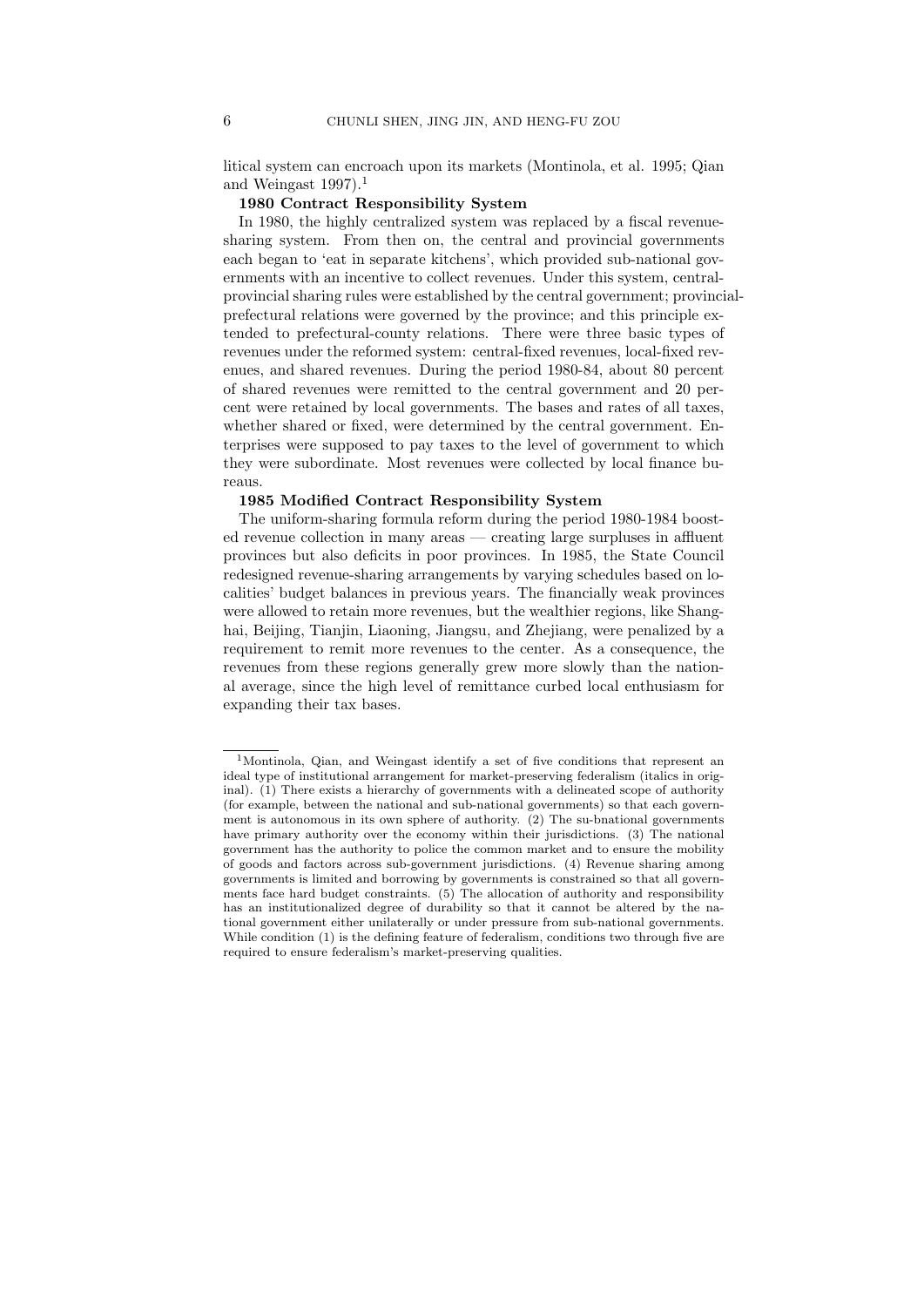litical system can encroach upon its markets (Montinola, et al. 1995; Qian and Weingast 1997).[1]

**1980 Contract Responsibility System**

In 1980, the highly centralized system was replaced by a fiscal revenue-sharing system. From then on, the central and provincial governments each began to 'eat in separate kitchens', which provided sub-national governments with an incentive to collect revenues. Under this system, central-provincial sharing rules were established by the central government; provincial-prefectural relations were governed by the province; and this principle extended to prefectural-county relations. There were three basic types of revenues under the reformed system: central-fixed revenues, local-fixed revenues, and shared revenues. During the period 1980-84, about 80 percent of shared revenues were remitted to the central government and 20 percent were retained by local governments. The bases and rates of all taxes, whether shared or fixed, were determined by the central government. Enterprises were supposed to pay taxes to the level of government to which they were subordinate. Most revenues were collected by local finance bureaus.

**1985 Modified Contract Responsibility System**

The uniform-sharing formula reform during the period 1980-1984 boosted revenue collection in many areas — creating large surpluses in affluent provinces but also deficits in poor provinces. In 1985, the State Council redesigned revenue-sharing arrangements by varying schedules based on localities' budget balances in previous years. The financially weak provinces were allowed to retain more revenues, but the wealthier regions, like Shanghai, Beijing, Tianjin, Liaoning, Jiangsu, and Zhejiang, were penalized by a requirement to remit more revenues to the center. As a consequence, the revenues from these regions generally grew more slowly than the national average, since the high level of remittance curbed local enthusiasm for expanding their tax bases.

---

[1] Montinola, Qian, and Weingast identify a set of five conditions that represent an ideal type of institutional arrangement for market-preserving federalism (italics in original). (1) There exists a hierarchy of governments with a delineated scope of authority (for example, between the national and sub-national governments) so that each government is autonomous in its own sphere of authority. (2) The su-bnational governments have primary authority over the economy within their jurisdictions. (3) The national government has the authority to police the common market and to ensure the mobility of goods and factors across sub-government jurisdictions. (4) Revenue sharing among governments is limited and borrowing by governments is constrained so that all governments face hard budget constraints. (5) The allocation of authority and responsibility has an institutionalized degree of durability so that it cannot be altered by the national government either unilaterally or under pressure from sub-national governments. While condition (1) is the defining feature of federalism, conditions two through five are required to ensure federalism's market-preserving qualities.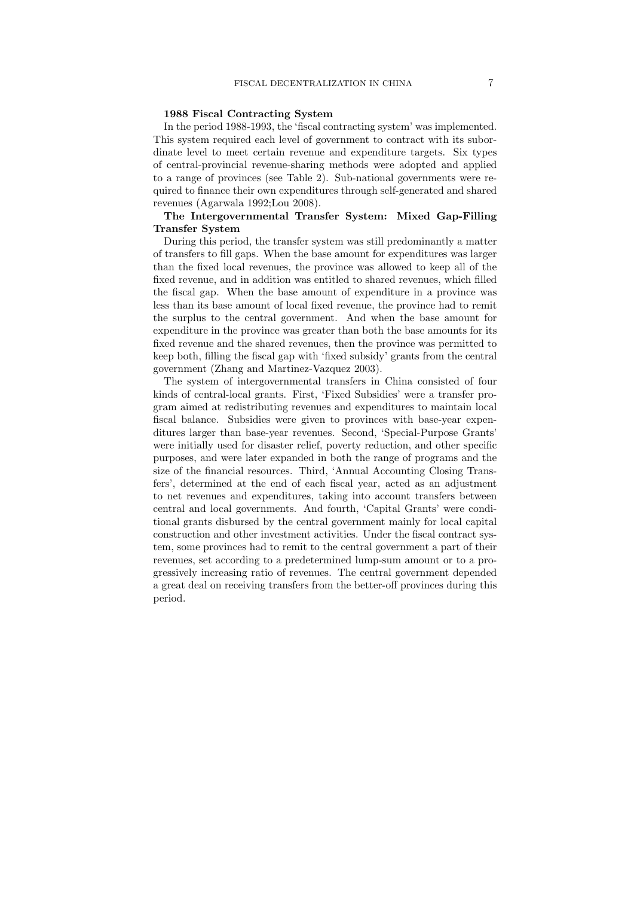**1988 Fiscal Contracting System**

In the period 1988-1993, the 'fiscal contracting system' was implemented. This system required each level of government to contract with its subordinate level to meet certain revenue and expenditure targets. Six types of central-provincial revenue-sharing methods were adopted and applied to a range of provinces (see Table 2). Sub-national governments were required to finance their own expenditures through self-generated and shared revenues (Agarwala 1992;Lou 2008).

**The Intergovernmental Transfer System: Mixed Gap-Filling Transfer System**

During this period, the transfer system was still predominantly a matter of transfers to fill gaps. When the base amount for expenditures was larger than the fixed local revenues, the province was allowed to keep all of the fixed revenue, and in addition was entitled to shared revenues, which filled the fiscal gap. When the base amount of expenditure in a province was less than its base amount of local fixed revenue, the province had to remit the surplus to the central government. And when the base amount for expenditure in the province was greater than both the base amounts for its fixed revenue and the shared revenues, then the province was permitted to keep both, filling the fiscal gap with 'fixed subsidy' grants from the central government (Zhang and Martinez-Vazquez 2003).

The system of intergovernmental transfers in China consisted of four kinds of central-local grants. First, 'Fixed Subsidies' were a transfer program aimed at redistributing revenues and expenditures to maintain local fiscal balance. Subsidies were given to provinces with base-year expenditures larger than base-year revenues. Second, 'Special-Purpose Grants' were initially used for disaster relief, poverty reduction, and other specific purposes, and were later expanded in both the range of programs and the size of the financial resources. Third, 'Annual Accounting Closing Transfers', determined at the end of each fiscal year, acted as an adjustment to net revenues and expenditures, taking into account transfers between central and local governments. And fourth, 'Capital Grants' were conditional grants disbursed by the central government mainly for local capital construction and other investment activities. Under the fiscal contract system, some provinces had to remit to the central government a part of their revenues, set according to a predetermined lump-sum amount or to a progressively increasing ratio of revenues. The central government depended a great deal on receiving transfers from the better-off provinces during this period.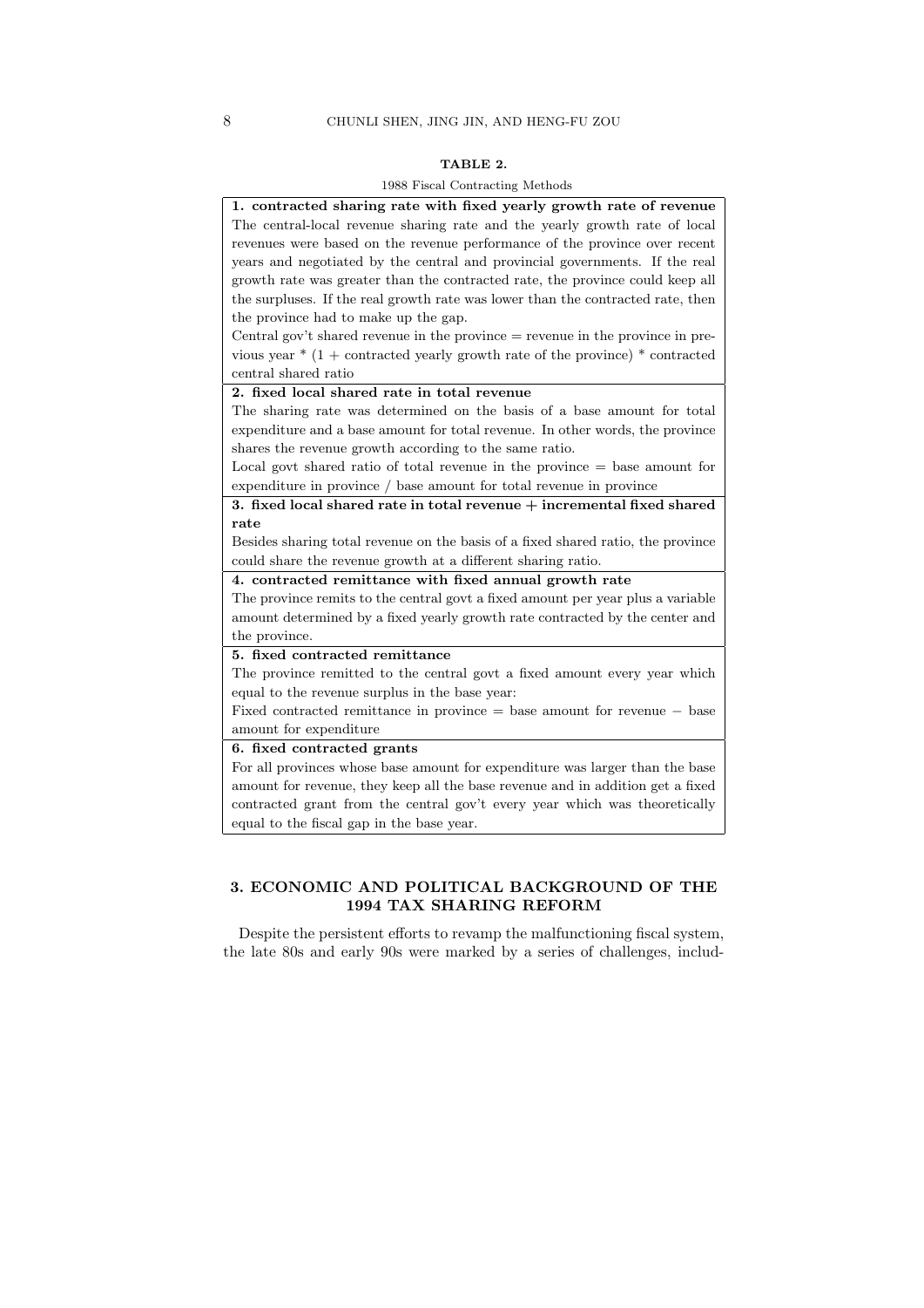**TABLE 2.**

1988 Fiscal Contracting Methods

| |
|---|
| **1. contracted sharing rate with fixed yearly growth rate of revenue** |
| The central-local revenue sharing rate and the yearly growth rate of local revenues were based on the revenue performance of the province over recent years and negotiated by the central and provincial governments. If the real growth rate was greater than the contracted rate, the province could keep all the surpluses. If the real growth rate was lower than the contracted rate, then the province had to make up the gap. Central gov't shared revenue in the province = revenue in the province in previous year * (1 + contracted yearly growth rate of the province) * contracted central shared ratio |
| **2. fixed local shared rate in total revenue** |
| The sharing rate was determined on the basis of a base amount for total expenditure and a base amount for total revenue. In other words, the province shares the revenue growth according to the same ratio. Local govt shared ratio of total revenue in the province = base amount for expenditure in province / base amount for total revenue in province |
| **3. fixed local shared rate in total revenue + incremental fixed shared rate** |
| Besides sharing total revenue on the basis of a fixed shared ratio, the province could share the revenue growth at a different sharing ratio. |
| **4. contracted remittance with fixed annual growth rate** |
| The province remits to the central govt a fixed amount per year plus a variable amount determined by a fixed yearly growth rate contracted by the center and the province. |
| **5. fixed contracted remittance** |
| The province remitted to the central govt a fixed amount every year which equal to the revenue surplus in the base year: Fixed contracted remittance in province = base amount for revenue − base amount for expenditure |
| **6. fixed contracted grants** |
| For all provinces whose base amount for expenditure was larger than the base amount for revenue, they keep all the base revenue and in addition get a fixed contracted grant from the central gov't every year which was theoretically equal to the fiscal gap in the base year. |

## 3. ECONOMIC AND POLITICAL BACKGROUND OF THE 1994 TAX SHARING REFORM

Despite the persistent efforts to revamp the malfunctioning fiscal system, the late 80s and early 90s were marked by a series of challenges, includ-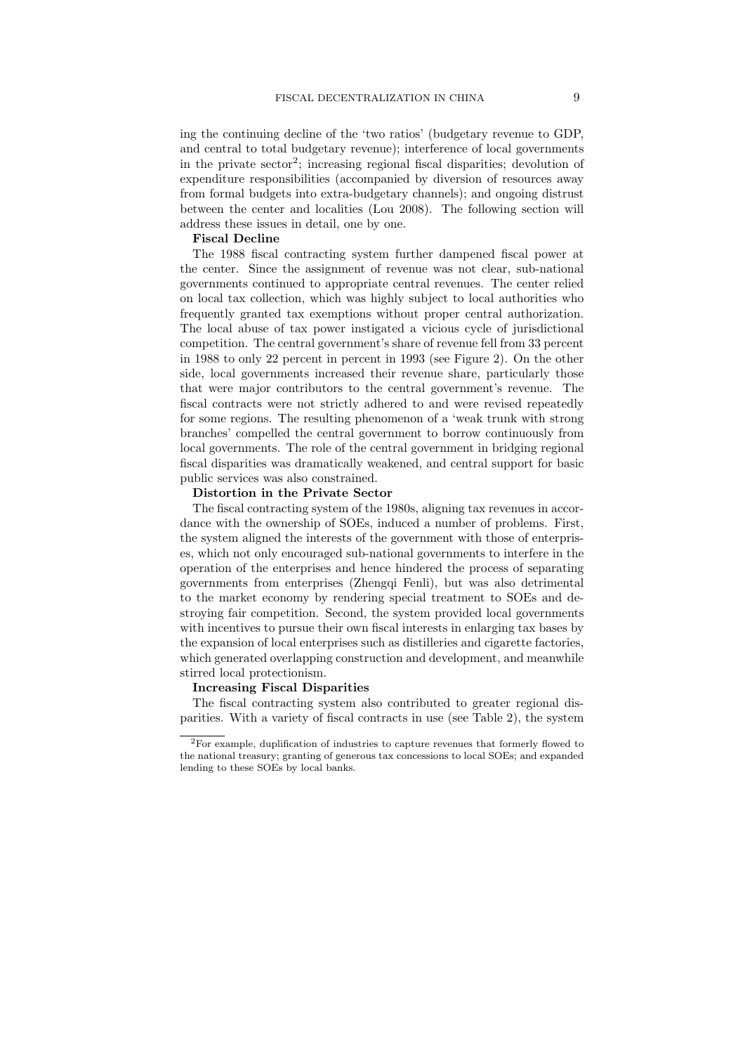ing the continuing decline of the 'two ratios' (budgetary revenue to GDP, and central to total budgetary revenue); interference of local governments in the private sector[2]; increasing regional fiscal disparities; devolution of expenditure responsibilities (accompanied by diversion of resources away from formal budgets into extra-budgetary channels); and ongoing distrust between the center and localities (Lou 2008). The following section will address these issues in detail, one by one.

**Fiscal Decline**

The 1988 fiscal contracting system further dampened fiscal power at the center. Since the assignment of revenue was not clear, sub-national governments continued to appropriate central revenues. The center relied on local tax collection, which was highly subject to local authorities who frequently granted tax exemptions without proper central authorization. The local abuse of tax power instigated a vicious cycle of jurisdictional competition. The central government's share of revenue fell from 33 percent in 1988 to only 22 percent in percent in 1993 (see Figure 2). On the other side, local governments increased their revenue share, particularly those that were major contributors to the central government's revenue. The fiscal contracts were not strictly adhered to and were revised repeatedly for some regions. The resulting phenomenon of a 'weak trunk with strong branches' compelled the central government to borrow continuously from local governments. The role of the central government in bridging regional fiscal disparities was dramatically weakened, and central support for basic public services was also constrained.

**Distortion in the Private Sector**

The fiscal contracting system of the 1980s, aligning tax revenues in accordance with the ownership of SOEs, induced a number of problems. First, the system aligned the interests of the government with those of enterprises, which not only encouraged sub-national governments to interfere in the operation of the enterprises and hence hindered the process of separating governments from enterprises (Zhengqi Fenli), but was also detrimental to the market economy by rendering special treatment to SOEs and destroying fair competition. Second, the system provided local governments with incentives to pursue their own fiscal interests in enlarging tax bases by the expansion of local enterprises such as distilleries and cigarette factories, which generated overlapping construction and development, and meanwhile stirred local protectionism.

**Increasing Fiscal Disparities**

The fiscal contracting system also contributed to greater regional disparities. With a variety of fiscal contracts in use (see Table 2), the system

[2]For example, duplification of industries to capture revenues that formerly flowed to the national treasury; granting of generous tax concessions to local SOEs; and expanded lending to these SOEs by local banks.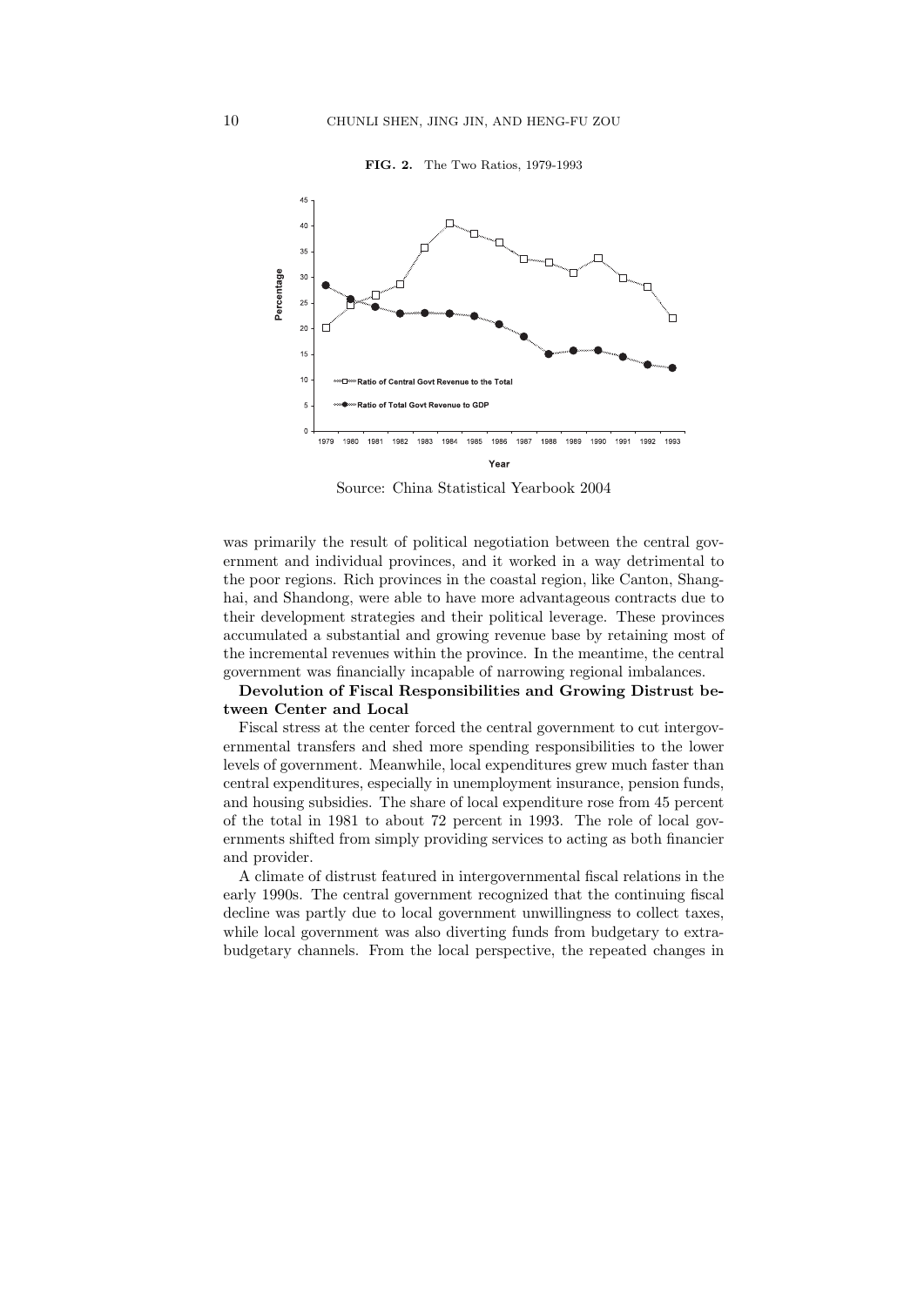**FIG. 2.** The Two Ratios, 1979-1993

45
40
35
30
25
20
15
10
5
0

Percentage

Ratio of Central Govt Revenue to the Total

Ratio of Total Govt Revenue to GDP

1979 1980 1981 1982 1983 1984 1985 1986 1987 1988 1989 1990 1991 1992 1993

Year

Source: China Statistical Yearbook 2004

was primarily the result of political negotiation between the central government and individual provinces, and it worked in a way detrimental to the poor regions. Rich provinces in the coastal region, like Canton, Shanghai, and Shandong, were able to have more advantageous contracts due to their development strategies and their political leverage. These provinces accumulated a substantial and growing revenue base by retaining most of the incremental revenues within the province. In the meantime, the central government was financially incapable of narrowing regional imbalances.

**Devolution of Fiscal Responsibilities and Growing Distrust between Center and Local**

Fiscal stress at the center forced the central government to cut intergovernmental transfers and shed more spending responsibilities to the lower levels of government. Meanwhile, local expenditures grew much faster than central expenditures, especially in unemployment insurance, pension funds, and housing subsidies. The share of local expenditure rose from 45 percent of the total in 1981 to about 72 percent in 1993. The role of local governments shifted from simply providing services to acting as both financier and provider.

A climate of distrust featured in intergovernmental fiscal relations in the early 1990s. The central government recognized that the continuing fiscal decline was partly due to local government unwillingness to collect taxes, while local government was also diverting funds from budgetary to extra-budgetary channels. From the local perspective, the repeated changes in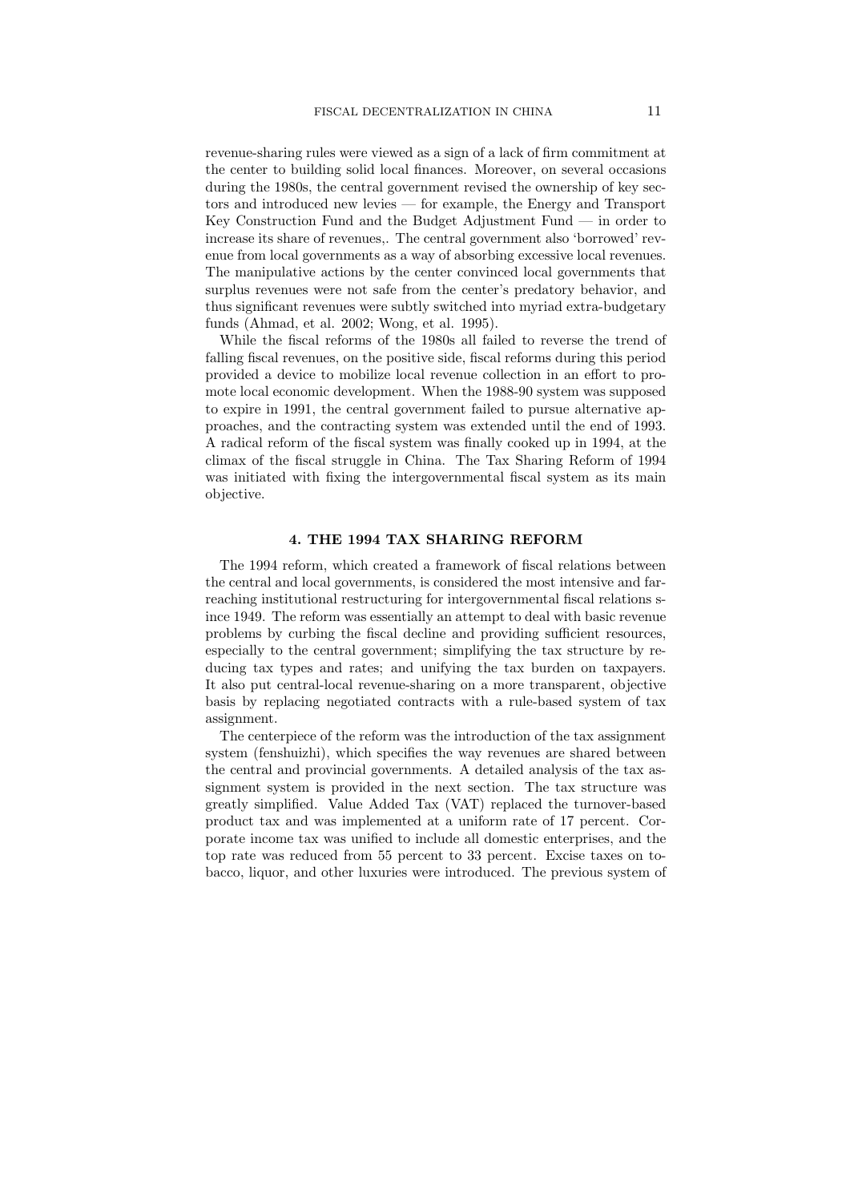revenue-sharing rules were viewed as a sign of a lack of firm commitment at the center to building solid local finances. Moreover, on several occasions during the 1980s, the central government revised the ownership of key sectors and introduced new levies — for example, the Energy and Transport Key Construction Fund and the Budget Adjustment Fund — in order to increase its share of revenues,. The central government also 'borrowed' revenue from local governments as a way of absorbing excessive local revenues. The manipulative actions by the center convinced local governments that surplus revenues were not safe from the center's predatory behavior, and thus significant revenues were subtly switched into myriad extra-budgetary funds (Ahmad, et al. 2002; Wong, et al. 1995).

While the fiscal reforms of the 1980s all failed to reverse the trend of falling fiscal revenues, on the positive side, fiscal reforms during this period provided a device to mobilize local revenue collection in an effort to promote local economic development. When the 1988-90 system was supposed to expire in 1991, the central government failed to pursue alternative approaches, and the contracting system was extended until the end of 1993. A radical reform of the fiscal system was finally cooked up in 1994, at the climax of the fiscal struggle in China. The Tax Sharing Reform of 1994 was initiated with fixing the intergovernmental fiscal system as its main objective.

## 4. THE 1994 TAX SHARING REFORM

The 1994 reform, which created a framework of fiscal relations between the central and local governments, is considered the most intensive and far-reaching institutional restructuring for intergovernmental fiscal relations since 1949. The reform was essentially an attempt to deal with basic revenue problems by curbing the fiscal decline and providing sufficient resources, especially to the central government; simplifying the tax structure by reducing tax types and rates; and unifying the tax burden on taxpayers. It also put central-local revenue-sharing on a more transparent, objective basis by replacing negotiated contracts with a rule-based system of tax assignment.

The centerpiece of the reform was the introduction of the tax assignment system (fenshuizhi), which specifies the way revenues are shared between the central and provincial governments. A detailed analysis of the tax assignment system is provided in the next section. The tax structure was greatly simplified. Value Added Tax (VAT) replaced the turnover-based product tax and was implemented at a uniform rate of 17 percent. Corporate income tax was unified to include all domestic enterprises, and the top rate was reduced from 55 percent to 33 percent. Excise taxes on tobacco, liquor, and other luxuries were introduced. The previous system of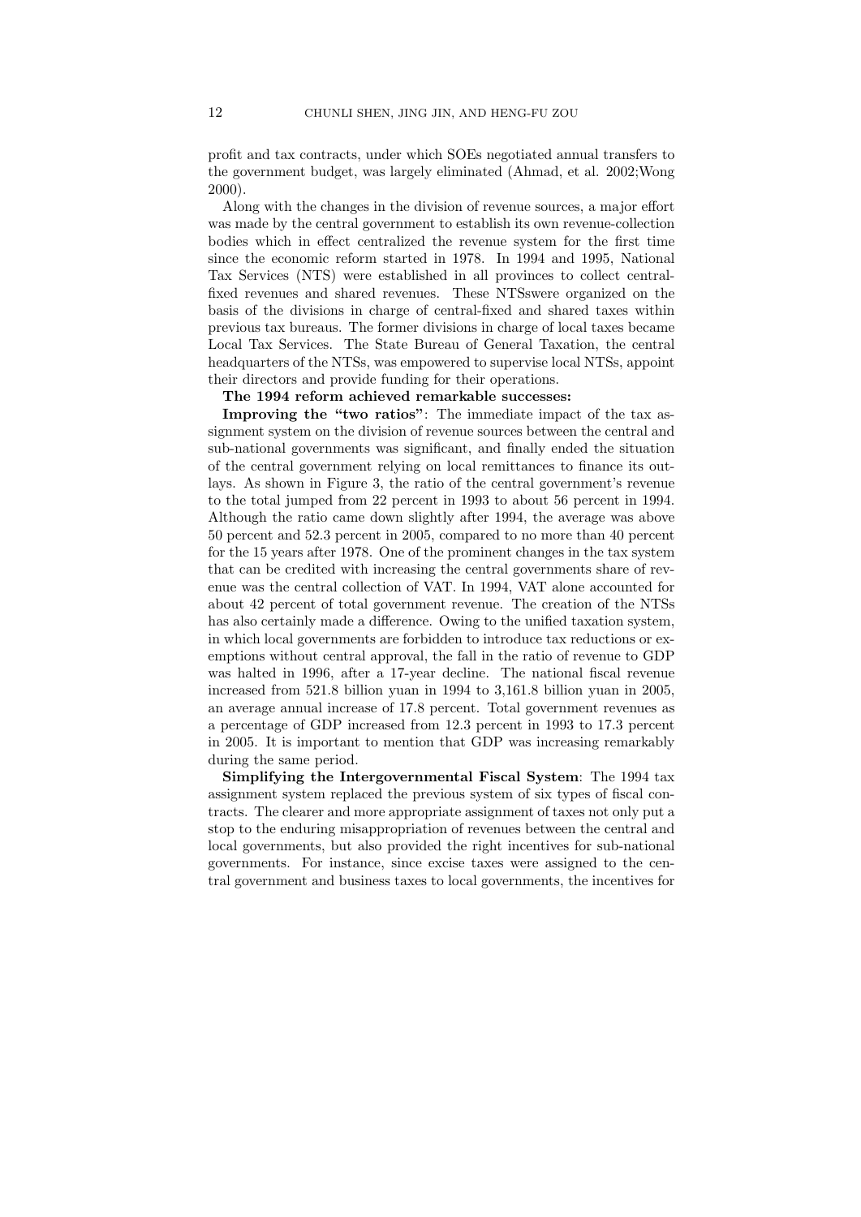profit and tax contracts, under which SOEs negotiated annual transfers to the government budget, was largely eliminated (Ahmad, et al. 2002;Wong 2000).

Along with the changes in the division of revenue sources, a major effort was made by the central government to establish its own revenue-collection bodies which in effect centralized the revenue system for the first time since the economic reform started in 1978. In 1994 and 1995, National Tax Services (NTS) were established in all provinces to collect central-fixed revenues and shared revenues. These NTSswere organized on the basis of the divisions in charge of central-fixed and shared taxes within previous tax bureaus. The former divisions in charge of local taxes became Local Tax Services. The State Bureau of General Taxation, the central headquarters of the NTSs, was empowered to supervise local NTSs, appoint their directors and provide funding for their operations.

**The 1994 reform achieved remarkable successes:**

**Improving the "two ratios"**: The immediate impact of the tax assignment system on the division of revenue sources between the central and sub-national governments was significant, and finally ended the situation of the central government relying on local remittances to finance its outlays. As shown in Figure 3, the ratio of the central government's revenue to the total jumped from 22 percent in 1993 to about 56 percent in 1994. Although the ratio came down slightly after 1994, the average was above 50 percent and 52.3 percent in 2005, compared to no more than 40 percent for the 15 years after 1978. One of the prominent changes in the tax system that can be credited with increasing the central governments share of revenue was the central collection of VAT. In 1994, VAT alone accounted for about 42 percent of total government revenue. The creation of the NTSs has also certainly made a difference. Owing to the unified taxation system, in which local governments are forbidden to introduce tax reductions or exemptions without central approval, the fall in the ratio of revenue to GDP was halted in 1996, after a 17-year decline. The national fiscal revenue increased from 521.8 billion yuan in 1994 to 3,161.8 billion yuan in 2005, an average annual increase of 17.8 percent. Total government revenues as a percentage of GDP increased from 12.3 percent in 1993 to 17.3 percent in 2005. It is important to mention that GDP was increasing remarkably during the same period.

**Simplifying the Intergovernmental Fiscal System**: The 1994 tax assignment system replaced the previous system of six types of fiscal contracts. The clearer and more appropriate assignment of taxes not only put a stop to the enduring misappropriation of revenues between the central and local governments, but also provided the right incentives for sub-national governments. For instance, since excise taxes were assigned to the central government and business taxes to local governments, the incentives for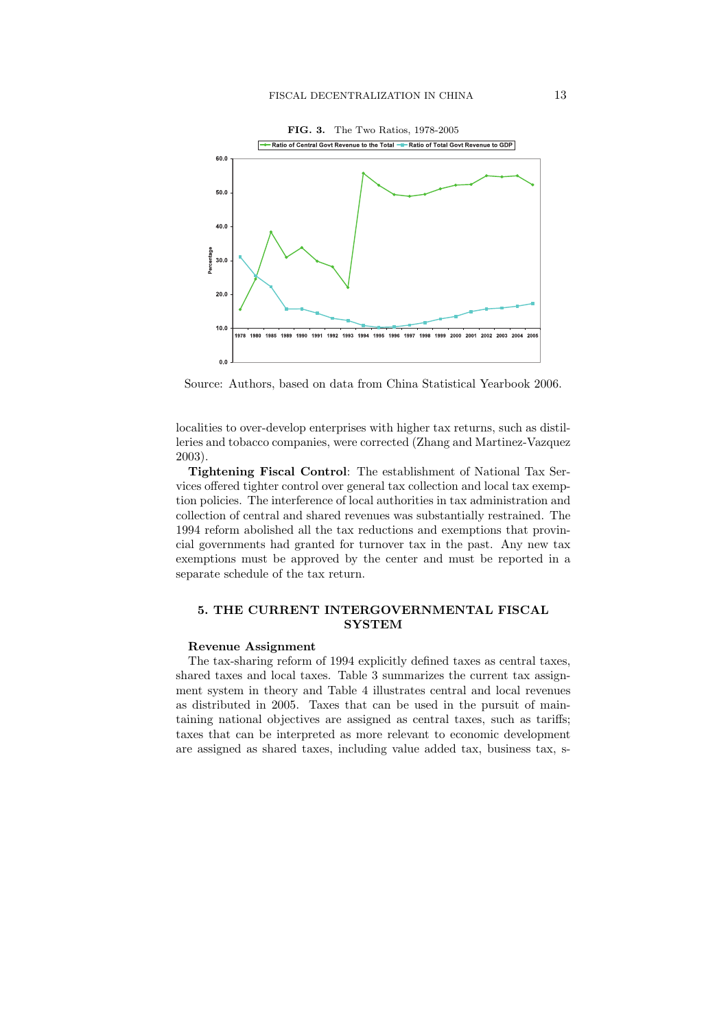**FIG. 3.** The Two Ratios, 1978-2005

Ratio of Central Govt Revenue to the Total
Ratio of Total Govt Revenue to GDP

Percentage

60.0
50.0
40.0
30.0
20.0
10.0
0.0

1978 1980 1985 1989 1990 1991 1992 1993 1994 1995 1996 1997 1998 1999 2000 2001 2002 2003 2004 2005

Source: Authors, based on data from China Statistical Yearbook 2006.

localities to over-develop enterprises with higher tax returns, such as distilleries and tobacco companies, were corrected (Zhang and Martinez-Vazquez 2003).

**Tightening Fiscal Control**: The establishment of National Tax Services offered tighter control over general tax collection and local tax exemption policies. The interference of local authorities in tax administration and collection of central and shared revenues was substantially restrained. The 1994 reform abolished all the tax reductions and exemptions that provincial governments had granted for turnover tax in the past. Any new tax exemptions must be approved by the center and must be reported in a separate schedule of the tax return.

## 5. THE CURRENT INTERGOVERNMENTAL FISCAL SYSTEM

### Revenue Assignment

The tax-sharing reform of 1994 explicitly defined taxes as central taxes, shared taxes and local taxes. Table 3 summarizes the current tax assignment system in theory and Table 4 illustrates central and local revenues as distributed in 2005. Taxes that can be used in the pursuit of maintaining national objectives are assigned as central taxes, such as tariffs; taxes that can be interpreted as more relevant to economic development are assigned as shared taxes, including value added tax, business tax, s-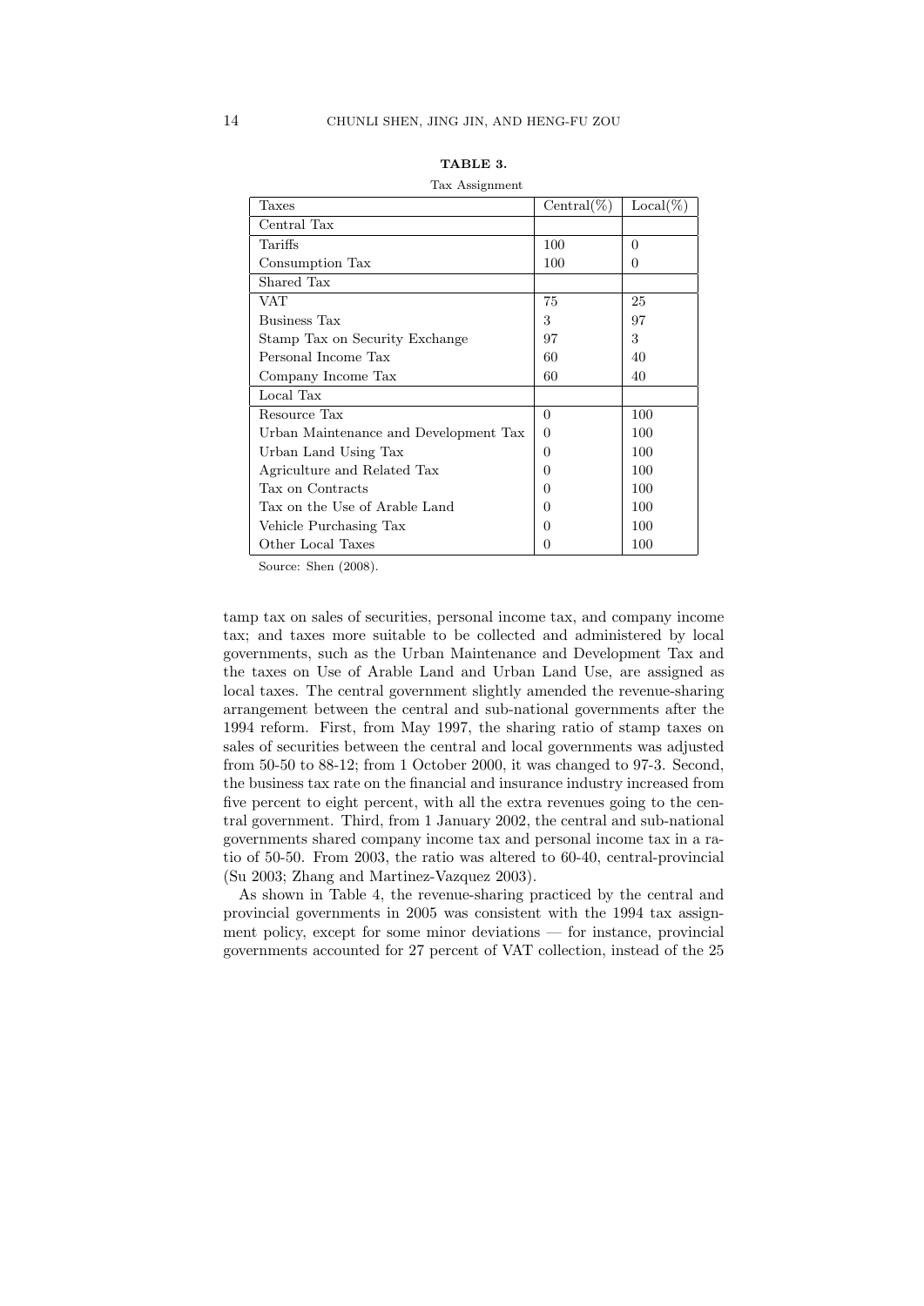**TABLE 3.**

Tax Assignment

| Taxes | Central(%) | Local(%) |
|---|---|---|
| Central Tax | | |
| Tariffs | 100 | 0 |
| Consumption Tax | 100 | 0 |
| Shared Tax | | |
| VAT | 75 | 25 |
| Business Tax | 3 | 97 |
| Stamp Tax on Security Exchange | 97 | 3 |
| Personal Income Tax | 60 | 40 |
| Company Income Tax | 60 | 40 |
| Local Tax | | |
| Resource Tax | 0 | 100 |
| Urban Maintenance and Development Tax | 0 | 100 |
| Urban Land Using Tax | 0 | 100 |
| Agriculture and Related Tax | 0 | 100 |
| Tax on Contracts | 0 | 100 |
| Tax on the Use of Arable Land | 0 | 100 |
| Vehicle Purchasing Tax | 0 | 100 |
| Other Local Taxes | 0 | 100 |

Source: Shen (2008).

tamp tax on sales of securities, personal income tax, and company income tax; and taxes more suitable to be collected and administered by local governments, such as the Urban Maintenance and Development Tax and the taxes on Use of Arable Land and Urban Land Use, are assigned as local taxes. The central government slightly amended the revenue-sharing arrangement between the central and sub-national governments after the 1994 reform. First, from May 1997, the sharing ratio of stamp taxes on sales of securities between the central and local governments was adjusted from 50-50 to 88-12; from 1 October 2000, it was changed to 97-3. Second, the business tax rate on the financial and insurance industry increased from five percent to eight percent, with all the extra revenues going to the central government. Third, from 1 January 2002, the central and sub-national governments shared company income tax and personal income tax in a ratio of 50-50. From 2003, the ratio was altered to 60-40, central-provincial (Su 2003; Zhang and Martinez-Vazquez 2003).

As shown in Table 4, the revenue-sharing practiced by the central and provincial governments in 2005 was consistent with the 1994 tax assignment policy, except for some minor deviations — for instance, provincial governments accounted for 27 percent of VAT collection, instead of the 25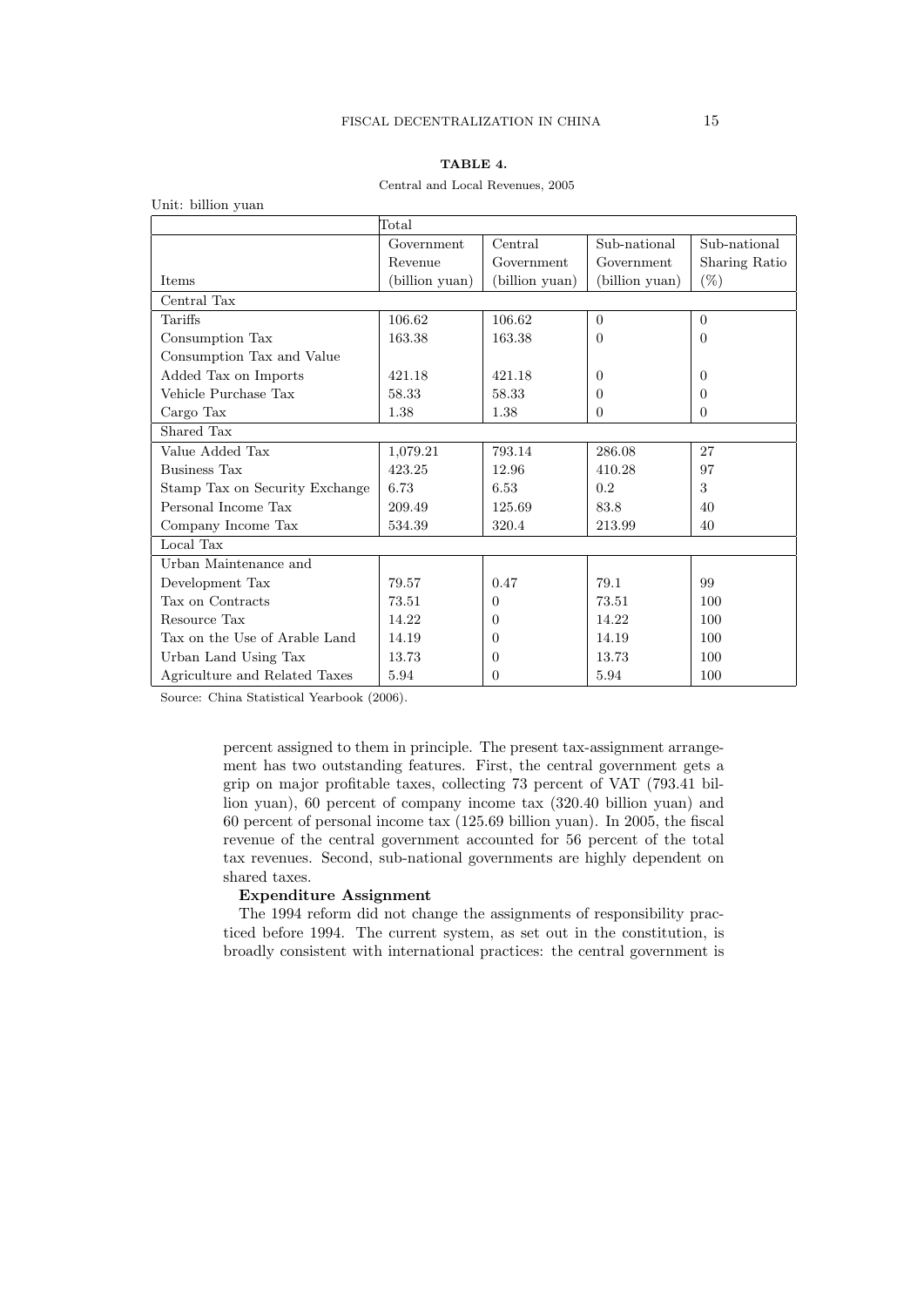**TABLE 4.**

Central and Local Revenues, 2005

Unit: billion yuan

| | Total | | | |
|---|---|---|---|---|
| Items | Government Revenue (billion yuan) | Central Government (billion yuan) | Sub-national Government (billion yuan) | Sub-national Sharing Ratio (%) |
| Central Tax | | | | |
| Tariffs | 106.62 | 106.62 | 0 | 0 |
| Consumption Tax | 163.38 | 163.38 | 0 | 0 |
| Consumption Tax and Value Added Tax on Imports | 421.18 | 421.18 | 0 | 0 |
| Vehicle Purchase Tax | 58.33 | 58.33 | 0 | 0 |
| Cargo Tax | 1.38 | 1.38 | 0 | 0 |
| Shared Tax | | | | |
| Value Added Tax | 1,079.21 | 793.14 | 286.08 | 27 |
| Business Tax | 423.25 | 12.96 | 410.28 | 97 |
| Stamp Tax on Security Exchange | 6.73 | 6.53 | 0.2 | 3 |
| Personal Income Tax | 209.49 | 125.69 | 83.8 | 40 |
| Company Income Tax | 534.39 | 320.4 | 213.99 | 40 |
| Local Tax | | | | |
| Urban Maintenance and Development Tax | 79.57 | 0.47 | 79.1 | 99 |
| Tax on Contracts | 73.51 | 0 | 73.51 | 100 |
| Resource Tax | 14.22 | 0 | 14.22 | 100 |
| Tax on the Use of Arable Land | 14.19 | 0 | 14.19 | 100 |
| Urban Land Using Tax | 13.73 | 0 | 13.73 | 100 |
| Agriculture and Related Taxes | 5.94 | 0 | 5.94 | 100 |

Source: China Statistical Yearbook (2006).

percent assigned to them in principle. The present tax-assignment arrangement has two outstanding features. First, the central government gets a grip on major profitable taxes, collecting 73 percent of VAT (793.41 billion yuan), 60 percent of company income tax (320.40 billion yuan) and 60 percent of personal income tax (125.69 billion yuan). In 2005, the fiscal revenue of the central government accounted for 56 percent of the total tax revenues. Second, sub-national governments are highly dependent on shared taxes.

**Expenditure Assignment**

The 1994 reform did not change the assignments of responsibility practiced before 1994. The current system, as set out in the constitution, is broadly consistent with international practices: the central government is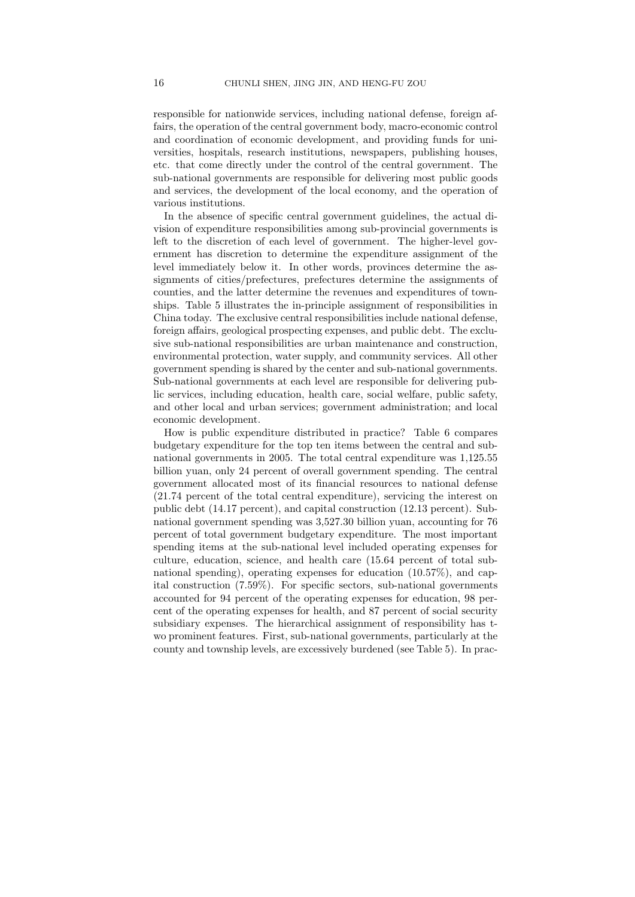responsible for nationwide services, including national defense, foreign affairs, the operation of the central government body, macro-economic control and coordination of economic development, and providing funds for universities, hospitals, research institutions, newspapers, publishing houses, etc. that come directly under the control of the central government. The sub-national governments are responsible for delivering most public goods and services, the development of the local economy, and the operation of various institutions.

In the absence of specific central government guidelines, the actual division of expenditure responsibilities among sub-provincial governments is left to the discretion of each level of government. The higher-level government has discretion to determine the expenditure assignment of the level immediately below it. In other words, provinces determine the assignments of cities/prefectures, prefectures determine the assignments of counties, and the latter determine the revenues and expenditures of townships. Table 5 illustrates the in-principle assignment of responsibilities in China today. The exclusive central responsibilities include national defense, foreign affairs, geological prospecting expenses, and public debt. The exclusive sub-national responsibilities are urban maintenance and construction, environmental protection, water supply, and community services. All other government spending is shared by the center and sub-national governments. Sub-national governments at each level are responsible for delivering public services, including education, health care, social welfare, public safety, and other local and urban services; government administration; and local economic development.

How is public expenditure distributed in practice? Table 6 compares budgetary expenditure for the top ten items between the central and sub-national governments in 2005. The total central expenditure was 1,125.55 billion yuan, only 24 percent of overall government spending. The central government allocated most of its financial resources to national defense (21.74 percent of the total central expenditure), servicing the interest on public debt (14.17 percent), and capital construction (12.13 percent). Sub-national government spending was 3,527.30 billion yuan, accounting for 76 percent of total government budgetary expenditure. The most important spending items at the sub-national level included operating expenses for culture, education, science, and health care (15.64 percent of total sub-national spending), operating expenses for education (10.57%), and capital construction (7.59%). For specific sectors, sub-national governments accounted for 94 percent of the operating expenses for education, 98 percent of the operating expenses for health, and 87 percent of social security subsidiary expenses. The hierarchical assignment of responsibility has two prominent features. First, sub-national governments, particularly at the county and township levels, are excessively burdened (see Table 5). In prac-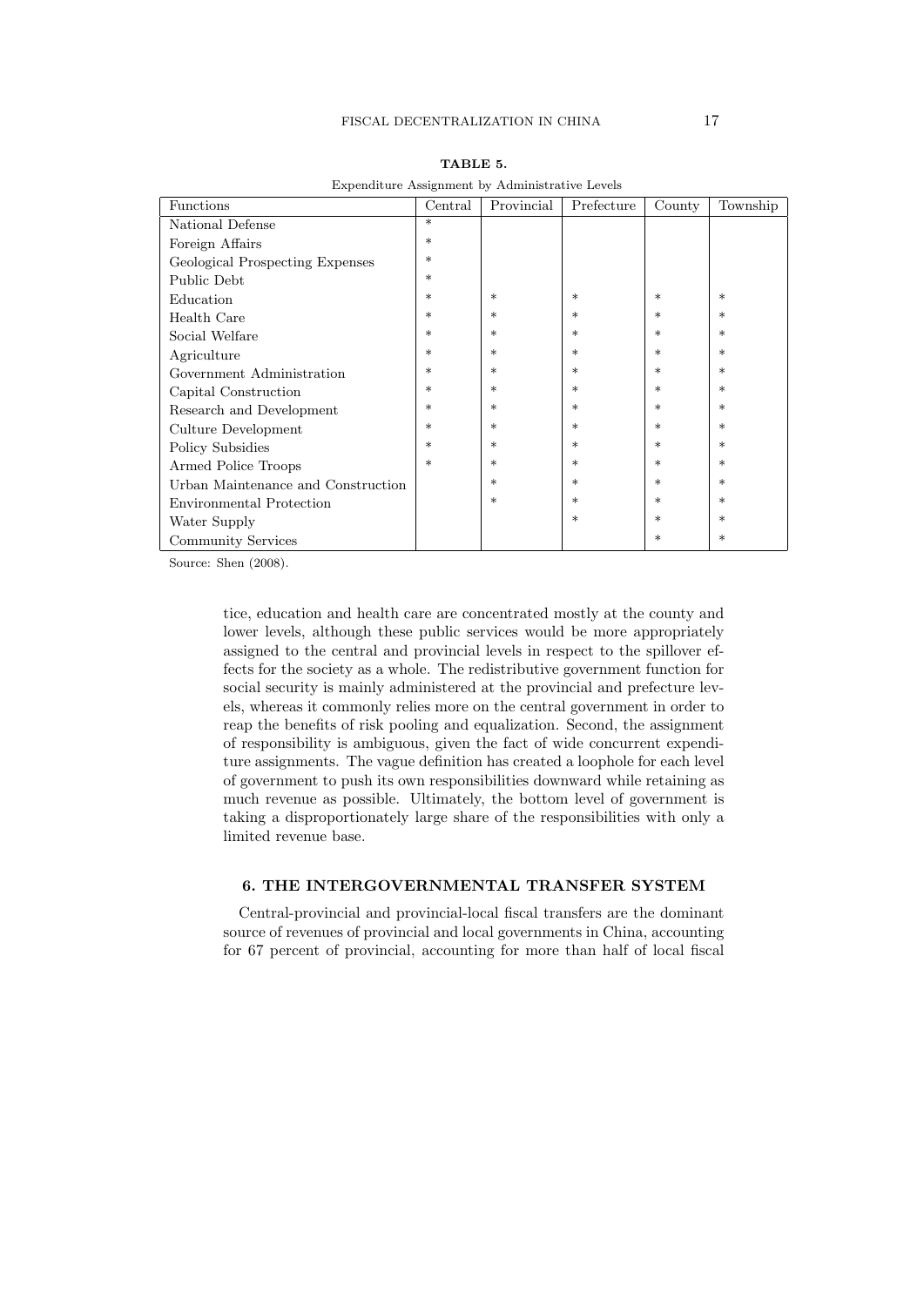**TABLE 5.**

Expenditure Assignment by Administrative Levels

| Functions | Central | Provincial | Prefecture | County | Township |
|---|---|---|---|---|---|
| National Defense | * | | | | |
| Foreign Affairs | * | | | | |
| Geological Prospecting Expenses | * | | | | |
| Public Debt | * | | | | |
| Education | * | * | * | * | * |
| Health Care | * | * | * | * | * |
| Social Welfare | * | * | * | * | * |
| Agriculture | * | * | * | * | * |
| Government Administration | * | * | * | * | * |
| Capital Construction | * | * | * | * | * |
| Research and Development | * | * | * | * | * |
| Culture Development | * | * | * | * | * |
| Policy Subsidies | * | * | * | * | * |
| Armed Police Troops | * | * | * | * | * |
| Urban Maintenance and Construction | | * | * | * | * |
| Environmental Protection | | * | * | * | * |
| Water Supply | | | * | * | * |
| Community Services | | | | * | * |

Source: Shen (2008).

tice, education and health care are concentrated mostly at the county and lower levels, although these public services would be more appropriately assigned to the central and provincial levels in respect to the spillover effects for the society as a whole. The redistributive government function for social security is mainly administered at the provincial and prefecture levels, whereas it commonly relies more on the central government in order to reap the benefits of risk pooling and equalization. Second, the assignment of responsibility is ambiguous, given the fact of wide concurrent expenditure assignments. The vague definition has created a loophole for each level of government to push its own responsibilities downward while retaining as much revenue as possible. Ultimately, the bottom level of government is taking a disproportionately large share of the responsibilities with only a limited revenue base.

## 6. THE INTERGOVERNMENTAL TRANSFER SYSTEM

Central-provincial and provincial-local fiscal transfers are the dominant source of revenues of provincial and local governments in China, accounting for 67 percent of provincial, accounting for more than half of local fiscal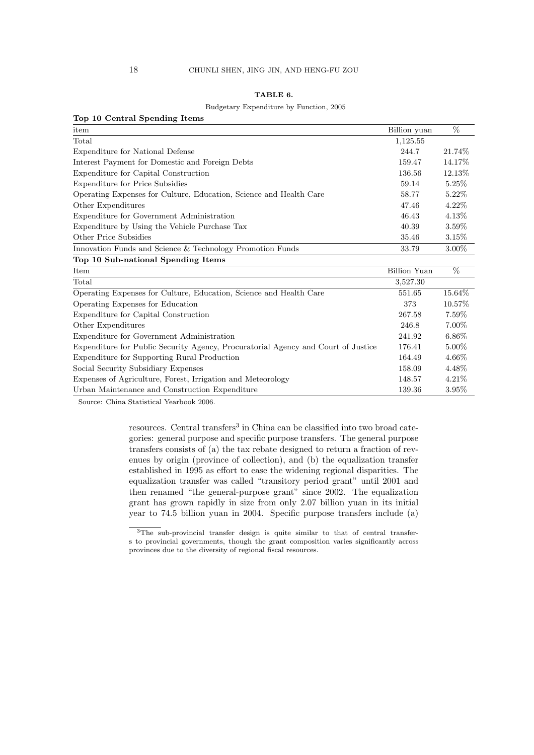**TABLE 6.**

Budgetary Expenditure by Function, 2005

**Top 10 Central Spending Items**

| item | Billion yuan | % |
|---|---|---|
| Total | 1,125.55 | |
| Expenditure for National Defense | 244.7 | 21.74% |
| Interest Payment for Domestic and Foreign Debts | 159.47 | 14.17% |
| Expenditure for Capital Construction | 136.56 | 12.13% |
| Expenditure for Price Subsidies | 59.14 | 5.25% |
| Operating Expenses for Culture, Education, Science and Health Care | 58.77 | 5.22% |
| Other Expenditures | 47.46 | 4.22% |
| Expenditure for Government Administration | 46.43 | 4.13% |
| Expenditure by Using the Vehicle Purchase Tax | 40.39 | 3.59% |
| Other Price Subsidies | 35.46 | 3.15% |
| Innovation Funds and Science & Technology Promotion Funds | 33.79 | 3.00% |

**Top 10 Sub-national Spending Items**

| Item | Billion Yuan | % |
|---|---|---|
| Total | 3,527.30 | |
| Operating Expenses for Culture, Education, Science and Health Care | 551.65 | 15.64% |
| Operating Expenses for Education | 373 | 10.57% |
| Expenditure for Capital Construction | 267.58 | 7.59% |
| Other Expenditures | 246.8 | 7.00% |
| Expenditure for Government Administration | 241.92 | 6.86% |
| Expenditure for Public Security Agency, Procuratorial Agency and Court of Justice | 176.41 | 5.00% |
| Expenditure for Supporting Rural Production | 164.49 | 4.66% |
| Social Security Subsidiary Expenses | 158.09 | 4.48% |
| Expenses of Agriculture, Forest, Irrigation and Meteorology | 148.57 | 4.21% |
| Urban Maintenance and Construction Expenditure | 139.36 | 3.95% |

Source: China Statistical Yearbook 2006.

resources. Central transfers[3] in China can be classified into two broad categories: general purpose and specific purpose transfers. The general purpose transfers consists of (a) the tax rebate designed to return a fraction of revenues by origin (province of collection), and (b) the equalization transfer established in 1995 as effort to ease the widening regional disparities. The equalization transfer was called "transitory period grant" until 2001 and then renamed "the general-purpose grant" since 2002. The equalization grant has grown rapidly in size from only 2.07 billion yuan in its initial year to 74.5 billion yuan in 2004. Specific purpose transfers include (a)

[3]The sub-provincial transfer design is quite similar to that of central transfers to provincial governments, though the grant composition varies significantly across provinces due to the diversity of regional fiscal resources.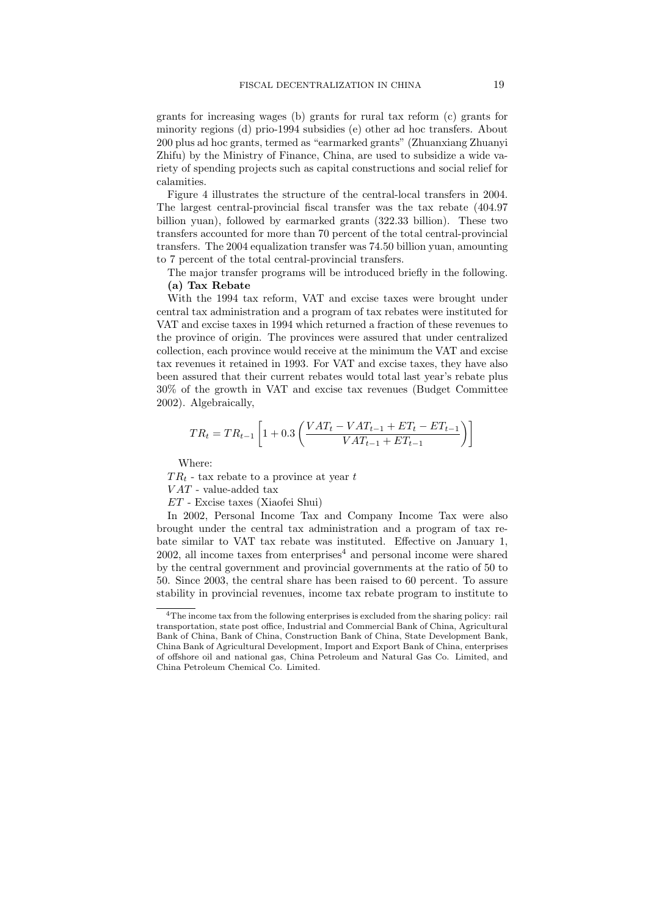grants for increasing wages (b) grants for rural tax reform (c) grants for minority regions (d) prio-1994 subsidies (e) other ad hoc transfers. About 200 plus ad hoc grants, termed as "earmarked grants" (Zhuanxiang Zhuanyi Zhifu) by the Ministry of Finance, China, are used to subsidize a wide variety of spending projects such as capital constructions and social relief for calamities.

Figure 4 illustrates the structure of the central-local transfers in 2004. The largest central-provincial fiscal transfer was the tax rebate (404.97 billion yuan), followed by earmarked grants (322.33 billion). These two transfers accounted for more than 70 percent of the total central-provincial transfers. The 2004 equalization transfer was 74.50 billion yuan, amounting to 7 percent of the total central-provincial transfers.

The major transfer programs will be introduced briefly in the following.

**(a) Tax Rebate**

With the 1994 tax reform, VAT and excise taxes were brought under central tax administration and a program of tax rebates were instituted for VAT and excise taxes in 1994 which returned a fraction of these revenues to the province of origin. The provinces were assured that under centralized collection, each province would receive at the minimum the VAT and excise tax revenues it retained in 1993. For VAT and excise taxes, they have also been assured that their current rebates would total last year's rebate plus 30% of the growth in VAT and excise tax revenues (Budget Committee 2002). Algebraically,

$$TR_t = TR_{t-1}\left[1 + 0.3\left(\frac{VAT_t - VAT_{t-1} + ET_t - ET_{t-1}}{VAT_{t-1} + ET_{t-1}}\right)\right]$$

Where:

$TR_t$ - tax rebate to a province at year $t$

$VAT$ - value-added tax

$ET$ - Excise taxes (Xiaofei Shui)

In 2002, Personal Income Tax and Company Income Tax were also brought under the central tax administration and a program of tax rebate similar to VAT tax rebate was instituted. Effective on January 1, 2002, all income taxes from enterprises[4] and personal income were shared by the central government and provincial governments at the ratio of 50 to 50. Since 2003, the central share has been raised to 60 percent. To assure stability in provincial revenues, income tax rebate program to institute to

[4]The income tax from the following enterprises is excluded from the sharing policy: rail transportation, state post office, Industrial and Commercial Bank of China, Agricultural Bank of China, Bank of China, Construction Bank of China, State Development Bank, China Bank of Agricultural Development, Import and Export Bank of China, enterprises of offshore oil and national gas, China Petroleum and Natural Gas Co. Limited, and China Petroleum Chemical Co. Limited.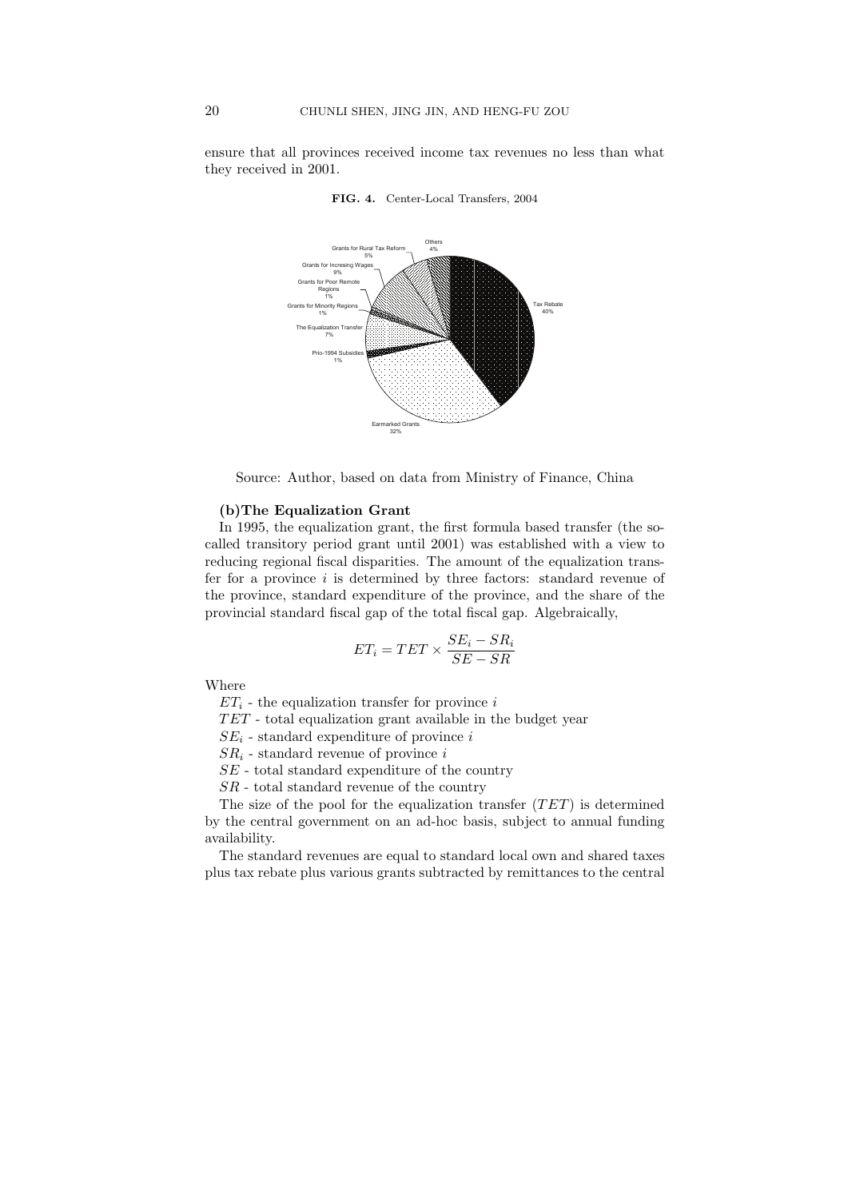ensure that all provinces received income tax revenues no less than what they received in 2001.

**FIG. 4.** Center-Local Transfers, 2004

Others
4%

Grants for Rural Tax Reform
5%

Grants for Incresing Wages
9%

Grants for Poor Remote Regions
1%

Grants for Minority Regions
1%

The Equalization Transfer
7%

Prio-1994 Subsidies
1%

Earmarked Grants
32%

Tax Rebate
40%

Source: Author, based on data from Ministry of Finance, China

**(b)The Equalization Grant**

In 1995, the equalization grant, the first formula based transfer (the so-called transitory period grant until 2001) was established with a view to reducing regional fiscal disparities. The amount of the equalization transfer for a province $i$ is determined by three factors: standard revenue of the province, standard expenditure of the province, and the share of the provincial standard fiscal gap of the total fiscal gap. Algebraically,

$$ET_i = TET \times \frac{SE_i - SR_i}{SE - SR}$$

Where

$ET_i$ - the equalization transfer for province $i$

$TET$ - total equalization grant available in the budget year

$SE_i$ - standard expenditure of province $i$

$SR_i$ - standard revenue of province $i$

$SE$ - total standard expenditure of the country

$SR$ - total standard revenue of the country

The size of the pool for the equalization transfer ($TET$) is determined by the central government on an ad-hoc basis, subject to annual funding availability.

The standard revenues are equal to standard local own and shared taxes plus tax rebate plus various grants subtracted by remittances to the central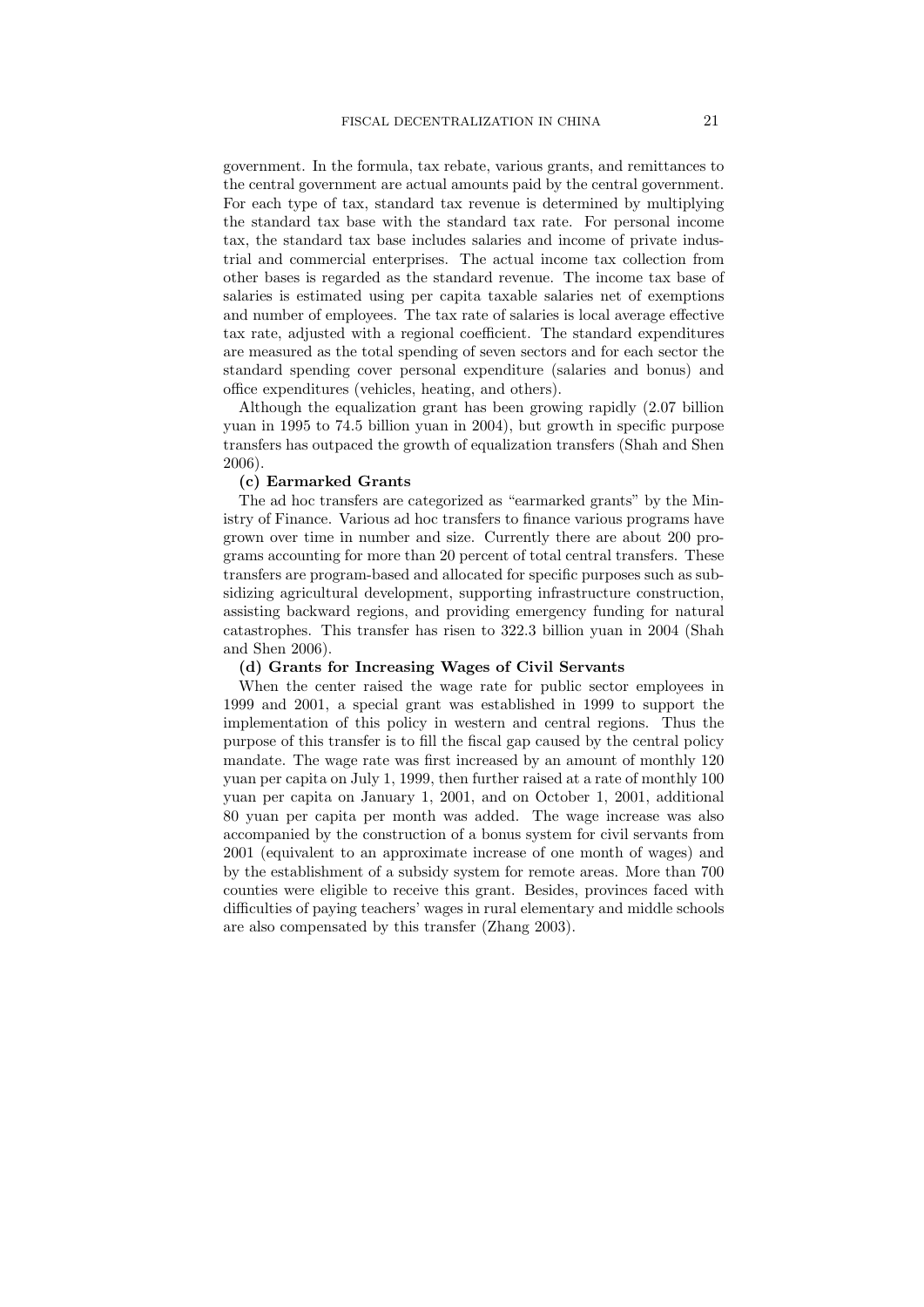government. In the formula, tax rebate, various grants, and remittances to the central government are actual amounts paid by the central government. For each type of tax, standard tax revenue is determined by multiplying the standard tax base with the standard tax rate. For personal income tax, the standard tax base includes salaries and income of private industrial and commercial enterprises. The actual income tax collection from other bases is regarded as the standard revenue. The income tax base of salaries is estimated using per capita taxable salaries net of exemptions and number of employees. The tax rate of salaries is local average effective tax rate, adjusted with a regional coefficient. The standard expenditures are measured as the total spending of seven sectors and for each sector the standard spending cover personal expenditure (salaries and bonus) and office expenditures (vehicles, heating, and others).

Although the equalization grant has been growing rapidly (2.07 billion yuan in 1995 to 74.5 billion yuan in 2004), but growth in specific purpose transfers has outpaced the growth of equalization transfers (Shah and Shen 2006).

**(c) Earmarked Grants**

The ad hoc transfers are categorized as "earmarked grants" by the Ministry of Finance. Various ad hoc transfers to finance various programs have grown over time in number and size. Currently there are about 200 programs accounting for more than 20 percent of total central transfers. These transfers are program-based and allocated for specific purposes such as subsidizing agricultural development, supporting infrastructure construction, assisting backward regions, and providing emergency funding for natural catastrophes. This transfer has risen to 322.3 billion yuan in 2004 (Shah and Shen 2006).

**(d) Grants for Increasing Wages of Civil Servants**

When the center raised the wage rate for public sector employees in 1999 and 2001, a special grant was established in 1999 to support the implementation of this policy in western and central regions. Thus the purpose of this transfer is to fill the fiscal gap caused by the central policy mandate. The wage rate was first increased by an amount of monthly 120 yuan per capita on July 1, 1999, then further raised at a rate of monthly 100 yuan per capita on January 1, 2001, and on October 1, 2001, additional 80 yuan per capita per month was added. The wage increase was also accompanied by the construction of a bonus system for civil servants from 2001 (equivalent to an approximate increase of one month of wages) and by the establishment of a subsidy system for remote areas. More than 700 counties were eligible to receive this grant. Besides, provinces faced with difficulties of paying teachers' wages in rural elementary and middle schools are also compensated by this transfer (Zhang 2003).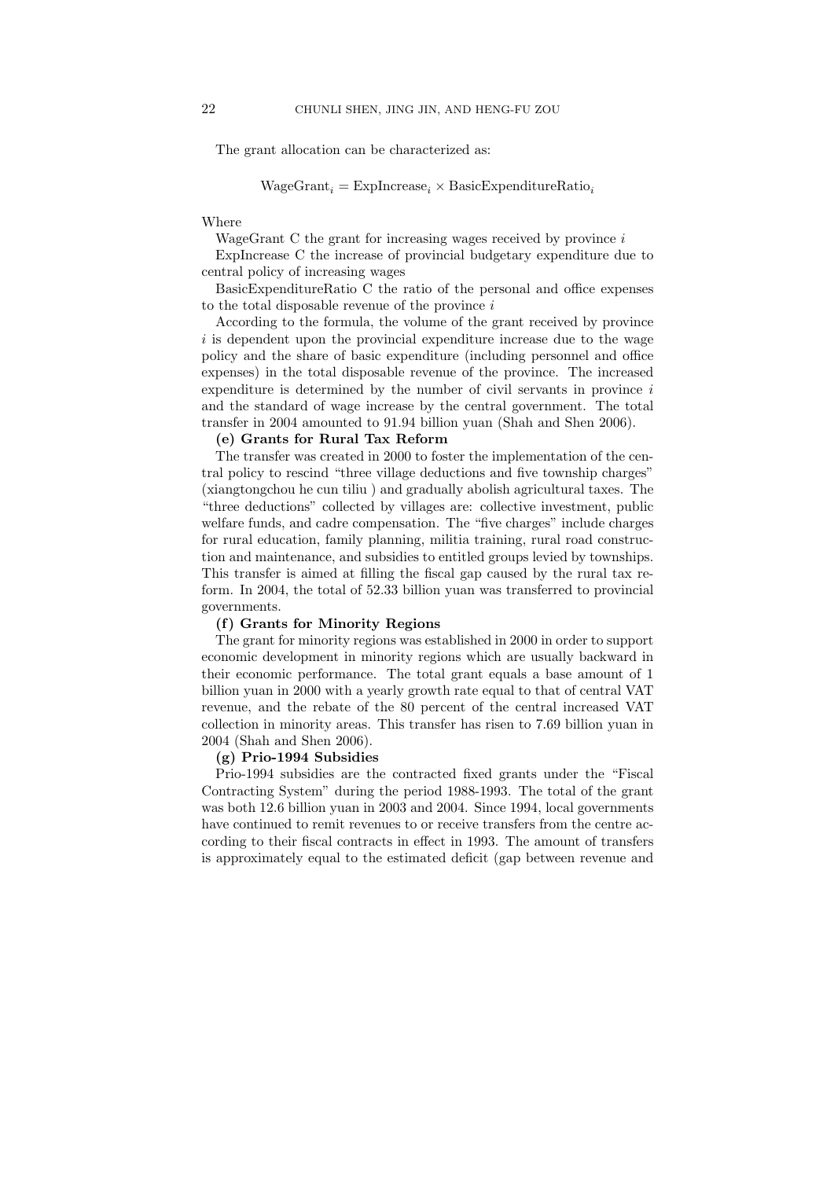The grant allocation can be characterized as:

$$\text{WageGrant}_i = \text{ExpIncrease}_i \times \text{BasicExpenditureRatio}_i$$

Where

WageGrant C the grant for increasing wages received by province $i$

ExpIncrease C the increase of provincial budgetary expenditure due to central policy of increasing wages

BasicExpenditureRatio C the ratio of the personal and office expenses to the total disposable revenue of the province $i$

According to the formula, the volume of the grant received by province $i$ is dependent upon the provincial expenditure increase due to the wage policy and the share of basic expenditure (including personnel and office expenses) in the total disposable revenue of the province. The increased expenditure is determined by the number of civil servants in province $i$ and the standard of wage increase by the central government. The total transfer in 2004 amounted to 91.94 billion yuan (Shah and Shen 2006).

**(e) Grants for Rural Tax Reform**

The transfer was created in 2000 to foster the implementation of the central policy to rescind "three village deductions and five township charges" (xiangtongchou he cun tiliu ) and gradually abolish agricultural taxes. The "three deductions" collected by villages are: collective investment, public welfare funds, and cadre compensation. The "five charges" include charges for rural education, family planning, militia training, rural road construction and maintenance, and subsidies to entitled groups levied by townships. This transfer is aimed at filling the fiscal gap caused by the rural tax reform. In 2004, the total of 52.33 billion yuan was transferred to provincial governments.

**(f) Grants for Minority Regions**

The grant for minority regions was established in 2000 in order to support economic development in minority regions which are usually backward in their economic performance. The total grant equals a base amount of 1 billion yuan in 2000 with a yearly growth rate equal to that of central VAT revenue, and the rebate of the 80 percent of the central increased VAT collection in minority areas. This transfer has risen to 7.69 billion yuan in 2004 (Shah and Shen 2006).

**(g) Prio-1994 Subsidies**

Prio-1994 subsidies are the contracted fixed grants under the "Fiscal Contracting System" during the period 1988-1993. The total of the grant was both 12.6 billion yuan in 2003 and 2004. Since 1994, local governments have continued to remit revenues to or receive transfers from the centre according to their fiscal contracts in effect in 1993. The amount of transfers is approximately equal to the estimated deficit (gap between revenue and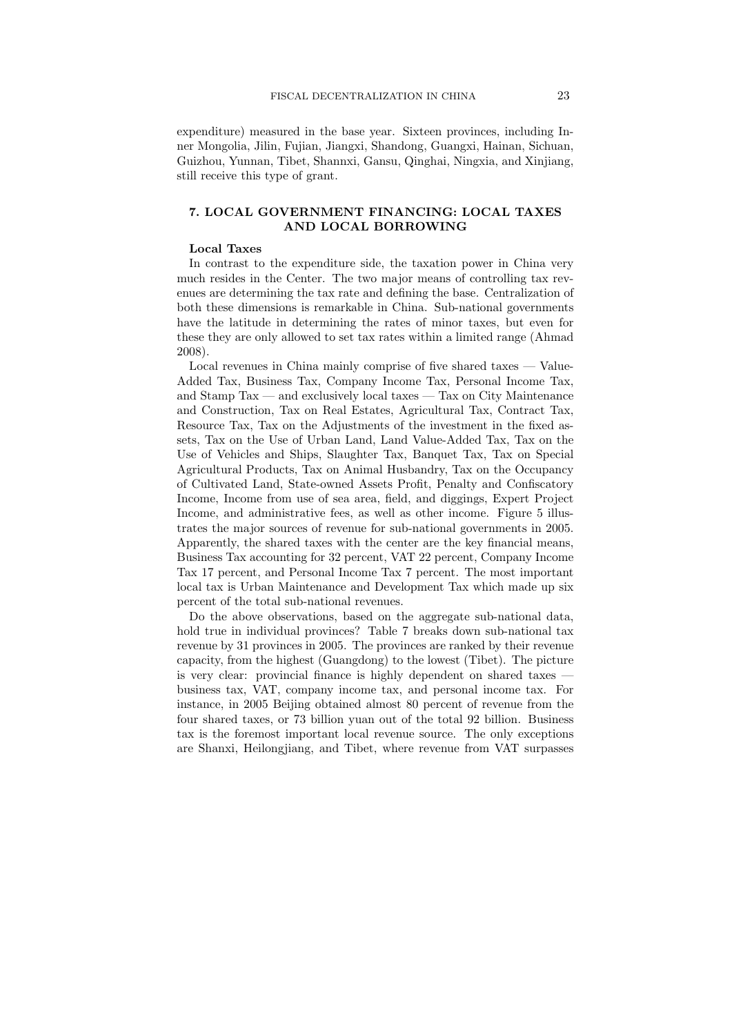expenditure) measured in the base year. Sixteen provinces, including Inner Mongolia, Jilin, Fujian, Jiangxi, Shandong, Guangxi, Hainan, Sichuan, Guizhou, Yunnan, Tibet, Shannxi, Gansu, Qinghai, Ningxia, and Xinjiang, still receive this type of grant.

## 7. LOCAL GOVERNMENT FINANCING: LOCAL TAXES AND LOCAL BORROWING

**Local Taxes**

In contrast to the expenditure side, the taxation power in China very much resides in the Center. The two major means of controlling tax revenues are determining the tax rate and defining the base. Centralization of both these dimensions is remarkable in China. Sub-national governments have the latitude in determining the rates of minor taxes, but even for these they are only allowed to set tax rates within a limited range (Ahmad 2008).

Local revenues in China mainly comprise of five shared taxes — Value-Added Tax, Business Tax, Company Income Tax, Personal Income Tax, and Stamp Tax — and exclusively local taxes — Tax on City Maintenance and Construction, Tax on Real Estates, Agricultural Tax, Contract Tax, Resource Tax, Tax on the Adjustments of the investment in the fixed assets, Tax on the Use of Urban Land, Land Value-Added Tax, Tax on the Use of Vehicles and Ships, Slaughter Tax, Banquet Tax, Tax on Special Agricultural Products, Tax on Animal Husbandry, Tax on the Occupancy of Cultivated Land, State-owned Assets Profit, Penalty and Confiscatory Income, Income from use of sea area, field, and diggings, Expert Project Income, and administrative fees, as well as other income. Figure 5 illustrates the major sources of revenue for sub-national governments in 2005. Apparently, the shared taxes with the center are the key financial means, Business Tax accounting for 32 percent, VAT 22 percent, Company Income Tax 17 percent, and Personal Income Tax 7 percent. The most important local tax is Urban Maintenance and Development Tax which made up six percent of the total sub-national revenues.

Do the above observations, based on the aggregate sub-national data, hold true in individual provinces? Table 7 breaks down sub-national tax revenue by 31 provinces in 2005. The provinces are ranked by their revenue capacity, from the highest (Guangdong) to the lowest (Tibet). The picture is very clear: provincial finance is highly dependent on shared taxes — business tax, VAT, company income tax, and personal income tax. For instance, in 2005 Beijing obtained almost 80 percent of revenue from the four shared taxes, or 73 billion yuan out of the total 92 billion. Business tax is the foremost important local revenue source. The only exceptions are Shanxi, Heilongjiang, and Tibet, where revenue from VAT surpasses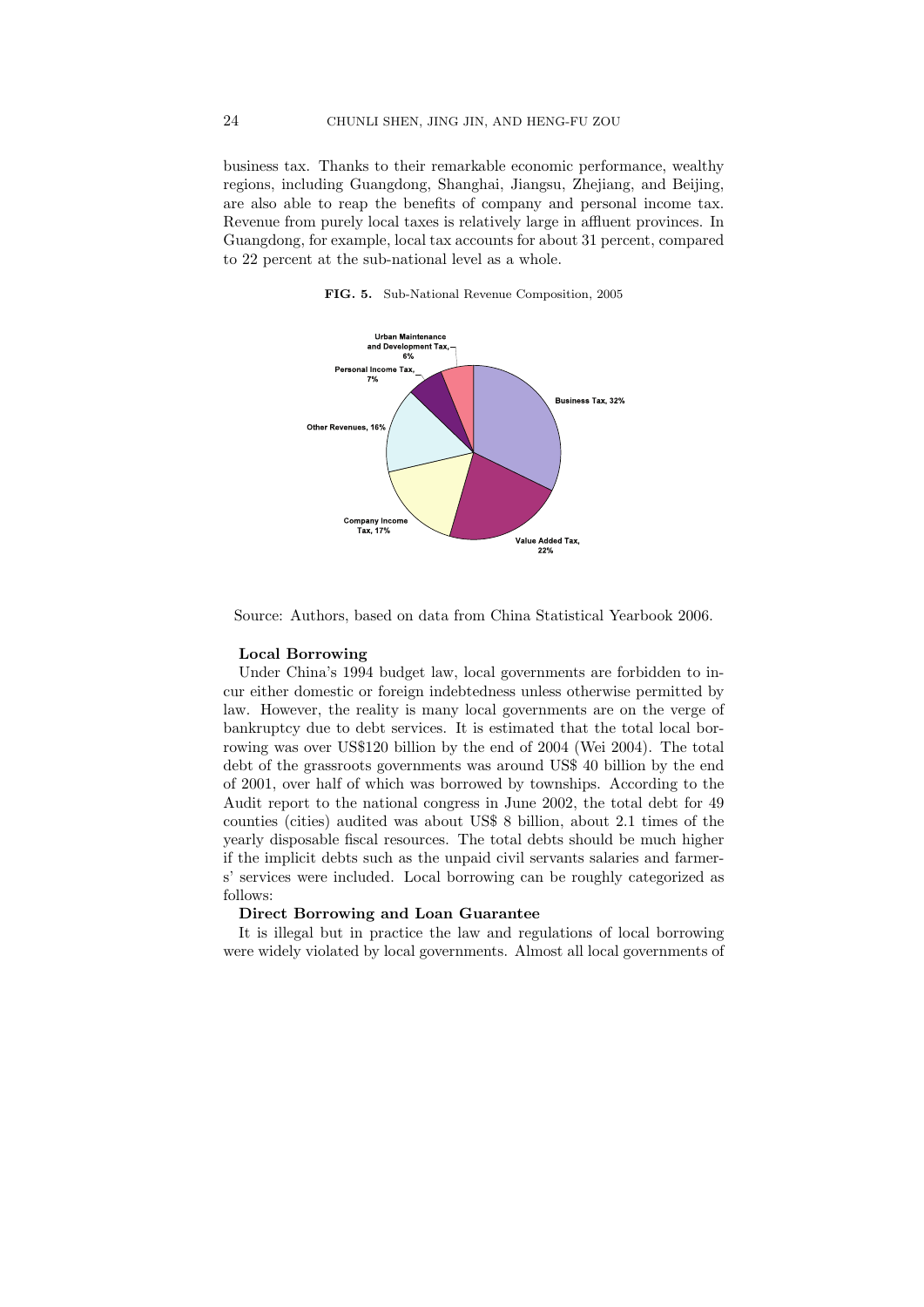business tax. Thanks to their remarkable economic performance, wealthy regions, including Guangdong, Shanghai, Jiangsu, Zhejiang, and Beijing, are also able to reap the benefits of company and personal income tax. Revenue from purely local taxes is relatively large in affluent provinces. In Guangdong, for example, local tax accounts for about 31 percent, compared to 22 percent at the sub-national level as a whole.

**FIG. 5.** Sub-National Revenue Composition, 2005

Urban Maintenance and Development Tax, 6%

Personal Income Tax, 7%

Business Tax, 32%

Other Revenues, 16%

Company Income Tax, 17%

Value Added Tax, 22%

Source: Authors, based on data from China Statistical Yearbook 2006.

**Local Borrowing**

Under China's 1994 budget law, local governments are forbidden to incur either domestic or foreign indebtedness unless otherwise permitted by law. However, the reality is many local governments are on the verge of bankruptcy due to debt services. It is estimated that the total local borrowing was over US$120 billion by the end of 2004 (Wei 2004). The total debt of the grassroots governments was around US$ 40 billion by the end of 2001, over half of which was borrowed by townships. According to the Audit report to the national congress in June 2002, the total debt for 49 counties (cities) audited was about US$ 8 billion, about 2.1 times of the yearly disposable fiscal resources. The total debts should be much higher if the implicit debts such as the unpaid civil servants salaries and farmers' services were included. Local borrowing can be roughly categorized as follows:

**Direct Borrowing and Loan Guarantee**

It is illegal but in practice the law and regulations of local borrowing were widely violated by local governments. Almost all local governments of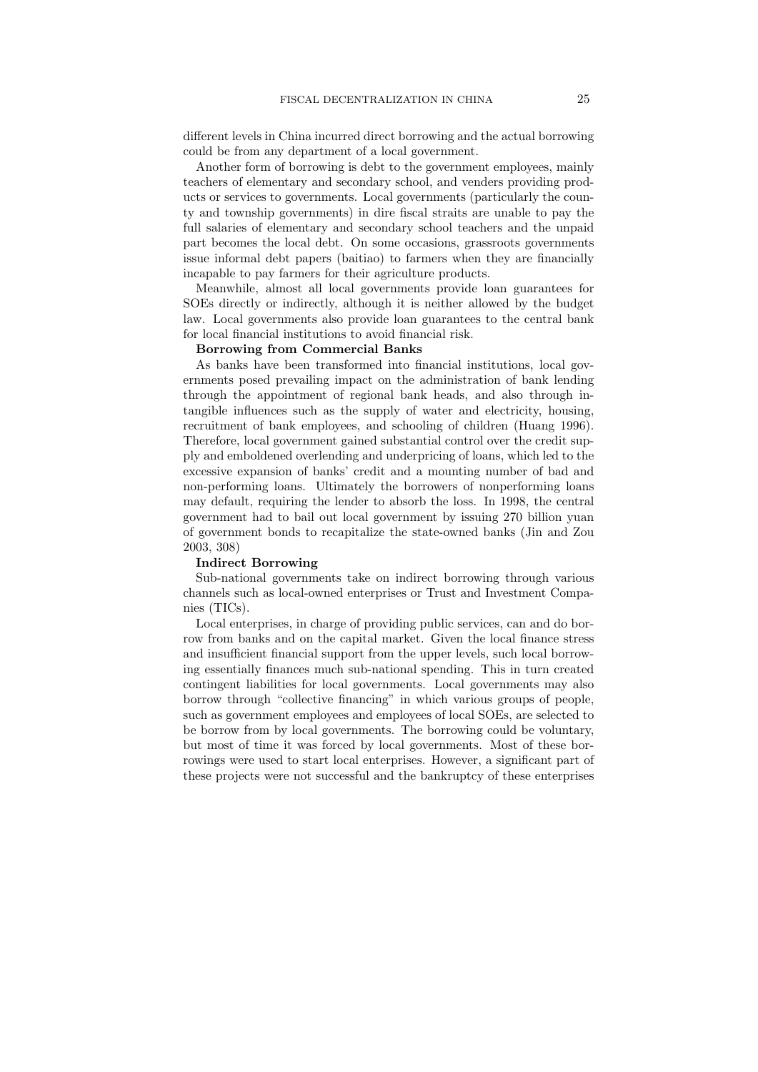different levels in China incurred direct borrowing and the actual borrowing could be from any department of a local government.

Another form of borrowing is debt to the government employees, mainly teachers of elementary and secondary school, and venders providing products or services to governments. Local governments (particularly the county and township governments) in dire fiscal straits are unable to pay the full salaries of elementary and secondary school teachers and the unpaid part becomes the local debt. On some occasions, grassroots governments issue informal debt papers (baitiao) to farmers when they are financially incapable to pay farmers for their agriculture products.

Meanwhile, almost all local governments provide loan guarantees for SOEs directly or indirectly, although it is neither allowed by the budget law. Local governments also provide loan guarantees to the central bank for local financial institutions to avoid financial risk.

**Borrowing from Commercial Banks**

As banks have been transformed into financial institutions, local governments posed prevailing impact on the administration of bank lending through the appointment of regional bank heads, and also through intangible influences such as the supply of water and electricity, housing, recruitment of bank employees, and schooling of children (Huang 1996). Therefore, local government gained substantial control over the credit supply and emboldened overlending and underpricing of loans, which led to the excessive expansion of banks' credit and a mounting number of bad and non-performing loans. Ultimately the borrowers of nonperforming loans may default, requiring the lender to absorb the loss. In 1998, the central government had to bail out local government by issuing 270 billion yuan of government bonds to recapitalize the state-owned banks (Jin and Zou 2003, 308)

**Indirect Borrowing**

Sub-national governments take on indirect borrowing through various channels such as local-owned enterprises or Trust and Investment Companies (TICs).

Local enterprises, in charge of providing public services, can and do borrow from banks and on the capital market. Given the local finance stress and insufficient financial support from the upper levels, such local borrowing essentially finances much sub-national spending. This in turn created contingent liabilities for local governments. Local governments may also borrow through "collective financing" in which various groups of people, such as government employees and employees of local SOEs, are selected to be borrow from by local governments. The borrowing could be voluntary, but most of time it was forced by local governments. Most of these borrowings were used to start local enterprises. However, a significant part of these projects were not successful and the bankruptcy of these enterprises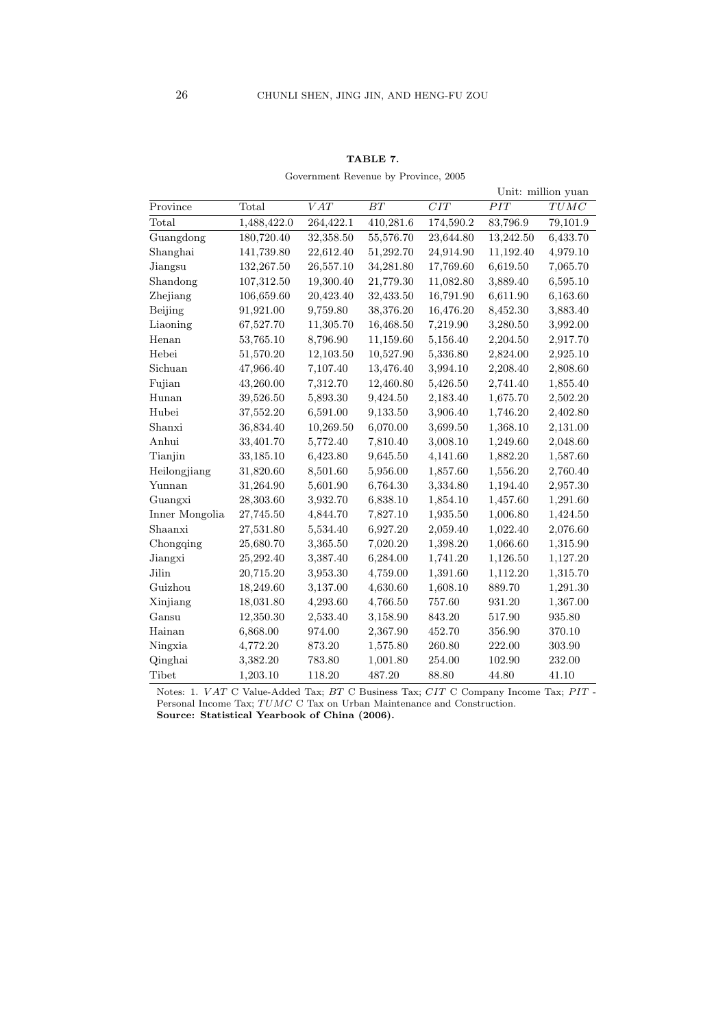**TABLE 7.**

Government Revenue by Province, 2005

Unit: million yuan

| Province | Total | $VAT$ | $BT$ | $CIT$ | $PIT$ | $TUMC$ |
|---|---|---|---|---|---|---|
| Total | 1,488,422.0 | 264,422.1 | 410,281.6 | 174,590.2 | 83,796.9 | 79,101.9 |
| Guangdong | 180,720.40 | 32,358.50 | 55,576.70 | 23,644.80 | 13,242.50 | 6,433.70 |
| Shanghai | 141,739.80 | 22,612.40 | 51,292.70 | 24,914.90 | 11,192.40 | 4,979.10 |
| Jiangsu | 132,267.50 | 26,557.10 | 34,281.80 | 17,769.60 | 6,619.50 | 7,065.70 |
| Shandong | 107,312.50 | 19,300.40 | 21,779.30 | 11,082.80 | 3,889.40 | 6,595.10 |
| Zhejiang | 106,659.60 | 20,423.40 | 32,433.50 | 16,791.90 | 6,611.90 | 6,163.60 |
| Beijing | 91,921.00 | 9,759.80 | 38,376.20 | 16,476.20 | 8,452.30 | 3,883.40 |
| Liaoning | 67,527.70 | 11,305.70 | 16,468.50 | 7,219.90 | 3,280.50 | 3,992.00 |
| Henan | 53,765.10 | 8,796.90 | 11,159.60 | 5,156.40 | 2,204.50 | 2,917.70 |
| Hebei | 51,570.20 | 12,103.50 | 10,527.90 | 5,336.80 | 2,824.00 | 2,925.10 |
| Sichuan | 47,966.40 | 7,107.40 | 13,476.40 | 3,994.10 | 2,208.40 | 2,808.60 |
| Fujian | 43,260.00 | 7,312.70 | 12,460.80 | 5,426.50 | 2,741.40 | 1,855.40 |
| Hunan | 39,526.50 | 5,893.30 | 9,424.50 | 2,183.40 | 1,675.70 | 2,502.20 |
| Hubei | 37,552.20 | 6,591.00 | 9,133.50 | 3,906.40 | 1,746.20 | 2,402.80 |
| Shanxi | 36,834.40 | 10,269.50 | 6,070.00 | 3,699.50 | 1,368.10 | 2,131.00 |
| Anhui | 33,401.70 | 5,772.40 | 7,810.40 | 3,008.10 | 1,249.60 | 2,048.60 |
| Tianjin | 33,185.10 | 6,423.80 | 9,645.50 | 4,141.60 | 1,882.20 | 1,587.60 |
| Heilongjiang | 31,820.60 | 8,501.60 | 5,956.00 | 1,857.60 | 1,556.20 | 2,760.40 |
| Yunnan | 31,264.90 | 5,601.90 | 6,764.30 | 3,334.80 | 1,194.40 | 2,957.30 |
| Guangxi | 28,303.60 | 3,932.70 | 6,838.10 | 1,854.10 | 1,457.60 | 1,291.60 |
| Inner Mongolia | 27,745.50 | 4,844.70 | 7,827.10 | 1,935.50 | 1,006.80 | 1,424.50 |
| Shaanxi | 27,531.80 | 5,534.40 | 6,927.20 | 2,059.40 | 1,022.40 | 2,076.60 |
| Chongqing | 25,680.70 | 3,365.50 | 7,020.20 | 1,398.20 | 1,066.60 | 1,315.90 |
| Jiangxi | 25,292.40 | 3,387.40 | 6,284.00 | 1,741.20 | 1,126.50 | 1,127.20 |
| Jilin | 20,715.20 | 3,953.30 | 4,759.00 | 1,391.60 | 1,112.20 | 1,315.70 |
| Guizhou | 18,249.60 | 3,137.00 | 4,630.60 | 1,608.10 | 889.70 | 1,291.30 |
| Xinjiang | 18,031.80 | 4,293.60 | 4,766.50 | 757.60 | 931.20 | 1,367.00 |
| Gansu | 12,350.30 | 2,533.40 | 3,158.90 | 843.20 | 517.90 | 935.80 |
| Hainan | 6,868.00 | 974.00 | 2,367.90 | 452.70 | 356.90 | 370.10 |
| Ningxia | 4,772.20 | 873.20 | 1,575.80 | 260.80 | 222.00 | 303.90 |
| Qinghai | 3,382.20 | 783.80 | 1,001.80 | 254.00 | 102.90 | 232.00 |
| Tibet | 1,203.10 | 118.20 | 487.20 | 88.80 | 44.80 | 41.10 |

Notes: 1. $VAT$ C Value-Added Tax; $BT$ C Business Tax; $CIT$ C Company Income Tax; $PIT$ - Personal Income Tax; $TUMC$ C Tax on Urban Maintenance and Construction.

**Source: Statistical Yearbook of China (2006).**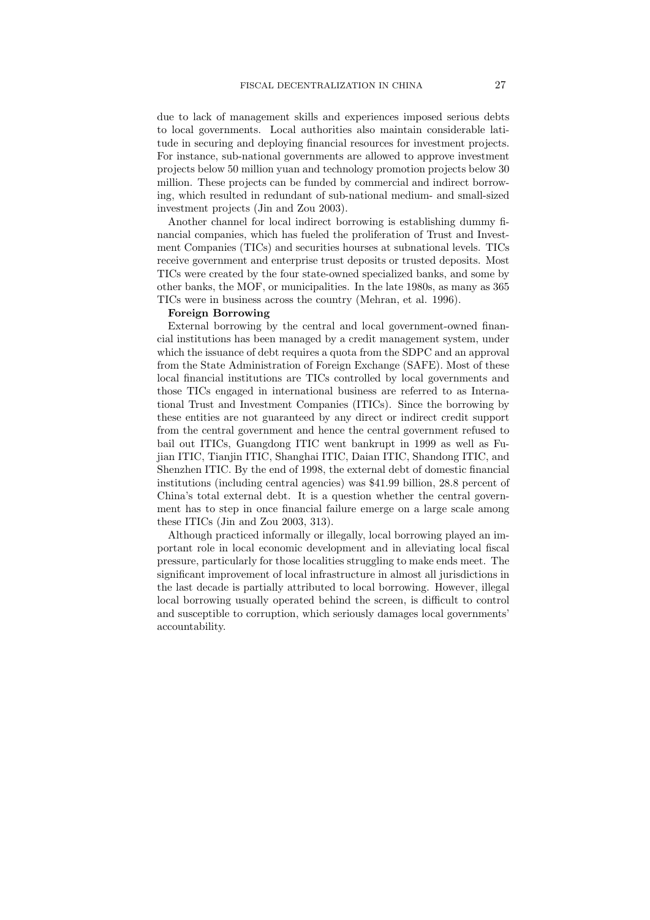due to lack of management skills and experiences imposed serious debts to local governments. Local authorities also maintain considerable latitude in securing and deploying financial resources for investment projects. For instance, sub-national governments are allowed to approve investment projects below 50 million yuan and technology promotion projects below 30 million. These projects can be funded by commercial and indirect borrowing, which resulted in redundant of sub-national medium- and small-sized investment projects (Jin and Zou 2003).

Another channel for local indirect borrowing is establishing dummy financial companies, which has fueled the proliferation of Trust and Investment Companies (TICs) and securities hourses at subnational levels. TICs receive government and enterprise trust deposits or trusted deposits. Most TICs were created by the four state-owned specialized banks, and some by other banks, the MOF, or municipalities. In the late 1980s, as many as 365 TICs were in business across the country (Mehran, et al. 1996).

**Foreign Borrowing**

External borrowing by the central and local government-owned financial institutions has been managed by a credit management system, under which the issuance of debt requires a quota from the SDPC and an approval from the State Administration of Foreign Exchange (SAFE). Most of these local financial institutions are TICs controlled by local governments and those TICs engaged in international business are referred to as International Trust and Investment Companies (ITICs). Since the borrowing by these entities are not guaranteed by any direct or indirect credit support from the central government and hence the central government refused to bail out ITICs, Guangdong ITIC went bankrupt in 1999 as well as Fujian ITIC, Tianjin ITIC, Shanghai ITIC, Daian ITIC, Shandong ITIC, and Shenzhen ITIC. By the end of 1998, the external debt of domestic financial institutions (including central agencies) was \$41.99 billion, 28.8 percent of China's total external debt. It is a question whether the central government has to step in once financial failure emerge on a large scale among these ITICs (Jin and Zou 2003, 313).

Although practiced informally or illegally, local borrowing played an important role in local economic development and in alleviating local fiscal pressure, particularly for those localities struggling to make ends meet. The significant improvement of local infrastructure in almost all jurisdictions in the last decade is partially attributed to local borrowing. However, illegal local borrowing usually operated behind the screen, is difficult to control and susceptible to corruption, which seriously damages local governments' accountability.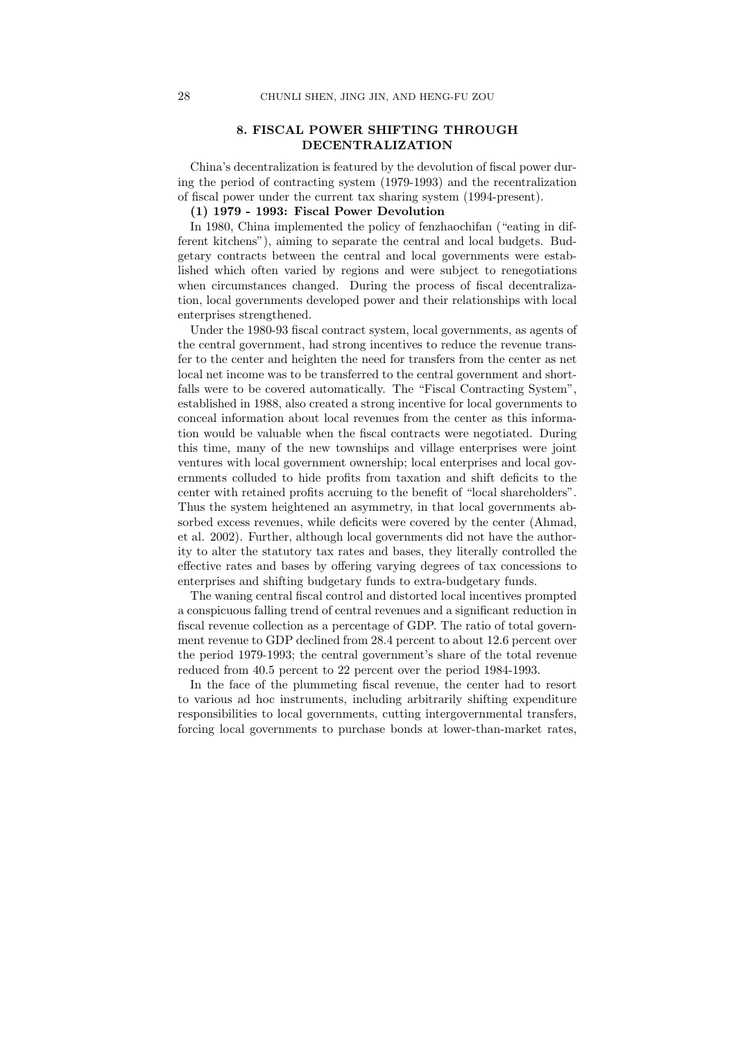## 8. FISCAL POWER SHIFTING THROUGH DECENTRALIZATION

China's decentralization is featured by the devolution of fiscal power during the period of contracting system (1979-1993) and the recentralization of fiscal power under the current tax sharing system (1994-present).

**(1) 1979 - 1993: Fiscal Power Devolution**

In 1980, China implemented the policy of fenzhaochifan ("eating in different kitchens"), aiming to separate the central and local budgets. Budgetary contracts between the central and local governments were established which often varied by regions and were subject to renegotiations when circumstances changed. During the process of fiscal decentralization, local governments developed power and their relationships with local enterprises strengthened.

Under the 1980-93 fiscal contract system, local governments, as agents of the central government, had strong incentives to reduce the revenue transfer to the center and heighten the need for transfers from the center as net local net income was to be transferred to the central government and shortfalls were to be covered automatically. The "Fiscal Contracting System", established in 1988, also created a strong incentive for local governments to conceal information about local revenues from the center as this information would be valuable when the fiscal contracts were negotiated. During this time, many of the new townships and village enterprises were joint ventures with local government ownership; local enterprises and local governments colluded to hide profits from taxation and shift deficits to the center with retained profits accruing to the benefit of "local shareholders". Thus the system heightened an asymmetry, in that local governments absorbed excess revenues, while deficits were covered by the center (Ahmad, et al. 2002). Further, although local governments did not have the authority to alter the statutory tax rates and bases, they literally controlled the effective rates and bases by offering varying degrees of tax concessions to enterprises and shifting budgetary funds to extra-budgetary funds.

The waning central fiscal control and distorted local incentives prompted a conspicuous falling trend of central revenues and a significant reduction in fiscal revenue collection as a percentage of GDP. The ratio of total government revenue to GDP declined from 28.4 percent to about 12.6 percent over the period 1979-1993; the central government's share of the total revenue reduced from 40.5 percent to 22 percent over the period 1984-1993.

In the face of the plummeting fiscal revenue, the center had to resort to various ad hoc instruments, including arbitrarily shifting expenditure responsibilities to local governments, cutting intergovernmental transfers, forcing local governments to purchase bonds at lower-than-market rates,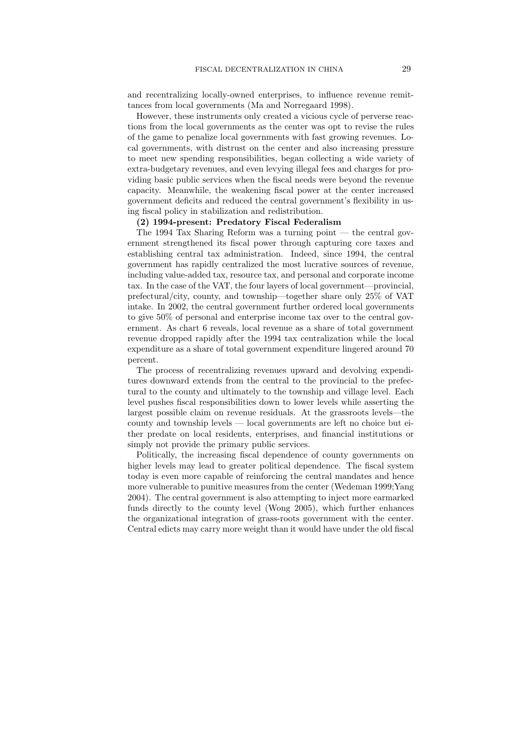and recentralizing locally-owned enterprises, to influence revenue remittances from local governments (Ma and Norregaard 1998).

However, these instruments only created a vicious cycle of perverse reactions from the local governments as the center was opt to revise the rules of the game to penalize local governments with fast growing revenues. Local governments, with distrust on the center and also increasing pressure to meet new spending responsibilities, began collecting a wide variety of extra-budgetary revenues, and even levying illegal fees and charges for providing basic public services when the fiscal needs were beyond the revenue capacity. Meanwhile, the weakening fiscal power at the center increased government deficits and reduced the central government's flexibility in using fiscal policy in stabilization and redistribution.

**(2) 1994-present: Predatory Fiscal Federalism**

The 1994 Tax Sharing Reform was a turning point — the central government strengthened its fiscal power through capturing core taxes and establishing central tax administration. Indeed, since 1994, the central government has rapidly centralized the most lucrative sources of revenue, including value-added tax, resource tax, and personal and corporate income tax. In the case of the VAT, the four layers of local government—provincial, prefectural/city, county, and township—together share only 25% of VAT intake. In 2002, the central government further ordered local governments to give 50% of personal and enterprise income tax over to the central government. As chart 6 reveals, local revenue as a share of total government revenue dropped rapidly after the 1994 tax centralization while the local expenditure as a share of total government expenditure lingered around 70 percent.

The process of recentralizing revenues upward and devolving expenditures downward extends from the central to the provincial to the prefectural to the county and ultimately to the township and village level. Each level pushes fiscal responsibilities down to lower levels while asserting the largest possible claim on revenue residuals. At the grassroots levels—the county and township levels — local governments are left no choice but either predate on local residents, enterprises, and financial institutions or simply not provide the primary public services.

Politically, the increasing fiscal dependence of county governments on higher levels may lead to greater political dependence. The fiscal system today is even more capable of reinforcing the central mandates and hence more vulnerable to punitive measures from the center (Wedeman 1999;Yang 2004). The central government is also attempting to inject more earmarked funds directly to the county level (Wong 2005), which further enhances the organizational integration of grass-roots government with the center. Central edicts may carry more weight than it would have under the old fiscal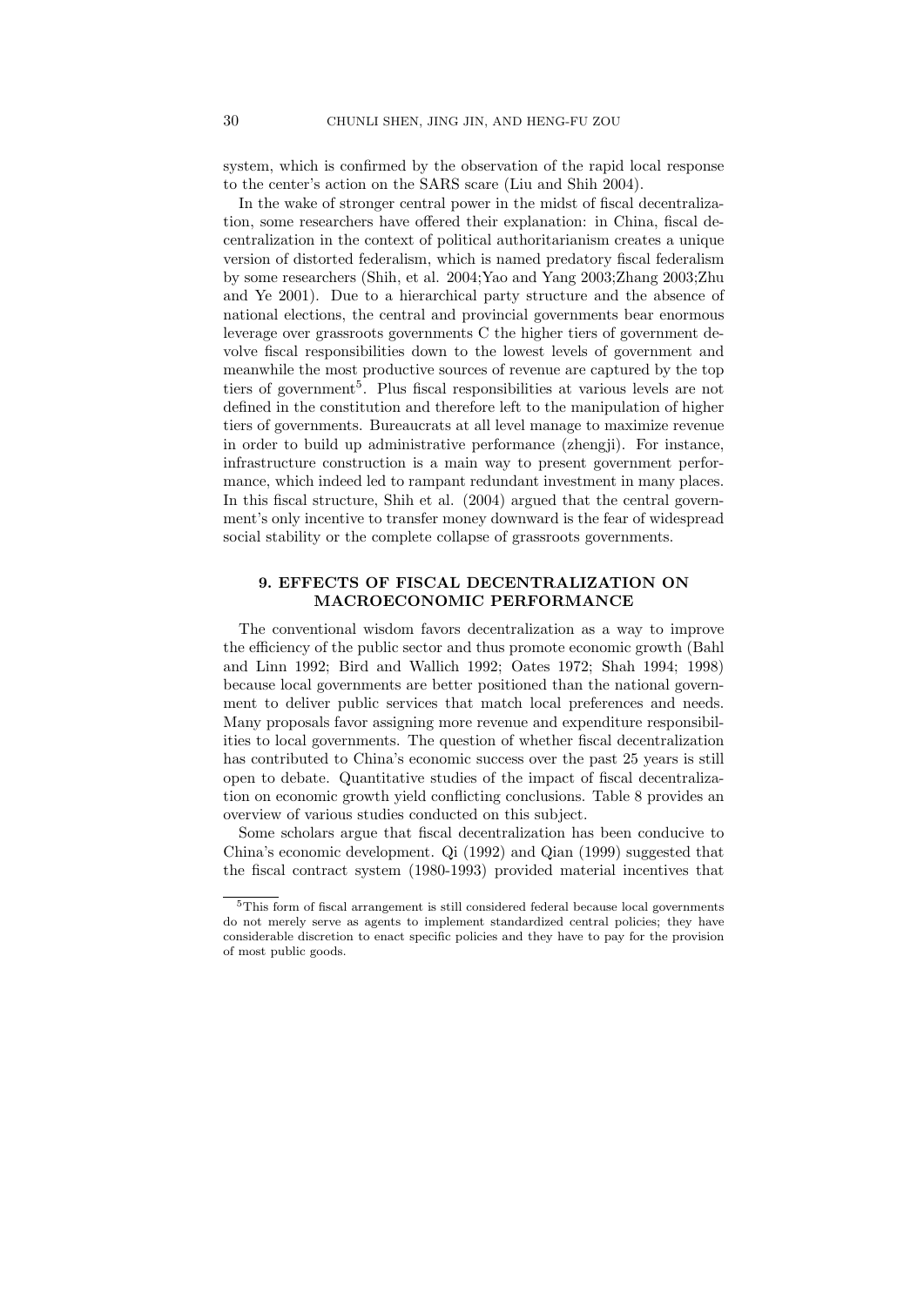system, which is confirmed by the observation of the rapid local response to the center's action on the SARS scare (Liu and Shih 2004).

In the wake of stronger central power in the midst of fiscal decentralization, some researchers have offered their explanation: in China, fiscal decentralization in the context of political authoritarianism creates a unique version of distorted federalism, which is named predatory fiscal federalism by some researchers (Shih, et al. 2004;Yao and Yang 2003;Zhang 2003;Zhu and Ye 2001). Due to a hierarchical party structure and the absence of national elections, the central and provincial governments bear enormous leverage over grassroots governments C the higher tiers of government devolve fiscal responsibilities down to the lowest levels of government and meanwhile the most productive sources of revenue are captured by the top tiers of government[5]. Plus fiscal responsibilities at various levels are not defined in the constitution and therefore left to the manipulation of higher tiers of governments. Bureaucrats at all level manage to maximize revenue in order to build up administrative performance (zhengji). For instance, infrastructure construction is a main way to present government performance, which indeed led to rampant redundant investment in many places. In this fiscal structure, Shih et al. (2004) argued that the central government's only incentive to transfer money downward is the fear of widespread social stability or the complete collapse of grassroots governments.

## 9. EFFECTS OF FISCAL DECENTRALIZATION ON MACROECONOMIC PERFORMANCE

The conventional wisdom favors decentralization as a way to improve the efficiency of the public sector and thus promote economic growth (Bahl and Linn 1992; Bird and Wallich 1992; Oates 1972; Shah 1994; 1998) because local governments are better positioned than the national government to deliver public services that match local preferences and needs. Many proposals favor assigning more revenue and expenditure responsibilities to local governments. The question of whether fiscal decentralization has contributed to China's economic success over the past 25 years is still open to debate. Quantitative studies of the impact of fiscal decentralization on economic growth yield conflicting conclusions. Table 8 provides an overview of various studies conducted on this subject.

Some scholars argue that fiscal decentralization has been conducive to China's economic development. Qi (1992) and Qian (1999) suggested that the fiscal contract system (1980-1993) provided material incentives that

[5] This form of fiscal arrangement is still considered federal because local governments do not merely serve as agents to implement standardized central policies; they have considerable discretion to enact specific policies and they have to pay for the provision of most public goods.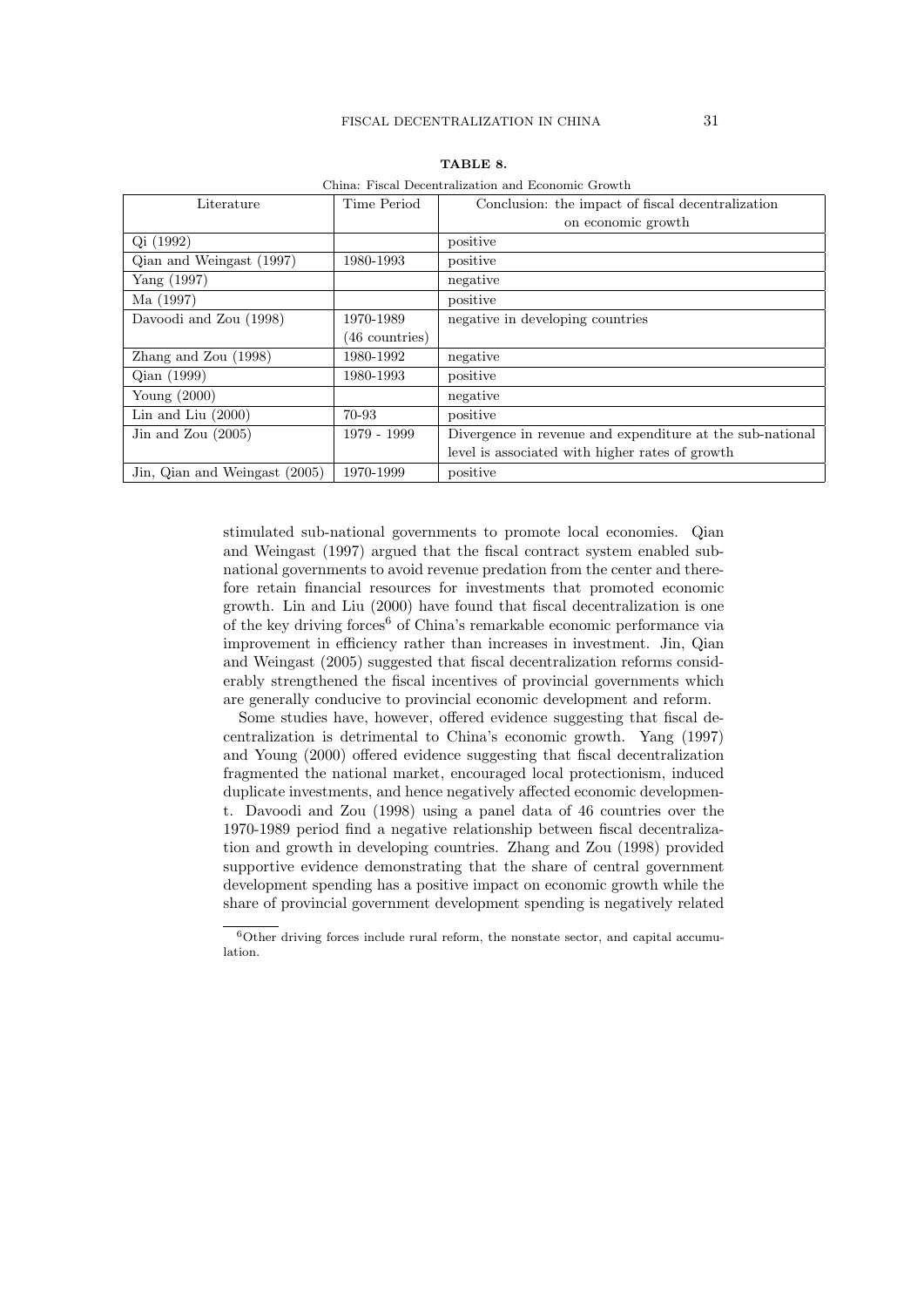**TABLE 8.**

China: Fiscal Decentralization and Economic Growth

| Literature | Time Period | Conclusion: the impact of fiscal decentralization on economic growth |
|---|---|---|
| Qi (1992) | | positive |
| Qian and Weingast (1997) | 1980-1993 | positive |
| Yang (1997) | | negative |
| Ma (1997) | | positive |
| Davoodi and Zou (1998) | 1970-1989 (46 countries) | negative in developing countries |
| Zhang and Zou (1998) | 1980-1992 | negative |
| Qian (1999) | 1980-1993 | positive |
| Young (2000) | | negative |
| Lin and Liu (2000) | 70-93 | positive |
| Jin and Zou (2005) | 1979 - 1999 | Divergence in revenue and expenditure at the sub-national level is associated with higher rates of growth |
| Jin, Qian and Weingast (2005) | 1970-1999 | positive |

stimulated sub-national governments to promote local economies. Qian and Weingast (1997) argued that the fiscal contract system enabled sub-national governments to avoid revenue predation from the center and therefore retain financial resources for investments that promoted economic growth. Lin and Liu (2000) have found that fiscal decentralization is one of the key driving forces[6] of China's remarkable economic performance via improvement in efficiency rather than increases in investment. Jin, Qian and Weingast (2005) suggested that fiscal decentralization reforms considerably strengthened the fiscal incentives of provincial governments which are generally conducive to provincial economic development and reform.

Some studies have, however, offered evidence suggesting that fiscal decentralization is detrimental to China's economic growth. Yang (1997) and Young (2000) offered evidence suggesting that fiscal decentralization fragmented the national market, encouraged local protectionism, induced duplicate investments, and hence negatively affected economic development. Davoodi and Zou (1998) using a panel data of 46 countries over the 1970-1989 period find a negative relationship between fiscal decentralization and growth in developing countries. Zhang and Zou (1998) provided supportive evidence demonstrating that the share of central government development spending has a positive impact on economic growth while the share of provincial government development spending is negatively related

[6]Other driving forces include rural reform, the nonstate sector, and capital accumulation.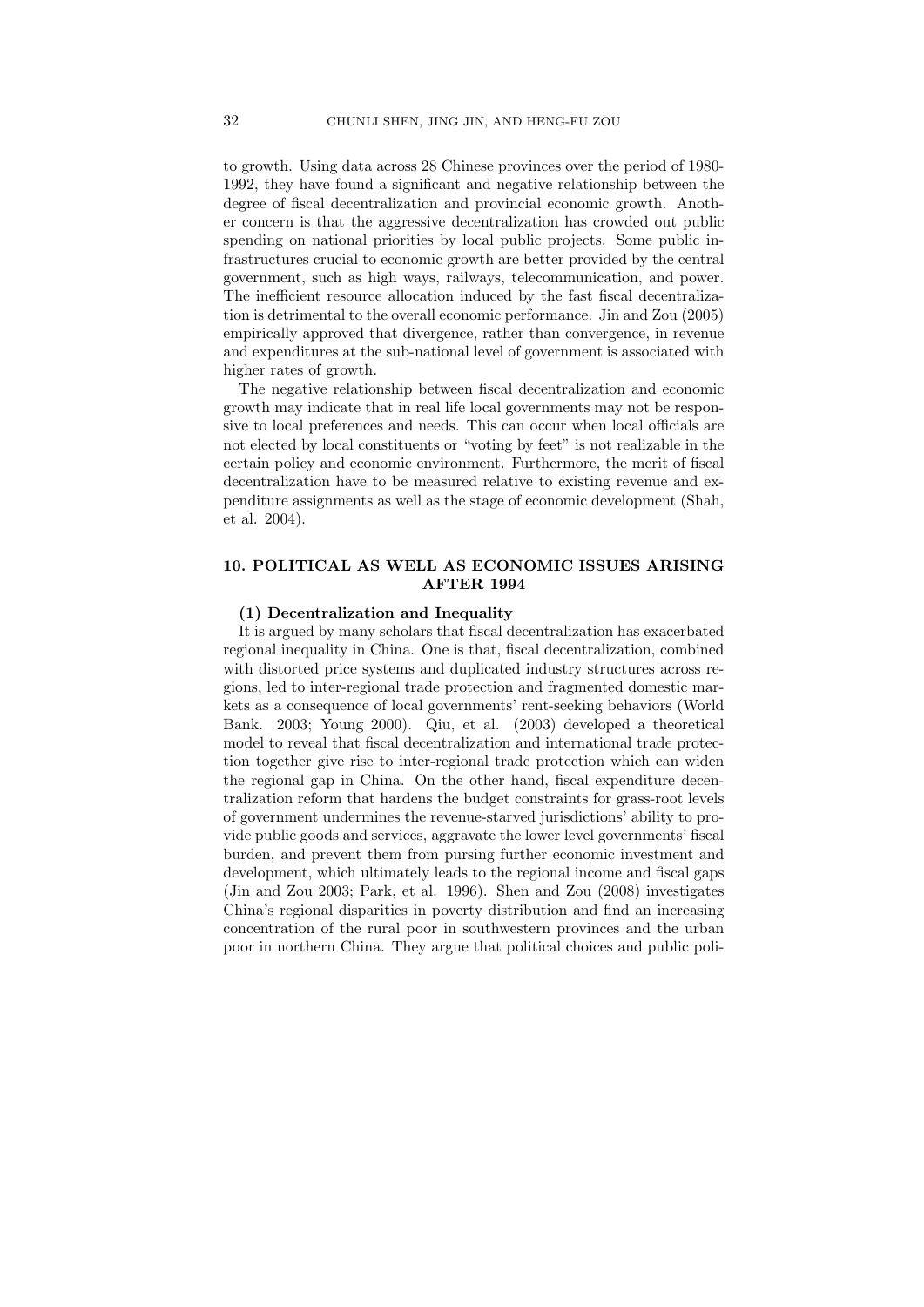to growth. Using data across 28 Chinese provinces over the period of 1980-1992, they have found a significant and negative relationship between the degree of fiscal decentralization and provincial economic growth. Another concern is that the aggressive decentralization has crowded out public spending on national priorities by local public projects. Some public infrastructures crucial to economic growth are better provided by the central government, such as high ways, railways, telecommunication, and power. The inefficient resource allocation induced by the fast fiscal decentralization is detrimental to the overall economic performance. Jin and Zou (2005) empirically approved that divergence, rather than convergence, in revenue and expenditures at the sub-national level of government is associated with higher rates of growth.

The negative relationship between fiscal decentralization and economic growth may indicate that in real life local governments may not be responsive to local preferences and needs. This can occur when local officials are not elected by local constituents or "voting by feet" is not realizable in the certain policy and economic environment. Furthermore, the merit of fiscal decentralization have to be measured relative to existing revenue and expenditure assignments as well as the stage of economic development (Shah, et al. 2004).

## 10. POLITICAL AS WELL AS ECONOMIC ISSUES ARISING AFTER 1994

### (1) Decentralization and Inequality

It is argued by many scholars that fiscal decentralization has exacerbated regional inequality in China. One is that, fiscal decentralization, combined with distorted price systems and duplicated industry structures across regions, led to inter-regional trade protection and fragmented domestic markets as a consequence of local governments' rent-seeking behaviors (World Bank. 2003; Young 2000). Qiu, et al. (2003) developed a theoretical model to reveal that fiscal decentralization and international trade protection together give rise to inter-regional trade protection which can widen the regional gap in China. On the other hand, fiscal expenditure decentralization reform that hardens the budget constraints for grass-root levels of government undermines the revenue-starved jurisdictions' ability to provide public goods and services, aggravate the lower level governments' fiscal burden, and prevent them from pursing further economic investment and development, which ultimately leads to the regional income and fiscal gaps (Jin and Zou 2003; Park, et al. 1996). Shen and Zou (2008) investigates China's regional disparities in poverty distribution and find an increasing concentration of the rural poor in southwestern provinces and the urban poor in northern China. They argue that political choices and public poli-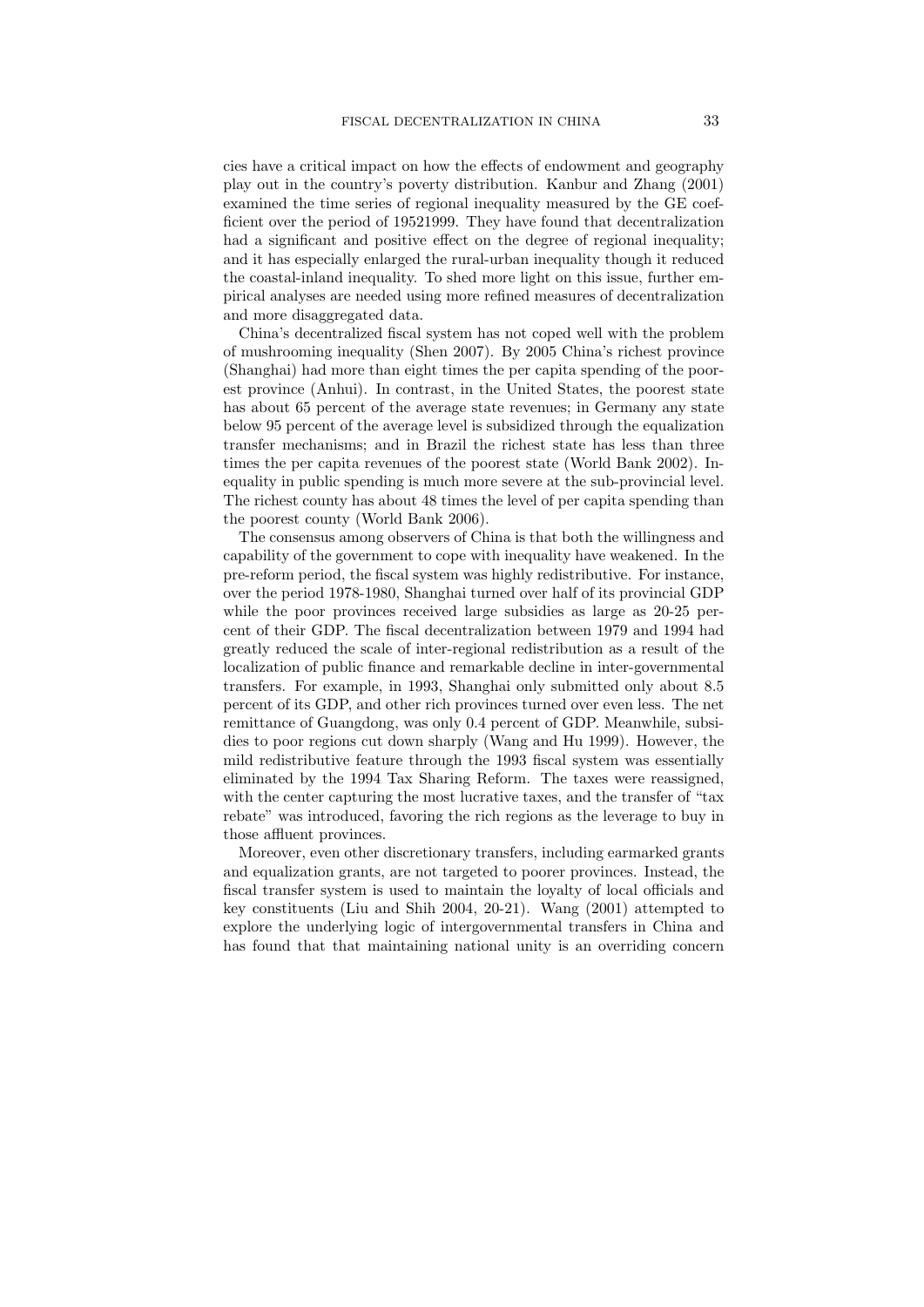cies have a critical impact on how the effects of endowment and geography play out in the country's poverty distribution. Kanbur and Zhang (2001) examined the time series of regional inequality measured by the GE coefficient over the period of 19521999. They have found that decentralization had a significant and positive effect on the degree of regional inequality; and it has especially enlarged the rural-urban inequality though it reduced the coastal-inland inequality. To shed more light on this issue, further empirical analyses are needed using more refined measures of decentralization and more disaggregated data.

China's decentralized fiscal system has not coped well with the problem of mushrooming inequality (Shen 2007). By 2005 China's richest province (Shanghai) had more than eight times the per capita spending of the poorest province (Anhui). In contrast, in the United States, the poorest state has about 65 percent of the average state revenues; in Germany any state below 95 percent of the average level is subsidized through the equalization transfer mechanisms; and in Brazil the richest state has less than three times the per capita revenues of the poorest state (World Bank 2002). Inequality in public spending is much more severe at the sub-provincial level. The richest county has about 48 times the level of per capita spending than the poorest county (World Bank 2006).

The consensus among observers of China is that both the willingness and capability of the government to cope with inequality have weakened. In the pre-reform period, the fiscal system was highly redistributive. For instance, over the period 1978-1980, Shanghai turned over half of its provincial GDP while the poor provinces received large subsidies as large as 20-25 percent of their GDP. The fiscal decentralization between 1979 and 1994 had greatly reduced the scale of inter-regional redistribution as a result of the localization of public finance and remarkable decline in inter-governmental transfers. For example, in 1993, Shanghai only submitted only about 8.5 percent of its GDP, and other rich provinces turned over even less. The net remittance of Guangdong, was only 0.4 percent of GDP. Meanwhile, subsidies to poor regions cut down sharply (Wang and Hu 1999). However, the mild redistributive feature through the 1993 fiscal system was essentially eliminated by the 1994 Tax Sharing Reform. The taxes were reassigned, with the center capturing the most lucrative taxes, and the transfer of "tax rebate" was introduced, favoring the rich regions as the leverage to buy in those affluent provinces.

Moreover, even other discretionary transfers, including earmarked grants and equalization grants, are not targeted to poorer provinces. Instead, the fiscal transfer system is used to maintain the loyalty of local officials and key constituents (Liu and Shih 2004, 20-21). Wang (2001) attempted to explore the underlying logic of intergovernmental transfers in China and has found that that maintaining national unity is an overriding concern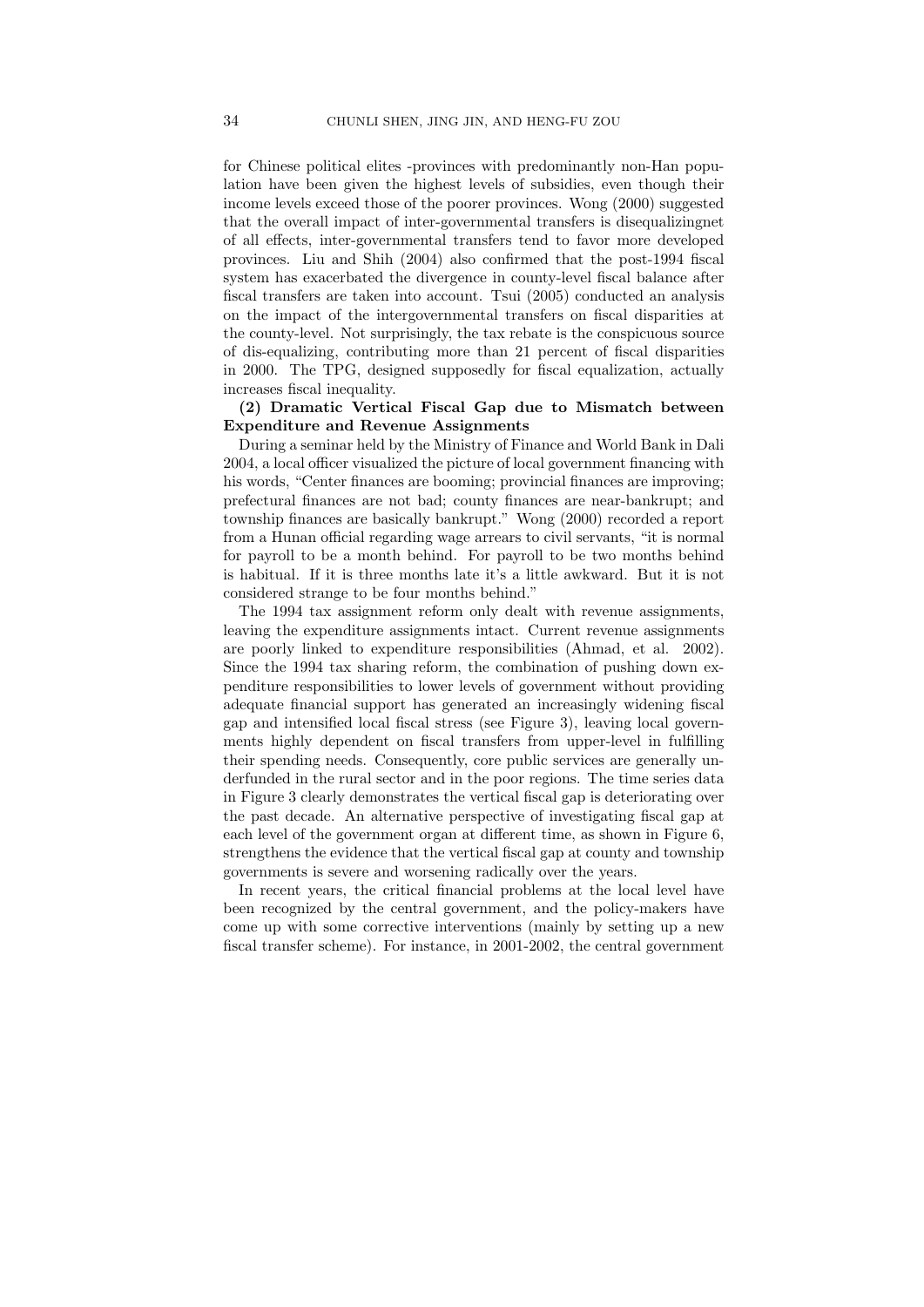for Chinese political elites -provinces with predominantly non-Han population have been given the highest levels of subsidies, even though their income levels exceed those of the poorer provinces. Wong (2000) suggested that the overall impact of inter-governmental transfers is disequalizingnet of all effects, inter-governmental transfers tend to favor more developed provinces. Liu and Shih (2004) also confirmed that the post-1994 fiscal system has exacerbated the divergence in county-level fiscal balance after fiscal transfers are taken into account. Tsui (2005) conducted an analysis on the impact of the intergovernmental transfers on fiscal disparities at the county-level. Not surprisingly, the tax rebate is the conspicuous source of dis-equalizing, contributing more than 21 percent of fiscal disparities in 2000. The TPG, designed supposedly for fiscal equalization, actually increases fiscal inequality.

**(2) Dramatic Vertical Fiscal Gap due to Mismatch between Expenditure and Revenue Assignments**

During a seminar held by the Ministry of Finance and World Bank in Dali 2004, a local officer visualized the picture of local government financing with his words, "Center finances are booming; provincial finances are improving; prefectural finances are not bad; county finances are near-bankrupt; and township finances are basically bankrupt." Wong (2000) recorded a report from a Hunan official regarding wage arrears to civil servants, "it is normal for payroll to be a month behind. For payroll to be two months behind is habitual. If it is three months late it's a little awkward. But it is not considered strange to be four months behind."

The 1994 tax assignment reform only dealt with revenue assignments, leaving the expenditure assignments intact. Current revenue assignments are poorly linked to expenditure responsibilities (Ahmad, et al. 2002). Since the 1994 tax sharing reform, the combination of pushing down expenditure responsibilities to lower levels of government without providing adequate financial support has generated an increasingly widening fiscal gap and intensified local fiscal stress (see Figure 3), leaving local governments highly dependent on fiscal transfers from upper-level in fulfilling their spending needs. Consequently, core public services are generally underfunded in the rural sector and in the poor regions. The time series data in Figure 3 clearly demonstrates the vertical fiscal gap is deteriorating over the past decade. An alternative perspective of investigating fiscal gap at each level of the government organ at different time, as shown in Figure 6, strengthens the evidence that the vertical fiscal gap at county and township governments is severe and worsening radically over the years.

In recent years, the critical financial problems at the local level have been recognized by the central government, and the policy-makers have come up with some corrective interventions (mainly by setting up a new fiscal transfer scheme). For instance, in 2001-2002, the central government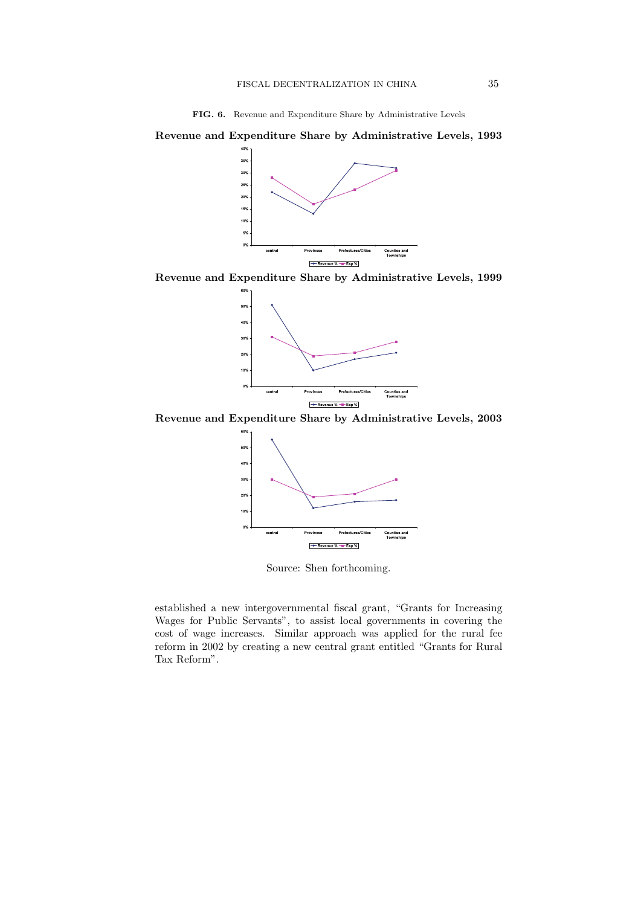**FIG. 6.** Revenue and Expenditure Share by Administrative Levels

**Revenue and Expenditure Share by Administrative Levels, 1993**

40%
35%
30%
25%
20%
15%
10%
5%
0%
central
Provinces
Prefectures/Cities
Counties and Townships
Revenue % Exp %

**Revenue and Expenditure Share by Administrative Levels, 1999**

60%
50%
40%
30%
20%
10%
0%
central
Provinces
Prefectures/Cities
Counties and Townships
Revenue % Exp %

**Revenue and Expenditure Share by Administrative Levels, 2003**

60%
50%
40%
30%
20%
10%
0%
central
Provinces
Prefectures/Cities
Counties and Townships
Revenue % Exp %

Source: Shen forthcoming.

established a new intergovernmental fiscal grant, "Grants for Increasing Wages for Public Servants", to assist local governments in covering the cost of wage increases. Similar approach was applied for the rural fee reform in 2002 by creating a new central grant entitled "Grants for Rural Tax Reform".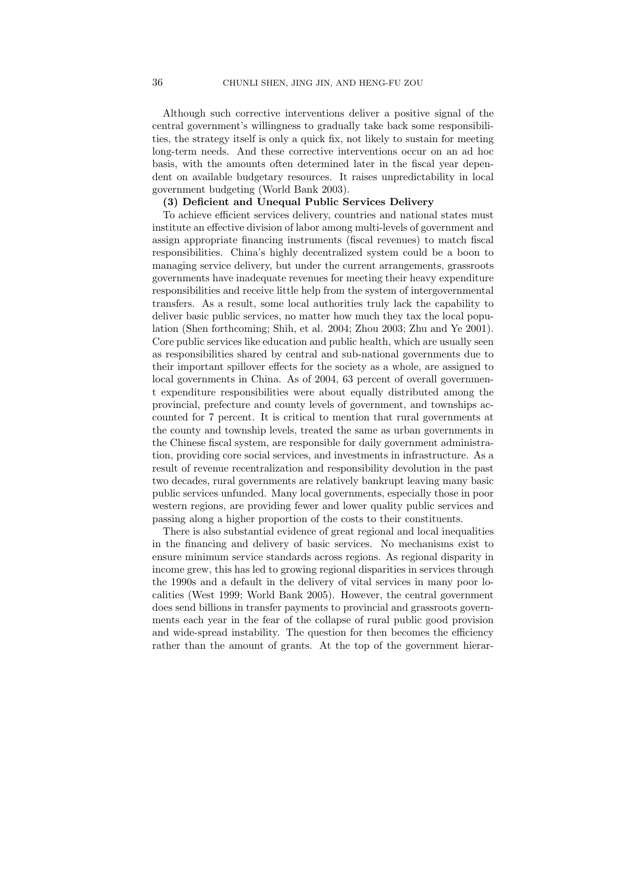Although such corrective interventions deliver a positive signal of the central government's willingness to gradually take back some responsibilities, the strategy itself is only a quick fix, not likely to sustain for meeting long-term needs. And these corrective interventions occur on an ad hoc basis, with the amounts often determined later in the fiscal year dependent on available budgetary resources. It raises unpredictability in local government budgeting (World Bank 2003).

**(3) Deficient and Unequal Public Services Delivery**

To achieve efficient services delivery, countries and national states must institute an effective division of labor among multi-levels of government and assign appropriate financing instruments (fiscal revenues) to match fiscal responsibilities. China's highly decentralized system could be a boon to managing service delivery, but under the current arrangements, grassroots governments have inadequate revenues for meeting their heavy expenditure responsibilities and receive little help from the system of intergovernmental transfers. As a result, some local authorities truly lack the capability to deliver basic public services, no matter how much they tax the local population (Shen forthcoming; Shih, et al. 2004; Zhou 2003; Zhu and Ye 2001). Core public services like education and public health, which are usually seen as responsibilities shared by central and sub-national governments due to their important spillover effects for the society as a whole, are assigned to local governments in China. As of 2004, 63 percent of overall government expenditure responsibilities were about equally distributed among the provincial, prefecture and county levels of government, and townships accounted for 7 percent. It is critical to mention that rural governments at the county and township levels, treated the same as urban governments in the Chinese fiscal system, are responsible for daily government administration, providing core social services, and investments in infrastructure. As a result of revenue recentralization and responsibility devolution in the past two decades, rural governments are relatively bankrupt leaving many basic public services unfunded. Many local governments, especially those in poor western regions, are providing fewer and lower quality public services and passing along a higher proportion of the costs to their constituents.

There is also substantial evidence of great regional and local inequalities in the financing and delivery of basic services. No mechanisms exist to ensure minimum service standards across regions. As regional disparity in income grew, this has led to growing regional disparities in services through the 1990s and a default in the delivery of vital services in many poor localities (West 1999; World Bank 2005). However, the central government does send billions in transfer payments to provincial and grassroots governments each year in the fear of the collapse of rural public good provision and wide-spread instability. The question for then becomes the efficiency rather than the amount of grants. At the top of the government hierar-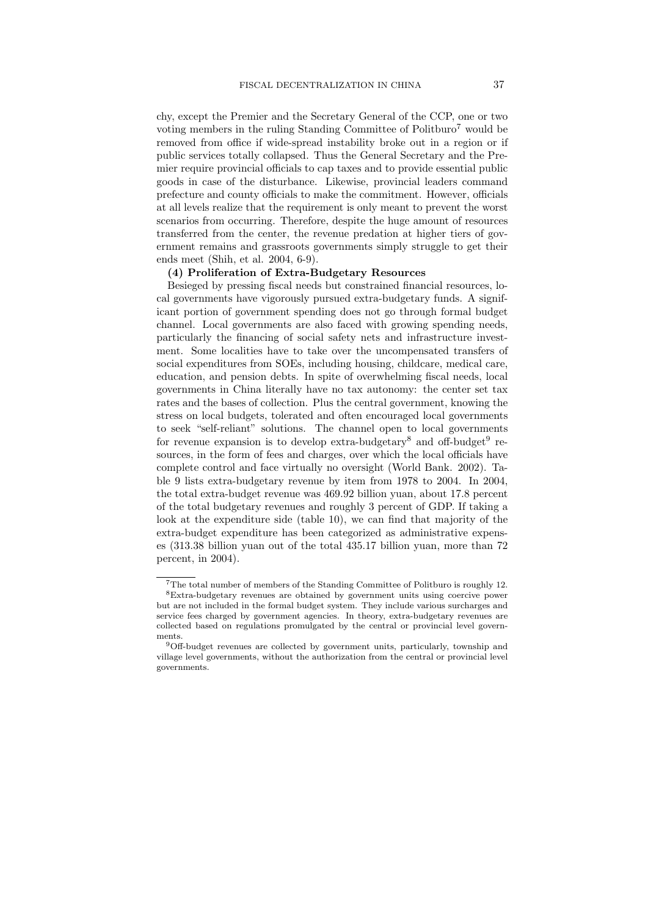chy, except the Premier and the Secretary General of the CCP, one or two voting members in the ruling Standing Committee of Politburo[7] would be removed from office if wide-spread instability broke out in a region or if public services totally collapsed. Thus the General Secretary and the Premier require provincial officials to cap taxes and to provide essential public goods in case of the disturbance. Likewise, provincial leaders command prefecture and county officials to make the commitment. However, officials at all levels realize that the requirement is only meant to prevent the worst scenarios from occurring. Therefore, despite the huge amount of resources transferred from the center, the revenue predation at higher tiers of government remains and grassroots governments simply struggle to get their ends meet (Shih, et al. 2004, 6-9).

**(4) Proliferation of Extra-Budgetary Resources**

Besieged by pressing fiscal needs but constrained financial resources, local governments have vigorously pursued extra-budgetary funds. A significant portion of government spending does not go through formal budget channel. Local governments are also faced with growing spending needs, particularly the financing of social safety nets and infrastructure investment. Some localities have to take over the uncompensated transfers of social expenditures from SOEs, including housing, childcare, medical care, education, and pension debts. In spite of overwhelming fiscal needs, local governments in China literally have no tax autonomy: the center set tax rates and the bases of collection. Plus the central government, knowing the stress on local budgets, tolerated and often encouraged local governments to seek "self-reliant" solutions. The channel open to local governments for revenue expansion is to develop extra-budgetary[8] and off-budget[9] resources, in the form of fees and charges, over which the local officials have complete control and face virtually no oversight (World Bank. 2002). Table 9 lists extra-budgetary revenue by item from 1978 to 2004. In 2004, the total extra-budget revenue was 469.92 billion yuan, about 17.8 percent of the total budgetary revenues and roughly 3 percent of GDP. If taking a look at the expenditure side (table 10), we can find that majority of the extra-budget expenditure has been categorized as administrative expenses (313.38 billion yuan out of the total 435.17 billion yuan, more than 72 percent, in 2004).

[7] The total number of members of the Standing Committee of Politburo is roughly 12.

[8] Extra-budgetary revenues are obtained by government units using coercive power but are not included in the formal budget system. They include various surcharges and service fees charged by government agencies. In theory, extra-budgetary revenues are collected based on regulations promulgated by the central or provincial level governments.

[9] Off-budget revenues are collected by government units, particularly, township and village level governments, without the authorization from the central or provincial level governments.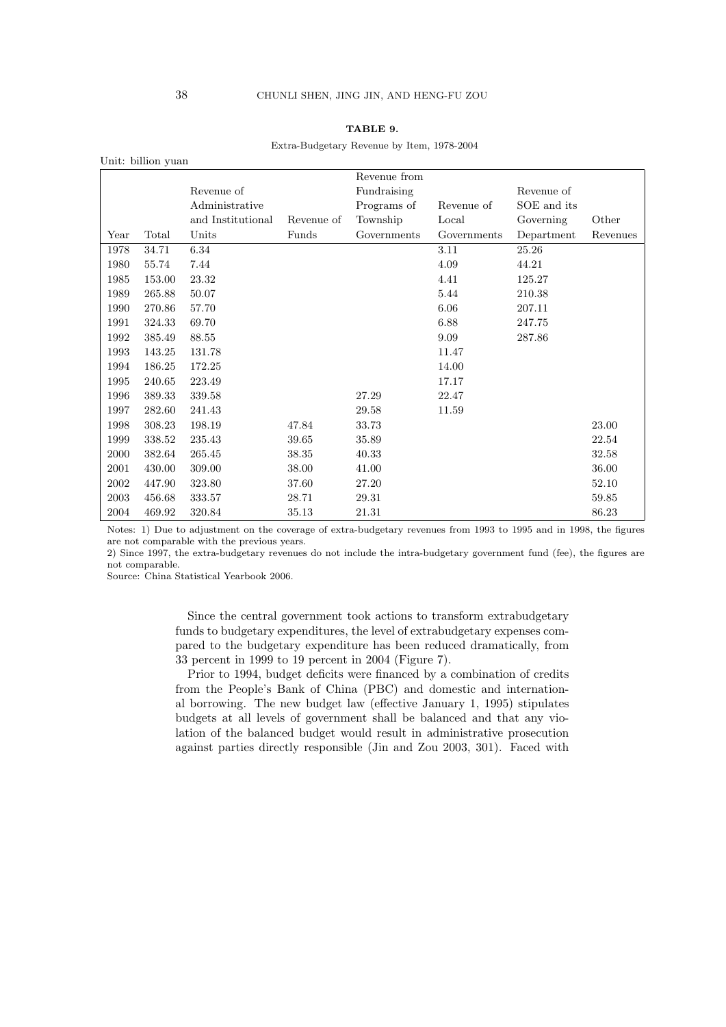**TABLE 9.**

Extra-Budgetary Revenue by Item, 1978-2004

Unit: billion yuan

| Year | Total | Revenue of Administrative and Institutional Units | Revenue of Funds | Revenue from Fundraising Programs of Township Governments | Revenue of Local Governments | Revenue of SOE and its Governing Department | Other Revenues |
|---|---|---|---|---|---|---|---|
| 1978 | 34.71 | 6.34 | | | 3.11 | 25.26 | |
| 1980 | 55.74 | 7.44 | | | 4.09 | 44.21 | |
| 1985 | 153.00 | 23.32 | | | 4.41 | 125.27 | |
| 1989 | 265.88 | 50.07 | | | 5.44 | 210.38 | |
| 1990 | 270.86 | 57.70 | | | 6.06 | 207.11 | |
| 1991 | 324.33 | 69.70 | | | 6.88 | 247.75 | |
| 1992 | 385.49 | 88.55 | | | 9.09 | 287.86 | |
| 1993 | 143.25 | 131.78 | | | 11.47 | | |
| 1994 | 186.25 | 172.25 | | | 14.00 | | |
| 1995 | 240.65 | 223.49 | | | 17.17 | | |
| 1996 | 389.33 | 339.58 | | 27.29 | 22.47 | | |
| 1997 | 282.60 | 241.43 | | 29.58 | 11.59 | | |
| 1998 | 308.23 | 198.19 | 47.84 | 33.73 | | | 23.00 |
| 1999 | 338.52 | 235.43 | 39.65 | 35.89 | | | 22.54 |
| 2000 | 382.64 | 265.45 | 38.35 | 40.33 | | | 32.58 |
| 2001 | 430.00 | 309.00 | 38.00 | 41.00 | | | 36.00 |
| 2002 | 447.90 | 323.80 | 37.60 | 27.20 | | | 52.10 |
| 2003 | 456.68 | 333.57 | 28.71 | 29.31 | | | 59.85 |
| 2004 | 469.92 | 320.84 | 35.13 | 21.31 | | | 86.23 |

Notes: 1) Due to adjustment on the coverage of extra-budgetary revenues from 1993 to 1995 and in 1998, the figures are not comparable with the previous years.

2) Since 1997, the extra-budgetary revenues do not include the intra-budgetary government fund (fee), the figures are not comparable.

Source: China Statistical Yearbook 2006.

Since the central government took actions to transform extrabudgetary funds to budgetary expenditures, the level of extrabudgetary expenses compared to the budgetary expenditure has been reduced dramatically, from 33 percent in 1999 to 19 percent in 2004 (Figure 7).

Prior to 1994, budget deficits were financed by a combination of credits from the People's Bank of China (PBC) and domestic and international borrowing. The new budget law (effective January 1, 1995) stipulates budgets at all levels of government shall be balanced and that any violation of the balanced budget would result in administrative prosecution against parties directly responsible (Jin and Zou 2003, 301). Faced with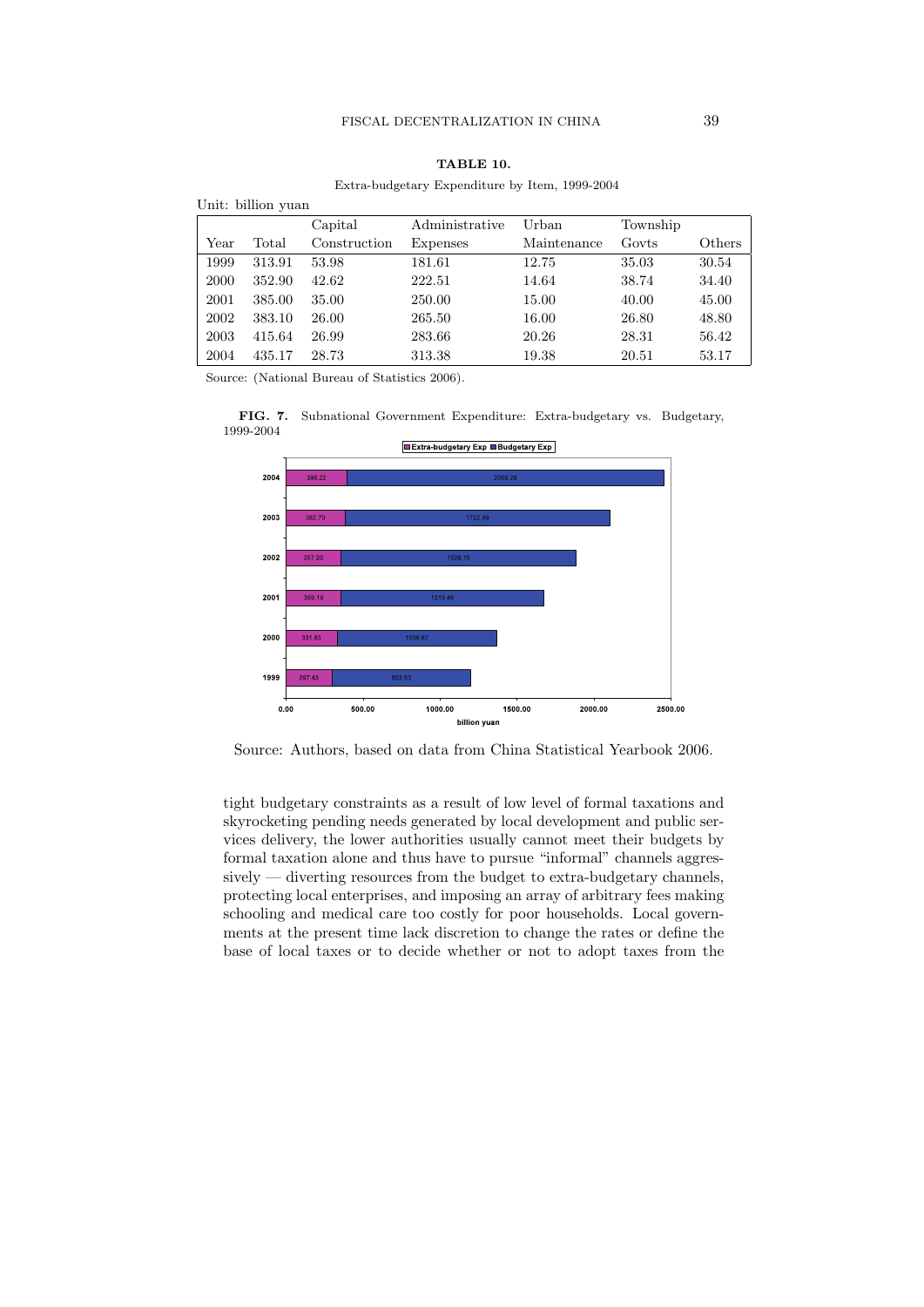**TABLE 10.**

Extra-budgetary Expenditure by Item, 1999-2004

Unit: billion yuan

| Year | Total | Capital Construction | Administrative Expenses | Urban Maintenance | Township Govts | Others |
|---|---|---|---|---|---|---|
| 1999 | 313.91 | 53.98 | 181.61 | 12.75 | 35.03 | 30.54 |
| 2000 | 352.90 | 42.62 | 222.51 | 14.64 | 38.74 | 34.40 |
| 2001 | 385.00 | 35.00 | 250.00 | 15.00 | 40.00 | 45.00 |
| 2002 | 383.10 | 26.00 | 265.50 | 16.00 | 26.80 | 48.80 |
| 2003 | 415.64 | 26.99 | 283.66 | 20.26 | 28.31 | 56.42 |
| 2004 | 435.17 | 28.73 | 313.38 | 19.38 | 20.51 | 53.17 |

Source: (National Bureau of Statistics 2006).

**FIG. 7.** Subnational Government Expenditure: Extra-budgetary vs. Budgetary, 1999-2004

Extra-budgetary Exp
Budgetary Exp

2004
396.22
2059.28

2003
382.70
1722.99

2002
357.20
1528.15

2001
359.19
1313.46

2000
331.83
1036.67

1999
297.43
903.53

0.00
500.00
1000.00
1500.00
2000.00
2500.00
billion yuan

Source: Authors, based on data from China Statistical Yearbook 2006.

tight budgetary constraints as a result of low level of formal taxations and skyrocketing pending needs generated by local development and public services delivery, the lower authorities usually cannot meet their budgets by formal taxation alone and thus have to pursue "informal" channels aggressively — diverting resources from the budget to extra-budgetary channels, protecting local enterprises, and imposing an array of arbitrary fees making schooling and medical care too costly for poor households. Local governments at the present time lack discretion to change the rates or define the base of local taxes or to decide whether or not to adopt taxes from the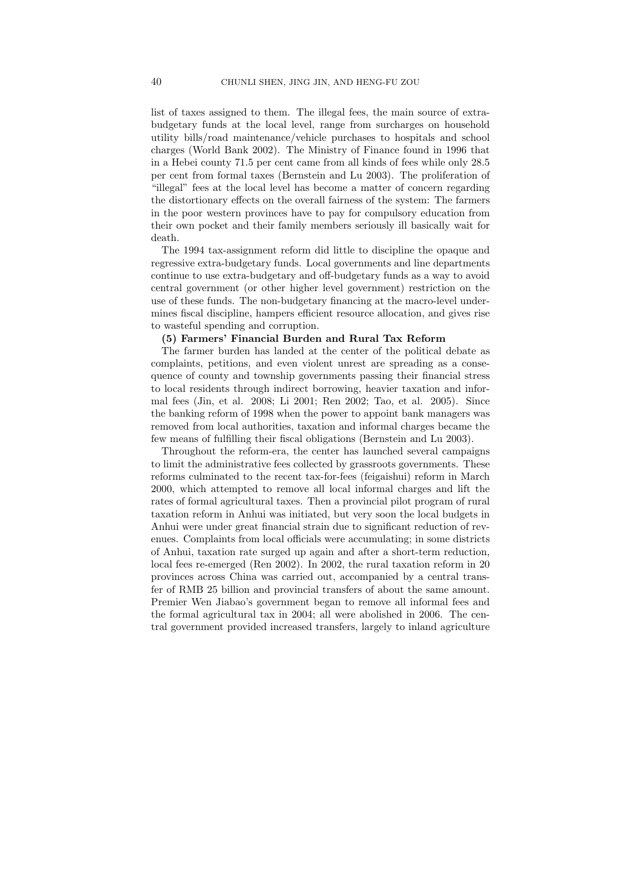list of taxes assigned to them. The illegal fees, the main source of extra-budgetary funds at the local level, range from surcharges on household utility bills/road maintenance/vehicle purchases to hospitals and school charges (World Bank 2002). The Ministry of Finance found in 1996 that in a Hebei county 71.5 per cent came from all kinds of fees while only 28.5 per cent from formal taxes (Bernstein and Lu 2003). The proliferation of "illegal" fees at the local level has become a matter of concern regarding the distortionary effects on the overall fairness of the system: The farmers in the poor western provinces have to pay for compulsory education from their own pocket and their family members seriously ill basically wait for death.

The 1994 tax-assignment reform did little to discipline the opaque and regressive extra-budgetary funds. Local governments and line departments continue to use extra-budgetary and off-budgetary funds as a way to avoid central government (or other higher level government) restriction on the use of these funds. The non-budgetary financing at the macro-level undermines fiscal discipline, hampers efficient resource allocation, and gives rise to wasteful spending and corruption.

**(5) Farmers' Financial Burden and Rural Tax Reform**

The farmer burden has landed at the center of the political debate as complaints, petitions, and even violent unrest are spreading as a consequence of county and township governments passing their financial stress to local residents through indirect borrowing, heavier taxation and informal fees (Jin, et al. 2008; Li 2001; Ren 2002; Tao, et al. 2005). Since the banking reform of 1998 when the power to appoint bank managers was removed from local authorities, taxation and informal charges became the few means of fulfilling their fiscal obligations (Bernstein and Lu 2003).

Throughout the reform-era, the center has launched several campaigns to limit the administrative fees collected by grassroots governments. These reforms culminated to the recent tax-for-fees (feigaishui) reform in March 2000, which attempted to remove all local informal charges and lift the rates of formal agricultural taxes. Then a provincial pilot program of rural taxation reform in Anhui was initiated, but very soon the local budgets in Anhui were under great financial strain due to significant reduction of revenues. Complaints from local officials were accumulating; in some districts of Anhui, taxation rate surged up again and after a short-term reduction, local fees re-emerged (Ren 2002). In 2002, the rural taxation reform in 20 provinces across China was carried out, accompanied by a central transfer of RMB 25 billion and provincial transfers of about the same amount. Premier Wen Jiabao's government began to remove all informal fees and the formal agricultural tax in 2004; all were abolished in 2006. The central government provided increased transfers, largely to inland agriculture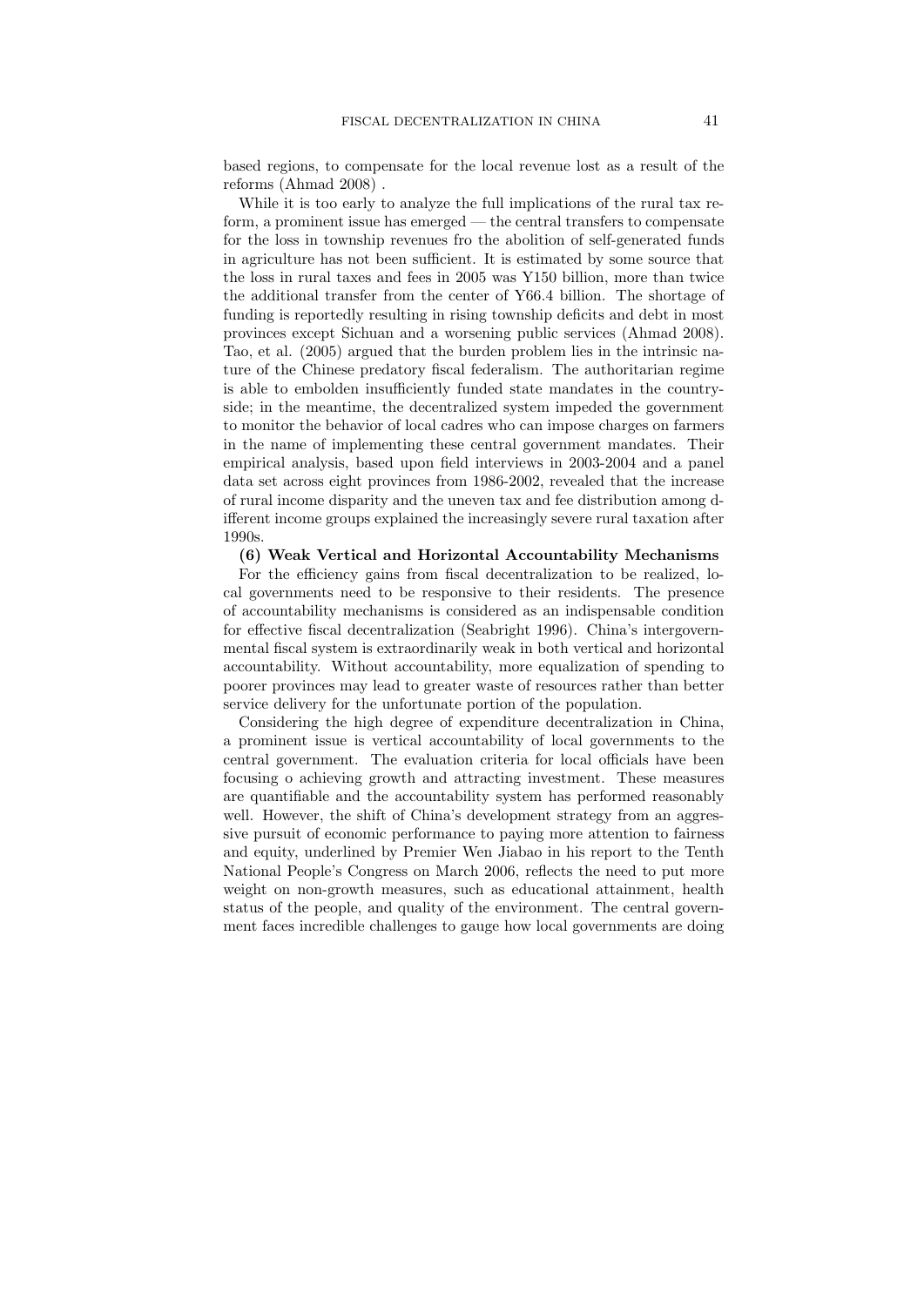based regions, to compensate for the local revenue lost as a result of the reforms (Ahmad 2008) .

While it is too early to analyze the full implications of the rural tax reform, a prominent issue has emerged — the central transfers to compensate for the loss in township revenues fro the abolition of self-generated funds in agriculture has not been sufficient. It is estimated by some source that the loss in rural taxes and fees in 2005 was Y150 billion, more than twice the additional transfer from the center of Y66.4 billion. The shortage of funding is reportedly resulting in rising township deficits and debt in most provinces except Sichuan and a worsening public services (Ahmad 2008). Tao, et al. (2005) argued that the burden problem lies in the intrinsic nature of the Chinese predatory fiscal federalism. The authoritarian regime is able to embolden insufficiently funded state mandates in the countryside; in the meantime, the decentralized system impeded the government to monitor the behavior of local cadres who can impose charges on farmers in the name of implementing these central government mandates. Their empirical analysis, based upon field interviews in 2003-2004 and a panel data set across eight provinces from 1986-2002, revealed that the increase of rural income disparity and the uneven tax and fee distribution among different income groups explained the increasingly severe rural taxation after 1990s.

**(6) Weak Vertical and Horizontal Accountability Mechanisms**

For the efficiency gains from fiscal decentralization to be realized, local governments need to be responsive to their residents. The presence of accountability mechanisms is considered as an indispensable condition for effective fiscal decentralization (Seabright 1996). China's intergovernmental fiscal system is extraordinarily weak in both vertical and horizontal accountability. Without accountability, more equalization of spending to poorer provinces may lead to greater waste of resources rather than better service delivery for the unfortunate portion of the population.

Considering the high degree of expenditure decentralization in China, a prominent issue is vertical accountability of local governments to the central government. The evaluation criteria for local officials have been focusing o achieving growth and attracting investment. These measures are quantifiable and the accountability system has performed reasonably well. However, the shift of China's development strategy from an aggressive pursuit of economic performance to paying more attention to fairness and equity, underlined by Premier Wen Jiabao in his report to the Tenth National People's Congress on March 2006, reflects the need to put more weight on non-growth measures, such as educational attainment, health status of the people, and quality of the environment. The central government faces incredible challenges to gauge how local governments are doing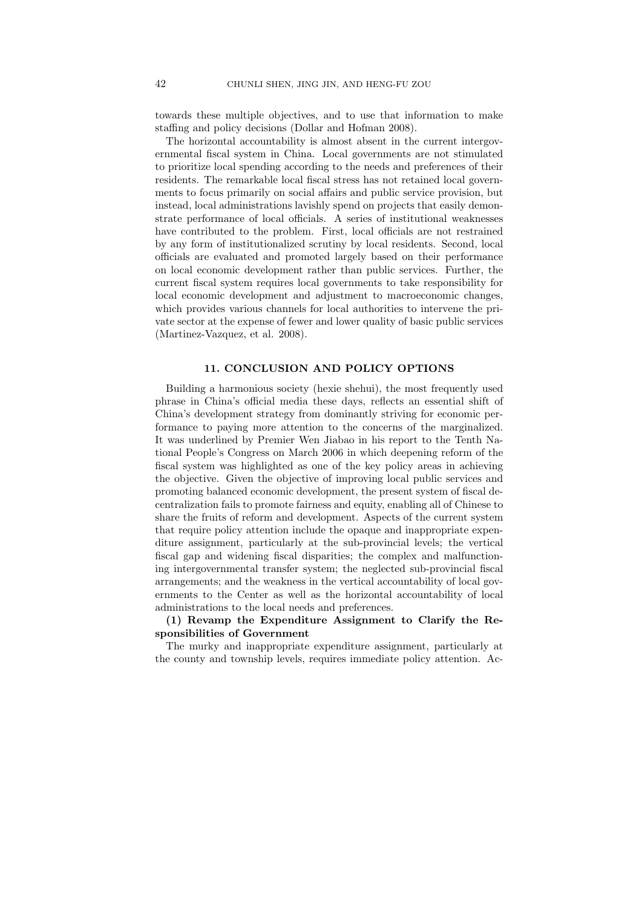towards these multiple objectives, and to use that information to make staffing and policy decisions (Dollar and Hofman 2008).

The horizontal accountability is almost absent in the current intergovernmental fiscal system in China. Local governments are not stimulated to prioritize local spending according to the needs and preferences of their residents. The remarkable local fiscal stress has not retained local governments to focus primarily on social affairs and public service provision, but instead, local administrations lavishly spend on projects that easily demonstrate performance of local officials. A series of institutional weaknesses have contributed to the problem. First, local officials are not restrained by any form of institutionalized scrutiny by local residents. Second, local officials are evaluated and promoted largely based on their performance on local economic development rather than public services. Further, the current fiscal system requires local governments to take responsibility for local economic development and adjustment to macroeconomic changes, which provides various channels for local authorities to intervene the private sector at the expense of fewer and lower quality of basic public services (Martinez-Vazquez, et al. 2008).

## 11. CONCLUSION AND POLICY OPTIONS

Building a harmonious society (hexie shehui), the most frequently used phrase in China's official media these days, reflects an essential shift of China's development strategy from dominantly striving for economic performance to paying more attention to the concerns of the marginalized. It was underlined by Premier Wen Jiabao in his report to the Tenth National People's Congress on March 2006 in which deepening reform of the fiscal system was highlighted as one of the key policy areas in achieving the objective. Given the objective of improving local public services and promoting balanced economic development, the present system of fiscal decentralization fails to promote fairness and equity, enabling all of Chinese to share the fruits of reform and development. Aspects of the current system that require policy attention include the opaque and inappropriate expenditure assignment, particularly at the sub-provincial levels; the vertical fiscal gap and widening fiscal disparities; the complex and malfunctioning intergovernmental transfer system; the neglected sub-provincial fiscal arrangements; and the weakness in the vertical accountability of local governments to the Center as well as the horizontal accountability of local administrations to the local needs and preferences.

**(1) Revamp the Expenditure Assignment to Clarify the Responsibilities of Government**

The murky and inappropriate expenditure assignment, particularly at the county and township levels, requires immediate policy attention. Ac-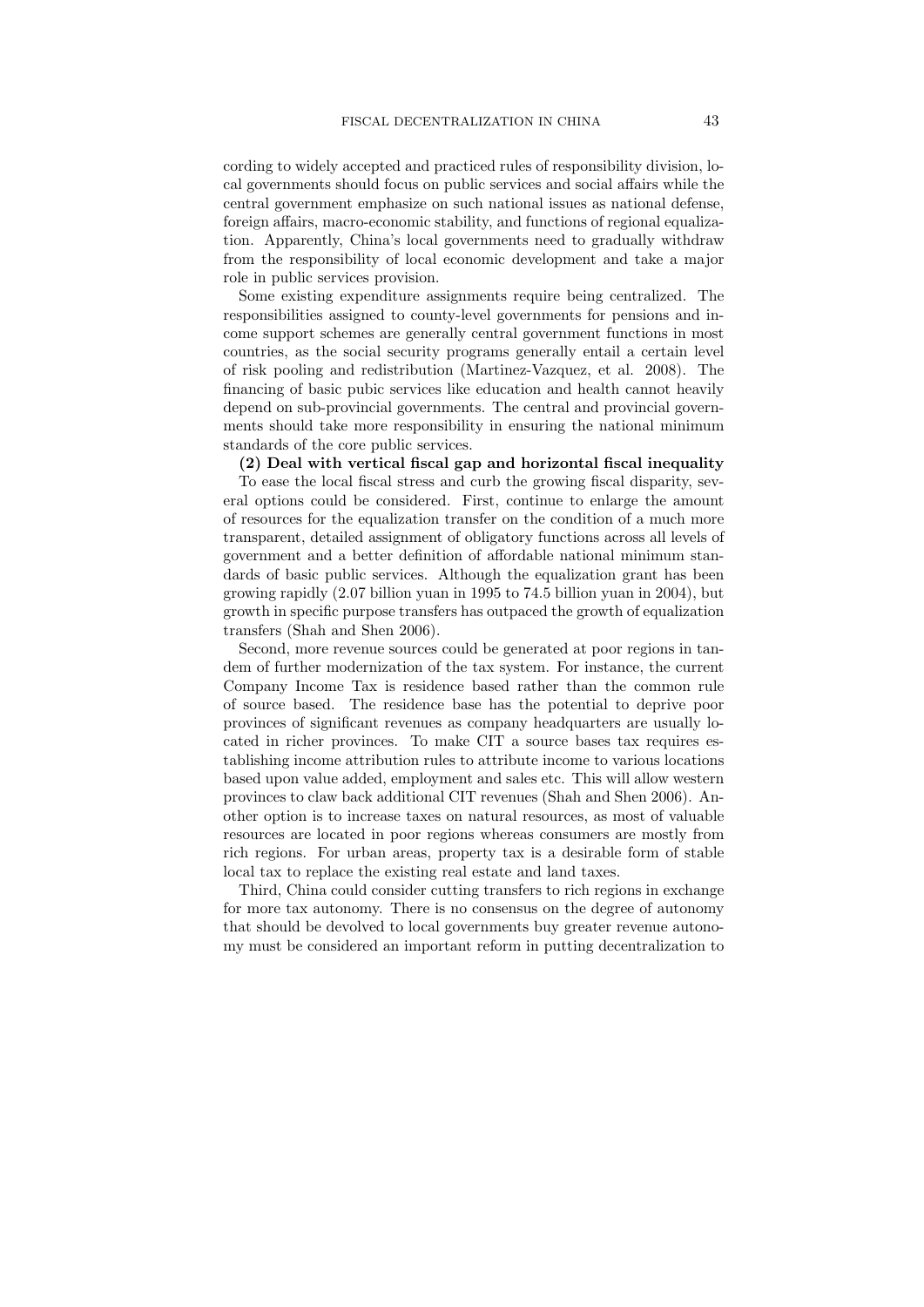cording to widely accepted and practiced rules of responsibility division, local governments should focus on public services and social affairs while the central government emphasize on such national issues as national defense, foreign affairs, macro-economic stability, and functions of regional equalization. Apparently, China's local governments need to gradually withdraw from the responsibility of local economic development and take a major role in public services provision.

Some existing expenditure assignments require being centralized. The responsibilities assigned to county-level governments for pensions and income support schemes are generally central government functions in most countries, as the social security programs generally entail a certain level of risk pooling and redistribution (Martinez-Vazquez, et al. 2008). The financing of basic pubic services like education and health cannot heavily depend on sub-provincial governments. The central and provincial governments should take more responsibility in ensuring the national minimum standards of the core public services.

**(2) Deal with vertical fiscal gap and horizontal fiscal inequality**

To ease the local fiscal stress and curb the growing fiscal disparity, several options could be considered. First, continue to enlarge the amount of resources for the equalization transfer on the condition of a much more transparent, detailed assignment of obligatory functions across all levels of government and a better definition of affordable national minimum standards of basic public services. Although the equalization grant has been growing rapidly (2.07 billion yuan in 1995 to 74.5 billion yuan in 2004), but growth in specific purpose transfers has outpaced the growth of equalization transfers (Shah and Shen 2006).

Second, more revenue sources could be generated at poor regions in tandem of further modernization of the tax system. For instance, the current Company Income Tax is residence based rather than the common rule of source based. The residence base has the potential to deprive poor provinces of significant revenues as company headquarters are usually located in richer provinces. To make CIT a source bases tax requires establishing income attribution rules to attribute income to various locations based upon value added, employment and sales etc. This will allow western provinces to claw back additional CIT revenues (Shah and Shen 2006). Another option is to increase taxes on natural resources, as most of valuable resources are located in poor regions whereas consumers are mostly from rich regions. For urban areas, property tax is a desirable form of stable local tax to replace the existing real estate and land taxes.

Third, China could consider cutting transfers to rich regions in exchange for more tax autonomy. There is no consensus on the degree of autonomy that should be devolved to local governments buy greater revenue autonomy must be considered an important reform in putting decentralization to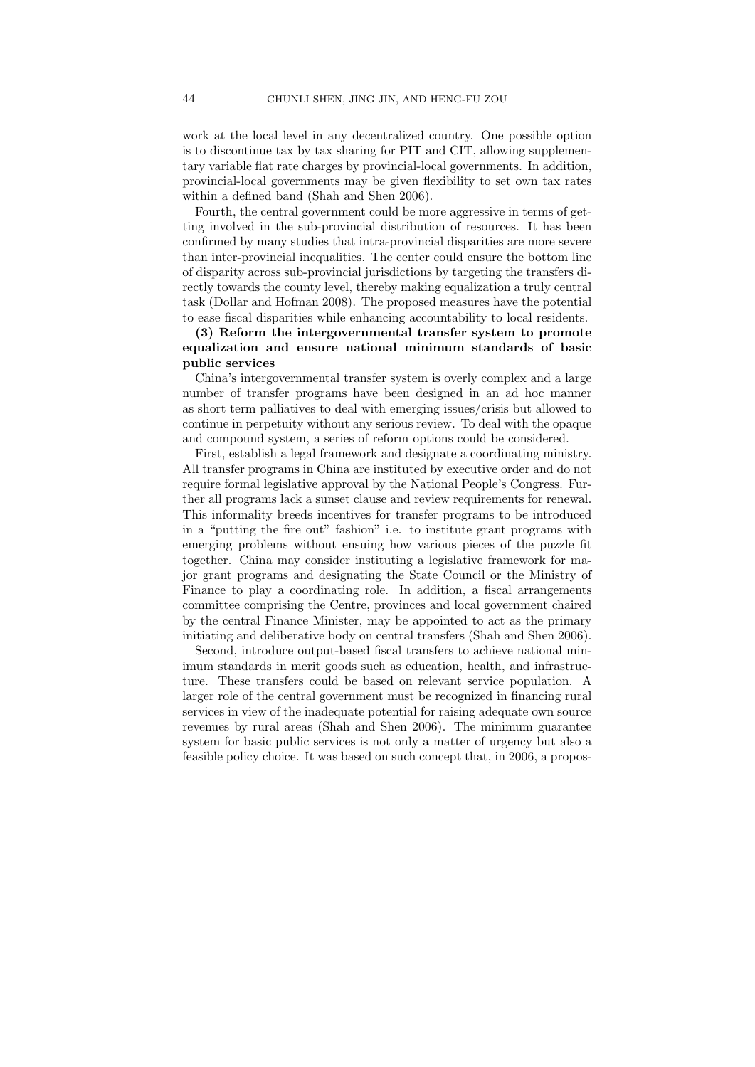work at the local level in any decentralized country. One possible option is to discontinue tax by tax sharing for PIT and CIT, allowing supplementary variable flat rate charges by provincial-local governments. In addition, provincial-local governments may be given flexibility to set own tax rates within a defined band (Shah and Shen 2006).

Fourth, the central government could be more aggressive in terms of getting involved in the sub-provincial distribution of resources. It has been confirmed by many studies that intra-provincial disparities are more severe than inter-provincial inequalities. The center could ensure the bottom line of disparity across sub-provincial jurisdictions by targeting the transfers directly towards the county level, thereby making equalization a truly central task (Dollar and Hofman 2008). The proposed measures have the potential to ease fiscal disparities while enhancing accountability to local residents.

**(3) Reform the intergovernmental transfer system to promote equalization and ensure national minimum standards of basic public services**

China's intergovernmental transfer system is overly complex and a large number of transfer programs have been designed in an ad hoc manner as short term palliatives to deal with emerging issues/crisis but allowed to continue in perpetuity without any serious review. To deal with the opaque and compound system, a series of reform options could be considered.

First, establish a legal framework and designate a coordinating ministry. All transfer programs in China are instituted by executive order and do not require formal legislative approval by the National People's Congress. Further all programs lack a sunset clause and review requirements for renewal. This informality breeds incentives for transfer programs to be introduced in a "putting the fire out" fashion" i.e. to institute grant programs with emerging problems without ensuing how various pieces of the puzzle fit together. China may consider instituting a legislative framework for major grant programs and designating the State Council or the Ministry of Finance to play a coordinating role. In addition, a fiscal arrangements committee comprising the Centre, provinces and local government chaired by the central Finance Minister, may be appointed to act as the primary initiating and deliberative body on central transfers (Shah and Shen 2006).

Second, introduce output-based fiscal transfers to achieve national minimum standards in merit goods such as education, health, and infrastructure. These transfers could be based on relevant service population. A larger role of the central government must be recognized in financing rural services in view of the inadequate potential for raising adequate own source revenues by rural areas (Shah and Shen 2006). The minimum guarantee system for basic public services is not only a matter of urgency but also a feasible policy choice. It was based on such concept that, in 2006, a propos-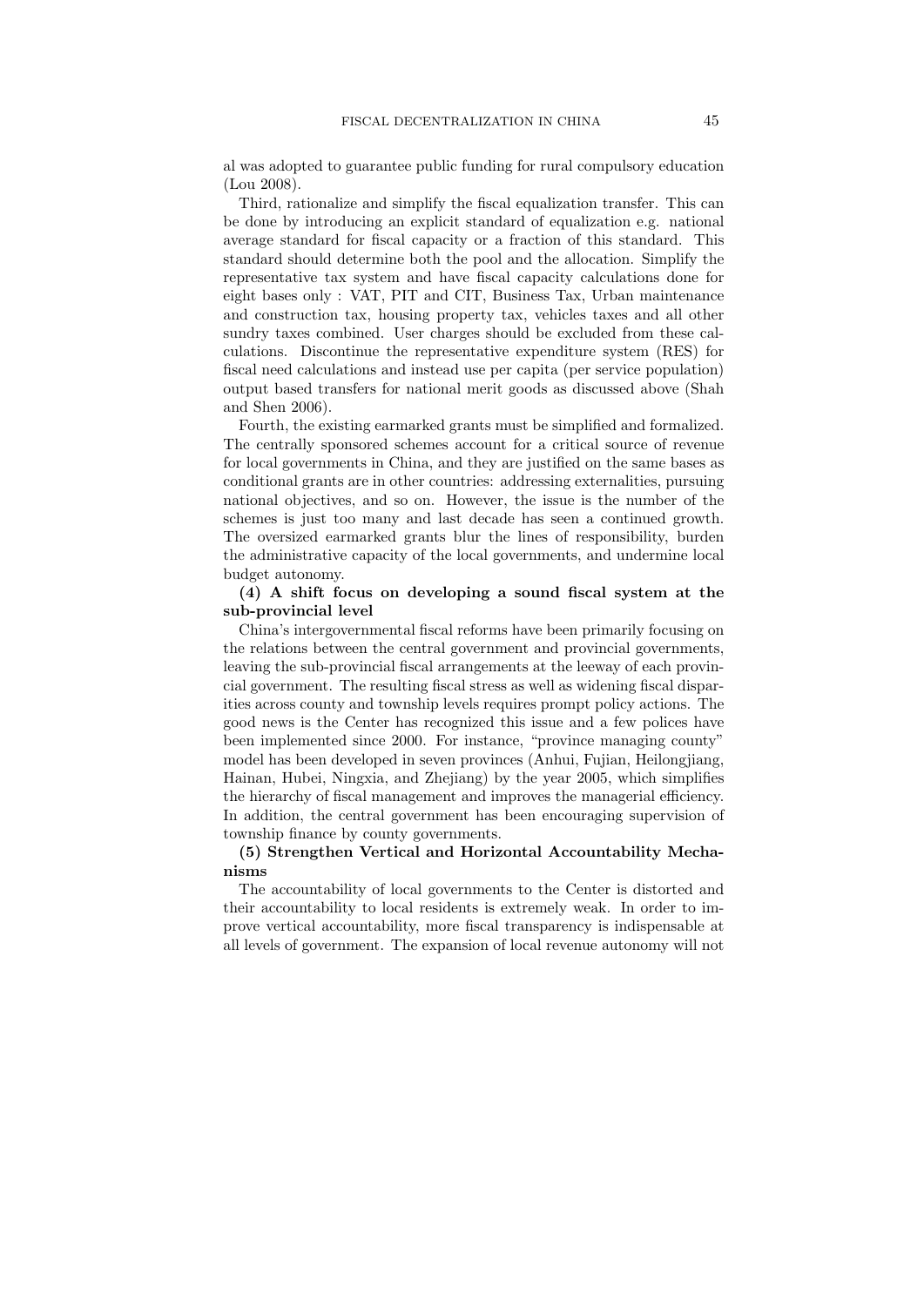al was adopted to guarantee public funding for rural compulsory education (Lou 2008).

Third, rationalize and simplify the fiscal equalization transfer. This can be done by introducing an explicit standard of equalization e.g. national average standard for fiscal capacity or a fraction of this standard. This standard should determine both the pool and the allocation. Simplify the representative tax system and have fiscal capacity calculations done for eight bases only : VAT, PIT and CIT, Business Tax, Urban maintenance and construction tax, housing property tax, vehicles taxes and all other sundry taxes combined. User charges should be excluded from these calculations. Discontinue the representative expenditure system (RES) for fiscal need calculations and instead use per capita (per service population) output based transfers for national merit goods as discussed above (Shah and Shen 2006).

Fourth, the existing earmarked grants must be simplified and formalized. The centrally sponsored schemes account for a critical source of revenue for local governments in China, and they are justified on the same bases as conditional grants are in other countries: addressing externalities, pursuing national objectives, and so on. However, the issue is the number of the schemes is just too many and last decade has seen a continued growth. The oversized earmarked grants blur the lines of responsibility, burden the administrative capacity of the local governments, and undermine local budget autonomy.

**(4) A shift focus on developing a sound fiscal system at the sub-provincial level**

China's intergovernmental fiscal reforms have been primarily focusing on the relations between the central government and provincial governments, leaving the sub-provincial fiscal arrangements at the leeway of each provincial government. The resulting fiscal stress as well as widening fiscal disparities across county and township levels requires prompt policy actions. The good news is the Center has recognized this issue and a few polices have been implemented since 2000. For instance, "province managing county" model has been developed in seven provinces (Anhui, Fujian, Heilongjiang, Hainan, Hubei, Ningxia, and Zhejiang) by the year 2005, which simplifies the hierarchy of fiscal management and improves the managerial efficiency. In addition, the central government has been encouraging supervision of township finance by county governments.

**(5) Strengthen Vertical and Horizontal Accountability Mechanisms**

The accountability of local governments to the Center is distorted and their accountability to local residents is extremely weak. In order to improve vertical accountability, more fiscal transparency is indispensable at all levels of government. The expansion of local revenue autonomy will not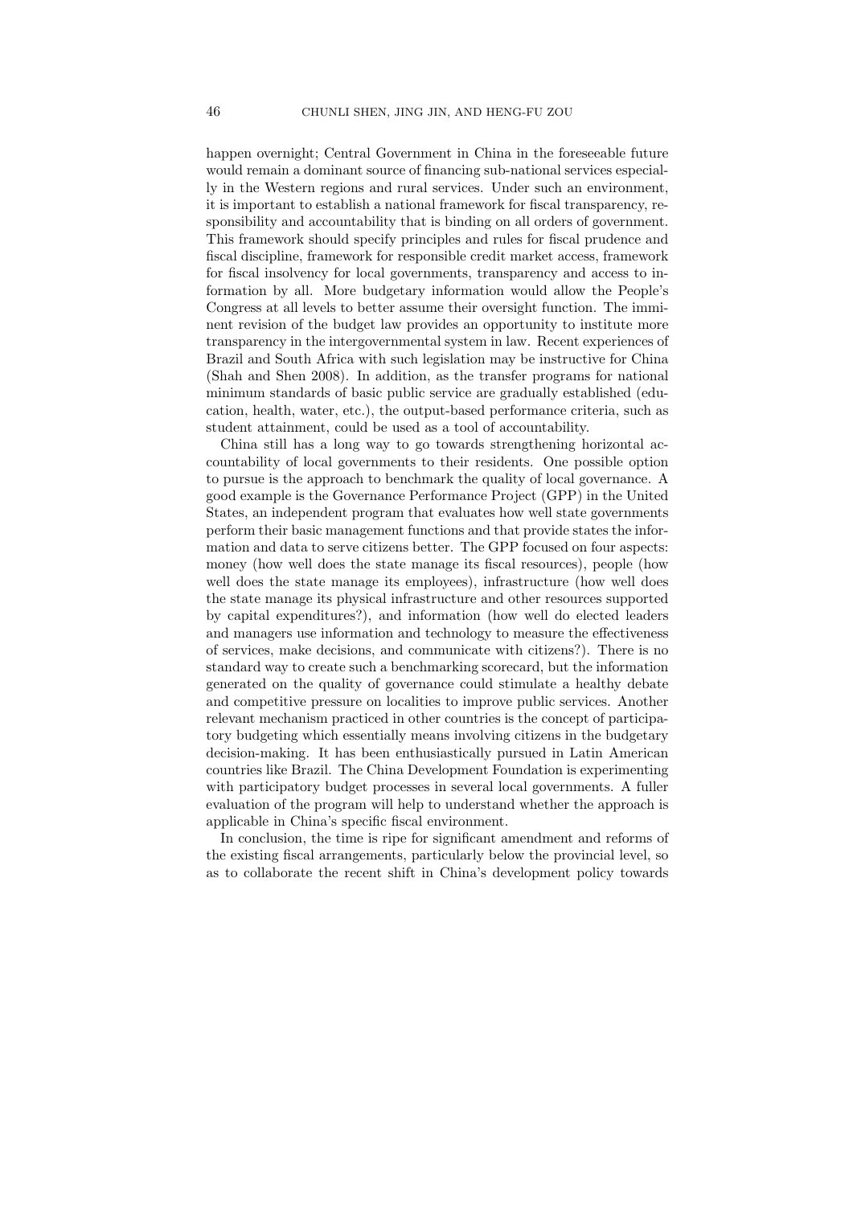happen overnight; Central Government in China in the foreseeable future would remain a dominant source of financing sub-national services especially in the Western regions and rural services. Under such an environment, it is important to establish a national framework for fiscal transparency, responsibility and accountability that is binding on all orders of government. This framework should specify principles and rules for fiscal prudence and fiscal discipline, framework for responsible credit market access, framework for fiscal insolvency for local governments, transparency and access to information by all. More budgetary information would allow the People's Congress at all levels to better assume their oversight function. The imminent revision of the budget law provides an opportunity to institute more transparency in the intergovernmental system in law. Recent experiences of Brazil and South Africa with such legislation may be instructive for China (Shah and Shen 2008). In addition, as the transfer programs for national minimum standards of basic public service are gradually established (education, health, water, etc.), the output-based performance criteria, such as student attainment, could be used as a tool of accountability.

China still has a long way to go towards strengthening horizontal accountability of local governments to their residents. One possible option to pursue is the approach to benchmark the quality of local governance. A good example is the Governance Performance Project (GPP) in the United States, an independent program that evaluates how well state governments perform their basic management functions and that provide states the information and data to serve citizens better. The GPP focused on four aspects: money (how well does the state manage its fiscal resources), people (how well does the state manage its employees), infrastructure (how well does the state manage its physical infrastructure and other resources supported by capital expenditures?), and information (how well do elected leaders and managers use information and technology to measure the effectiveness of services, make decisions, and communicate with citizens?). There is no standard way to create such a benchmarking scorecard, but the information generated on the quality of governance could stimulate a healthy debate and competitive pressure on localities to improve public services. Another relevant mechanism practiced in other countries is the concept of participatory budgeting which essentially means involving citizens in the budgetary decision-making. It has been enthusiastically pursued in Latin American countries like Brazil. The China Development Foundation is experimenting with participatory budget processes in several local governments. A fuller evaluation of the program will help to understand whether the approach is applicable in China's specific fiscal environment.

In conclusion, the time is ripe for significant amendment and reforms of the existing fiscal arrangements, particularly below the provincial level, so as to collaborate the recent shift in China's development policy towards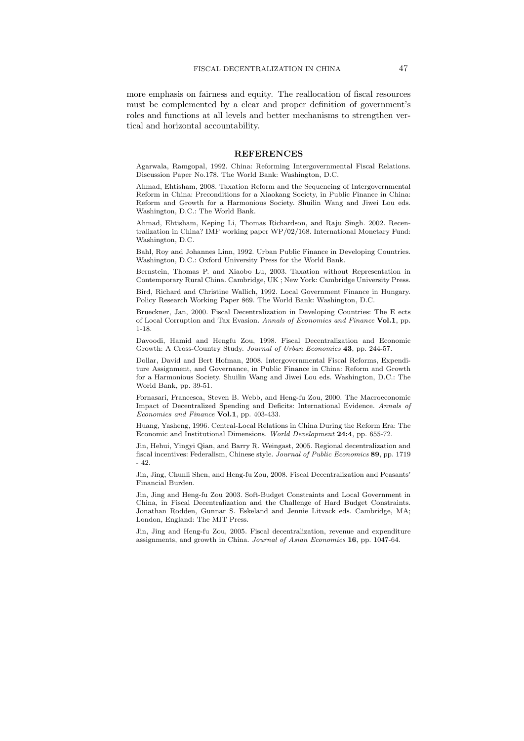more emphasis on fairness and equity. The reallocation of fiscal resources must be complemented by a clear and proper definition of government's roles and functions at all levels and better mechanisms to strengthen vertical and horizontal accountability.

## REFERENCES

Agarwala, Ramgopal, 1992. China: Reforming Intergovernmental Fiscal Relations. Discussion Paper No.178. The World Bank: Washington, D.C.

Ahmad, Ehtisham, 2008. Taxation Reform and the Sequencing of Intergovernmental Reform in China: Preconditions for a Xiaokang Society, in Public Finance in China: Reform and Growth for a Harmonious Society. Shuilin Wang and Jiwei Lou eds. Washington, D.C.: The World Bank.

Ahmad, Ehtisham, Keping Li, Thomas Richardson, and Raju Singh. 2002. Recentralization in China? IMF working paper WP/02/168. International Monetary Fund: Washington, D.C.

Bahl, Roy and Johannes Linn, 1992. Urban Public Finance in Developing Countries. Washington, D.C.: Oxford University Press for the World Bank.

Bernstein, Thomas P. and Xiaobo Lu, 2003. Taxation without Representation in Contemporary Rural China. Cambridge, UK ; New York: Cambridge University Press.

Bird, Richard and Christine Wallich, 1992. Local Government Finance in Hungary. Policy Research Working Paper 869. The World Bank: Washington, D.C.

Brueckner, Jan, 2000. Fiscal Decentralization in Developing Countries: The E ects of Local Corruption and Tax Evasion. *Annals of Economics and Finance* **Vol.1**, pp. 1-18.

Davoodi, Hamid and Hengfu Zou, 1998. Fiscal Decentralization and Economic Growth: A Cross-Country Study. *Journal of Urban Economics* **43**, pp. 244-57.

Dollar, David and Bert Hofman, 2008. Intergovernmental Fiscal Reforms, Expenditure Assignment, and Governance, in Public Finance in China: Reform and Growth for a Harmonious Society. Shuilin Wang and Jiwei Lou eds. Washington, D.C.: The World Bank, pp. 39-51.

Fornasari, Francesca, Steven B. Webb, and Heng-fu Zou, 2000. The Macroeconomic Impact of Decentralized Spending and Deficits: International Evidence. *Annals of Economics and Finance* **Vol.1**, pp. 403-433.

Huang, Yasheng, 1996. Central-Local Relations in China During the Reform Era: The Economic and Institutional Dimensions. *World Development* **24:4**, pp. 655-72.

Jin, Hehui, Yingyi Qian, and Barry R. Weingast, 2005. Regional decentralization and fiscal incentives: Federalism, Chinese style. *Journal of Public Economics* **89**, pp. 1719 - 42.

Jin, Jing, Chunli Shen, and Heng-fu Zou, 2008. Fiscal Decentralization and Peasants' Financial Burden.

Jin, Jing and Heng-fu Zou 2003. Soft-Budget Constraints and Local Government in China, in Fiscal Decentralization and the Challenge of Hard Budget Constraints. Jonathan Rodden, Gunnar S. Eskeland and Jennie Litvack eds. Cambridge, MA; London, England: The MIT Press.

Jin, Jing and Heng-fu Zou, 2005. Fiscal decentralization, revenue and expenditure assignments, and growth in China. *Journal of Asian Economics* **16**, pp. 1047-64.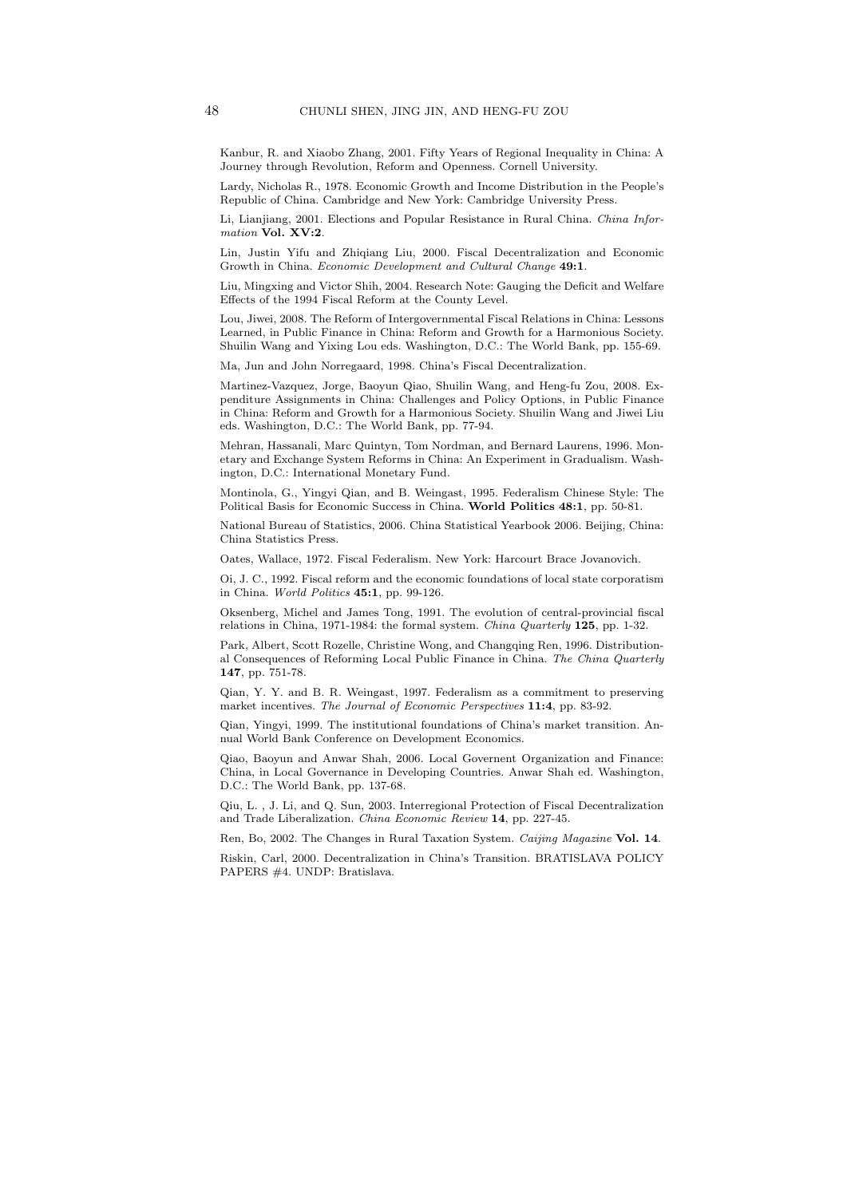Kanbur, R. and Xiaobo Zhang, 2001. Fifty Years of Regional Inequality in China: A Journey through Revolution, Reform and Openness. Cornell University.

Lardy, Nicholas R., 1978. Economic Growth and Income Distribution in the People's Republic of China. Cambridge and New York: Cambridge University Press.

Li, Lianjiang, 2001. Elections and Popular Resistance in Rural China. *China Information* **Vol. XV:2**.

Lin, Justin Yifu and Zhiqiang Liu, 2000. Fiscal Decentralization and Economic Growth in China. *Economic Development and Cultural Change* **49:1**.

Liu, Mingxing and Victor Shih, 2004. Research Note: Gauging the Deficit and Welfare Effects of the 1994 Fiscal Reform at the County Level.

Lou, Jiwei, 2008. The Reform of Intergovernmental Fiscal Relations in China: Lessons Learned, in Public Finance in China: Reform and Growth for a Harmonious Society. Shuilin Wang and Yixing Lou eds. Washington, D.C.: The World Bank, pp. 155-69.

Ma, Jun and John Norregaard, 1998. China's Fiscal Decentralization.

Martinez-Vazquez, Jorge, Baoyun Qiao, Shuilin Wang, and Heng-fu Zou, 2008. Expenditure Assignments in China: Challenges and Policy Options, in Public Finance in China: Reform and Growth for a Harmonious Society. Shuilin Wang and Jiwei Liu eds. Washington, D.C.: The World Bank, pp. 77-94.

Mehran, Hassanali, Marc Quintyn, Tom Nordman, and Bernard Laurens, 1996. Monetary and Exchange System Reforms in China: An Experiment in Gradualism. Washington, D.C.: International Monetary Fund.

Montinola, G., Yingyi Qian, and B. Weingast, 1995. Federalism Chinese Style: The Political Basis for Economic Success in China. **World Politics 48:1**, pp. 50-81.

National Bureau of Statistics, 2006. China Statistical Yearbook 2006. Beijing, China: China Statistics Press.

Oates, Wallace, 1972. Fiscal Federalism. New York: Harcourt Brace Jovanovich.

Oi, J. C., 1992. Fiscal reform and the economic foundations of local state corporatism in China. *World Politics* **45:1**, pp. 99-126.

Oksenberg, Michel and James Tong, 1991. The evolution of central-provincial fiscal relations in China, 1971-1984: the formal system. *China Quarterly* **125**, pp. 1-32.

Park, Albert, Scott Rozelle, Christine Wong, and Changqing Ren, 1996. Distributional Consequences of Reforming Local Public Finance in China. *The China Quarterly* **147**, pp. 751-78.

Qian, Y. Y. and B. R. Weingast, 1997. Federalism as a commitment to preserving market incentives. *The Journal of Economic Perspectives* **11:4**, pp. 83-92.

Qian, Yingyi, 1999. The institutional foundations of China's market transition. Annual World Bank Conference on Development Economics.

Qiao, Baoyun and Anwar Shah, 2006. Local Governent Organization and Finance: China, in Local Governance in Developing Countries. Anwar Shah ed. Washington, D.C.: The World Bank, pp. 137-68.

Qiu, L. , J. Li, and Q. Sun, 2003. Interregional Protection of Fiscal Decentralization and Trade Liberalization. *China Economic Review* **14**, pp. 227-45.

Ren, Bo, 2002. The Changes in Rural Taxation System. *Caijing Magazine* **Vol. 14**.

Riskin, Carl, 2000. Decentralization in China's Transition. BRATISLAVA POLICY PAPERS #4. UNDP: Bratislava.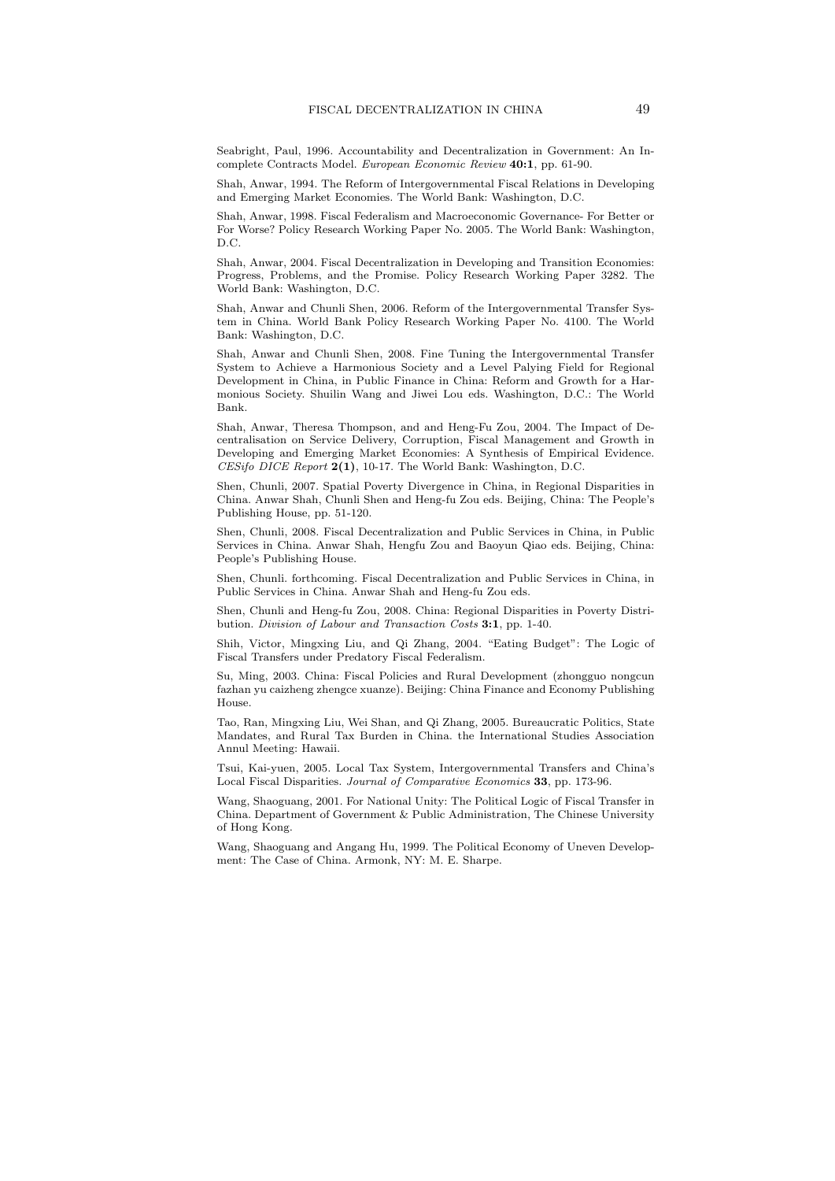Seabright, Paul, 1996. Accountability and Decentralization in Government: An Incomplete Contracts Model. *European Economic Review* **40:1**, pp. 61-90.

Shah, Anwar, 1994. The Reform of Intergovernmental Fiscal Relations in Developing and Emerging Market Economies. The World Bank: Washington, D.C.

Shah, Anwar, 1998. Fiscal Federalism and Macroeconomic Governance- For Better or For Worse? Policy Research Working Paper No. 2005. The World Bank: Washington, D.C.

Shah, Anwar, 2004. Fiscal Decentralization in Developing and Transition Economies: Progress, Problems, and the Promise. Policy Research Working Paper 3282. The World Bank: Washington, D.C.

Shah, Anwar and Chunli Shen, 2006. Reform of the Intergovernmental Transfer System in China. World Bank Policy Research Working Paper No. 4100. The World Bank: Washington, D.C.

Shah, Anwar and Chunli Shen, 2008. Fine Tuning the Intergovernmental Transfer System to Achieve a Harmonious Society and a Level Palying Field for Regional Development in China, in Public Finance in China: Reform and Growth for a Harmonious Society. Shuilin Wang and Jiwei Lou eds. Washington, D.C.: The World Bank.

Shah, Anwar, Theresa Thompson, and and Heng-Fu Zou, 2004. The Impact of Decentralisation on Service Delivery, Corruption, Fiscal Management and Growth in Developing and Emerging Market Economies: A Synthesis of Empirical Evidence. *CESifo DICE Report* **2(1)**, 10-17. The World Bank: Washington, D.C.

Shen, Chunli, 2007. Spatial Poverty Divergence in China, in Regional Disparities in China. Anwar Shah, Chunli Shen and Heng-fu Zou eds. Beijing, China: The People's Publishing House, pp. 51-120.

Shen, Chunli, 2008. Fiscal Decentralization and Public Services in China, in Public Services in China. Anwar Shah, Hengfu Zou and Baoyun Qiao eds. Beijing, China: People's Publishing House.

Shen, Chunli. forthcoming. Fiscal Decentralization and Public Services in China, in Public Services in China. Anwar Shah and Heng-fu Zou eds.

Shen, Chunli and Heng-fu Zou, 2008. China: Regional Disparities in Poverty Distribution. *Division of Labour and Transaction Costs* **3:1**, pp. 1-40.

Shih, Victor, Mingxing Liu, and Qi Zhang, 2004. "Eating Budget": The Logic of Fiscal Transfers under Predatory Fiscal Federalism.

Su, Ming, 2003. China: Fiscal Policies and Rural Development (zhongguo nongcun fazhan yu caizheng zhengce xuanze). Beijing: China Finance and Economy Publishing House.

Tao, Ran, Mingxing Liu, Wei Shan, and Qi Zhang, 2005. Bureaucratic Politics, State Mandates, and Rural Tax Burden in China. the International Studies Association Annul Meeting: Hawaii.

Tsui, Kai-yuen, 2005. Local Tax System, Intergovernmental Transfers and China's Local Fiscal Disparities. *Journal of Comparative Economics* **33**, pp. 173-96.

Wang, Shaoguang, 2001. For National Unity: The Political Logic of Fiscal Transfer in China. Department of Government & Public Administration, The Chinese University of Hong Kong.

Wang, Shaoguang and Angang Hu, 1999. The Political Economy of Uneven Development: The Case of China. Armonk, NY: M. E. Sharpe.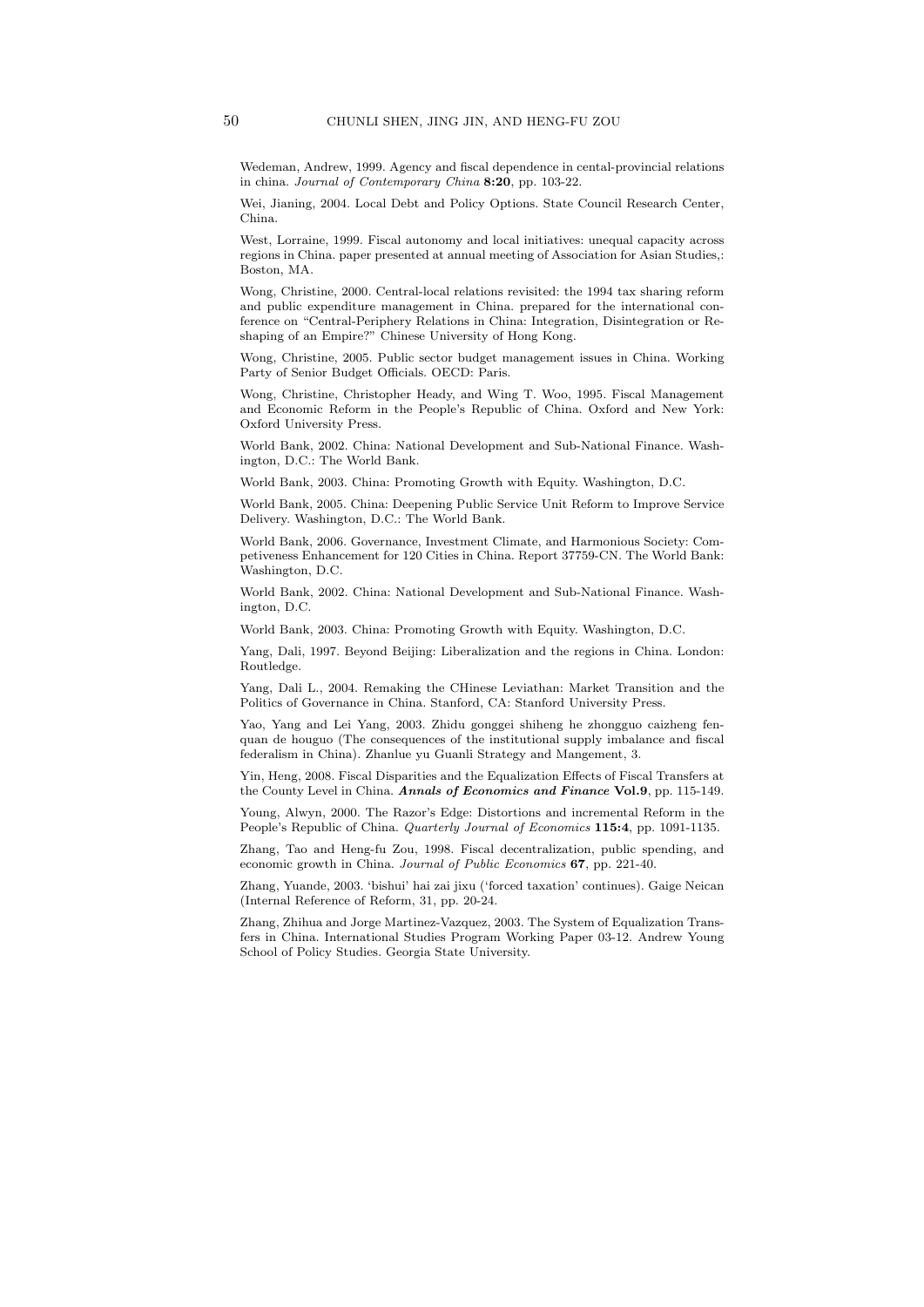Wedeman, Andrew, 1999. Agency and fiscal dependence in cental-provincial relations in china. *Journal of Contemporary China* **8:20**, pp. 103-22.

Wei, Jianing, 2004. Local Debt and Policy Options. State Council Research Center, China.

West, Lorraine, 1999. Fiscal autonomy and local initiatives: unequal capacity across regions in China. paper presented at annual meeting of Association for Asian Studies,: Boston, MA.

Wong, Christine, 2000. Central-local relations revisited: the 1994 tax sharing reform and public expenditure management in China. prepared for the international conference on "Central-Periphery Relations in China: Integration, Disintegration or Reshaping of an Empire?" Chinese University of Hong Kong.

Wong, Christine, 2005. Public sector budget management issues in China. Working Party of Senior Budget Officials. OECD: Paris.

Wong, Christine, Christopher Heady, and Wing T. Woo, 1995. Fiscal Management and Economic Reform in the People's Republic of China. Oxford and New York: Oxford University Press.

World Bank, 2002. China: National Development and Sub-National Finance. Washington, D.C.: The World Bank.

World Bank, 2003. China: Promoting Growth with Equity. Washington, D.C.

World Bank, 2005. China: Deepening Public Service Unit Reform to Improve Service Delivery. Washington, D.C.: The World Bank.

World Bank, 2006. Governance, Investment Climate, and Harmonious Society: Competiveness Enhancement for 120 Cities in China. Report 37759-CN. The World Bank: Washington, D.C.

World Bank, 2002. China: National Development and Sub-National Finance. Washington, D.C.

World Bank, 2003. China: Promoting Growth with Equity. Washington, D.C.

Yang, Dali, 1997. Beyond Beijing: Liberalization and the regions in China. London: Routledge.

Yang, Dali L., 2004. Remaking the CHinese Leviathan: Market Transition and the Politics of Governance in China. Stanford, CA: Stanford University Press.

Yao, Yang and Lei Yang, 2003. Zhidu gonggei shiheng he zhongguo caizheng fenquan de houguo (The consequences of the institutional supply imbalance and fiscal federalism in China). Zhanlue yu Guanli Strategy and Mangement, 3.

Yin, Heng, 2008. Fiscal Disparities and the Equalization Effects of Fiscal Transfers at the County Level in China. ***Annals of Economics and Finance*** **Vol.9**, pp. 115-149.

Young, Alwyn, 2000. The Razor's Edge: Distortions and incremental Reform in the People's Republic of China. *Quarterly Journal of Economics* **115:4**, pp. 1091-1135.

Zhang, Tao and Heng-fu Zou, 1998. Fiscal decentralization, public spending, and economic growth in China. *Journal of Public Economics* **67**, pp. 221-40.

Zhang, Yuande, 2003. 'bishui' hai zai jixu ('forced taxation' continues). Gaige Neican (Internal Reference of Reform, 31, pp. 20-24.

Zhang, Zhihua and Jorge Martinez-Vazquez, 2003. The System of Equalization Transfers in China. International Studies Program Working Paper 03-12. Andrew Young School of Policy Studies. Georgia State University.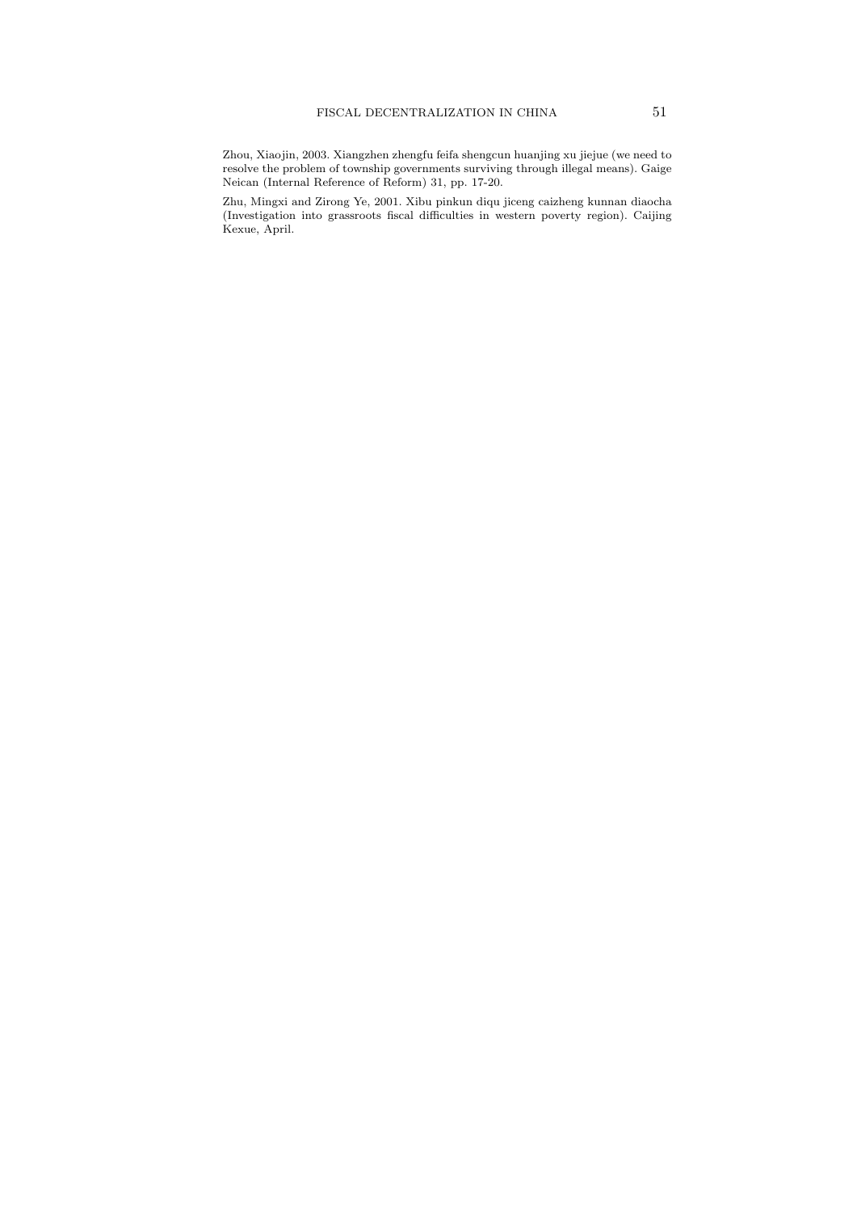Zhou, Xiaojin, 2003. Xiangzhen zhengfu feifa shengcun huanjing xu jiejue (we need to resolve the problem of township governments surviving through illegal means). Gaige Neican (Internal Reference of Reform) 31, pp. 17-20.

Zhu, Mingxi and Zirong Ye, 2001. Xibu pinkun diqu jiceng caizheng kunnan diaocha (Investigation into grassroots fiscal difficulties in western poverty region). Caijing Kexue, April.